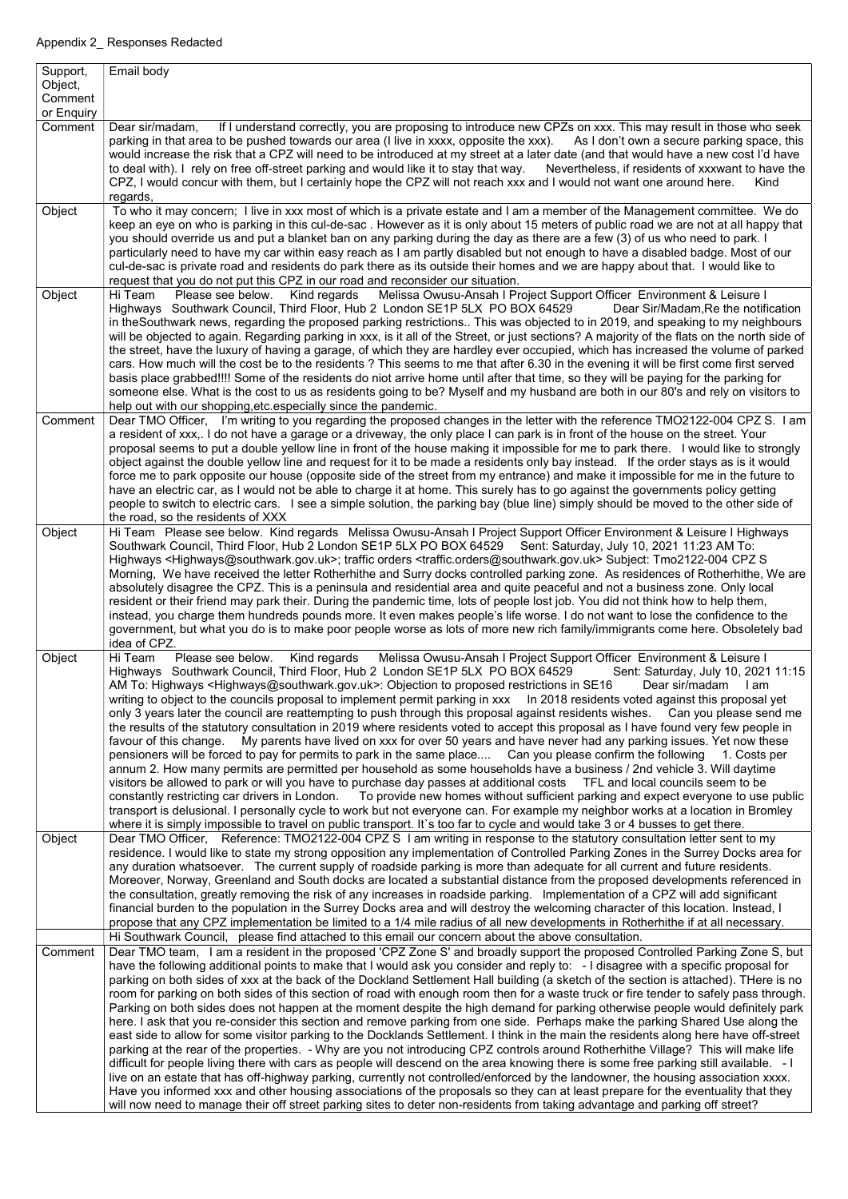Appendix 2_ Responses Redacted

| Support, Object, Comment or Enquiry | Email body |
|---|---|
| Comment | Dear sir/madam, If I understand correctly, you are proposing to introduce new CPZs on xxx. This may result in those who seek parking in that area to be pushed towards our area (I live in xxxx, opposite the xxx). As I don't own a secure parking space, this would increase the risk that a CPZ will need to be introduced at my street at a later date (and that would have a new cost I'd have to deal with). I rely on free off-street parking and would like it to stay that way. Nevertheless, if residents of xxxwant to have the CPZ, I would concur with them, but I certainly hope the CPZ will not reach xxx and I would not want one around here. Kind regards, |
| Object | To who it may concern; I live in xxx most of which is a private estate and I am a member of the Management committee. We do keep an eye on who is parking in this cul-de-sac . However as it is only about 15 meters of public road we are not at all happy that you should override us and put a blanket ban on any parking during the day as there are a few (3) of us who need to park. I particularly need to have my car within easy reach as I am partly disabled but not enough to have a disabled badge. Most of our cul-de-sac is private road and residents do park there as its outside their homes and we are happy about that. I would like to request that you do not put this CPZ in our road and reconsider our situation. |
| Object | Hi Team Please see below. Kind regards Melissa Owusu-Ansah I Project Support Officer Environment & Leisure I Highways Southwark Council, Third Floor, Hub 2 London SE1P 5LX PO BOX 64529 Dear Sir/Madam,Re the notification in theSouthwark news, regarding the proposed parking restrictions.. This was objected to in 2019, and speaking to my neighbours will be objected to again. Regarding parking in xxx, is it all of the Street, or just sections? A majority of the flats on the north side of the street, have the luxury of having a garage, of which they are hardley ever occupied, which has increased the volume of parked cars. How much will the cost be to the residents ? This seems to me that after 6.30 in the evening it will be first come first served basis place grabbed!!!! Some of the residents do niot arrive home until after that time, so they will be paying for the parking for someone else. What is the cost to us as residents going to be? Myself and my husband are both in our 80's and rely on visitors to help out with our shopping,etc.especially since the pandemic. |
| Comment | Dear TMO Officer, I'm writing to you regarding the proposed changes in the letter with the reference TMO2122-004 CPZ S. I am a resident of xxx,. I do not have a garage or a driveway, the only place I can park is in front of the house on the street. Your proposal seems to put a double yellow line in front of the house making it impossible for me to park there. I would like to strongly object against the double yellow line and request for it to be made a residents only bay instead. If the order stays as is it would force me to park opposite our house (opposite side of the street from my entrance) and make it impossible for me in the future to have an electric car, as I would not be able to charge it at home. This surely has to go against the governments policy getting people to switch to electric cars. I see a simple solution, the parking bay (blue line) simply should be moved to the other side of the road, so the residents of XXX |
| Object | Hi Team Please see below. Kind regards Melissa Owusu-Ansah I Project Support Officer Environment & Leisure I Highways Southwark Council, Third Floor, Hub 2 London SE1P 5LX PO BOX 64529 Sent: Saturday, July 10, 2021 11:23 AM To: Highways <Highways@southwark.gov.uk>; traffic orders <traffic.orders@southwark.gov.uk> Subject: Tmo2122-004 CPZ S Morning, We have received the letter Rotherhithe and Surry docks controlled parking zone. As residences of Rotherhithe, We are absolutely disagree the CPZ. This is a peninsula and residential area and quite peaceful and not a business zone. Only local resident or their friend may park their. During the pandemic time, lots of people lost job. You did not think how to help them, instead, you charge them hundreds pounds more. It even makes people's life worse. I do not want to lose the confidence to the government, but what you do is to make poor people worse as lots of more new rich family/immigrants come here. Obsoletely bad idea of CPZ. |
| Object | Hi Team Please see below. Kind regards Melissa Owusu-Ansah I Project Support Officer Environment & Leisure I Highways Southwark Council, Third Floor, Hub 2 London SE1P 5LX PO BOX 64529 Sent: Saturday, July 10, 2021 11:15 AM To: Highways <Highways@southwark.gov.uk>: Objection to proposed restrictions in SE16 Dear sir/madam I am writing to object to the councils proposal to implement permit parking in xxx In 2018 residents voted against this proposal yet only 3 years later the council are reattempting to push through this proposal against residents wishes. Can you please send me the results of the statutory consultation in 2019 where residents voted to accept this proposal as I have found very few people in favour of this change. My parents have lived on xxx for over 50 years and have never had any parking issues. Yet now these pensioners will be forced to pay for permits to park in the same place.... Can you please confirm the following 1. Costs per annum 2. How many permits are permitted per household as some households have a business / 2nd vehicle 3. Will daytime visitors be allowed to park or will you have to purchase day passes at additional costs TFL and local councils seem to be constantly restricting car drivers in London. To provide new homes without sufficient parking and expect everyone to use public transport is delusional. I personally cycle to work but not everyone can. For example my neighbor works at a location in Bromley where it is simply impossible to travel on public transport. It`s too far to cycle and would take 3 or 4 busses to get there. |
| Object | Dear TMO Officer, Reference: TMO2122-004 CPZ S I am writing in response to the statutory consultation letter sent to my residence. I would like to state my strong opposition any implementation of Controlled Parking Zones in the Surrey Docks area for any duration whatsoever. The current supply of roadside parking is more than adequate for all current and future residents. Moreover, Norway, Greenland and South docks are located a substantial distance from the proposed developments referenced in the consultation, greatly removing the risk of any increases in roadside parking. Implementation of a CPZ will add significant financial burden to the population in the Surrey Docks area and will destroy the welcoming character of this location. Instead, I propose that any CPZ implementation be limited to a 1/4 mile radius of all new developments in Rotherhithe if at all necessary. |
| | Hi Southwark Council, please find attached to this email our concern about the above consultation. |
| Comment | Dear TMO team, I am a resident in the proposed 'CPZ Zone S' and broadly support the proposed Controlled Parking Zone S, but have the following additional points to make that I would ask you consider and reply to: - I disagree with a specific proposal for parking on both sides of xxx at the back of the Dockland Settlement Hall building (a sketch of the section is attached). THere is no room for parking on both sides of this section of road with enough room then for a waste truck or fire tender to safely pass through. Parking on both sides does not happen at the moment despite the high demand for parking otherwise people would definitely park here. I ask that you re-consider this section and remove parking from one side. Perhaps make the parking Shared Use along the east side to allow for some visitor parking to the Docklands Settlement. I think in the main the residents along here have off-street parking at the rear of the properties. - Why are you not introducing CPZ controls around Rotherhithe Village? This will make life difficult for people living there with cars as people will descend on the area knowing there is some free parking still available. - I live on an estate that has off-highway parking, currently not controlled/enforced by the landowner, the housing association xxxx. Have you informed xxx and other housing associations of the proposals so they can at least prepare for the eventuality that they will now need to manage their off street parking sites to deter non-residents from taking advantage and parking off street? |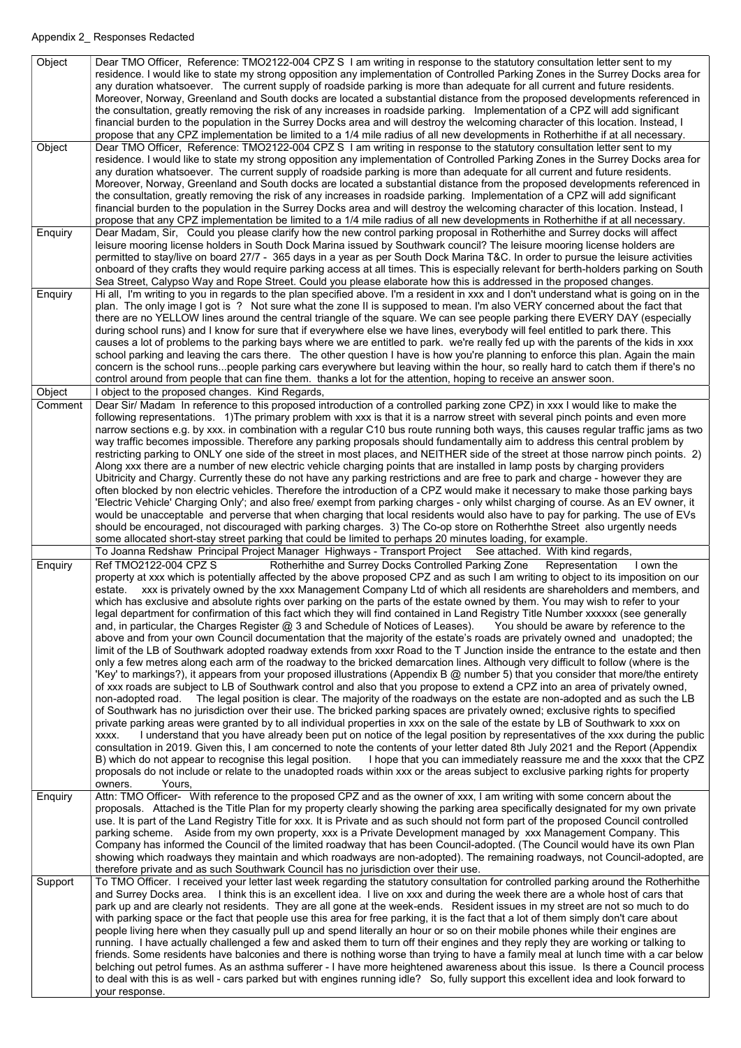Appendix 2_ Responses Redacted

| | |
|---|---|
| Object | Dear TMO Officer, Reference: TMO2122-004 CPZ S I am writing in response to the statutory consultation letter sent to my residence. I would like to state my strong opposition any implementation of Controlled Parking Zones in the Surrey Docks area for any duration whatsoever. The current supply of roadside parking is more than adequate for all current and future residents. Moreover, Norway, Greenland and South docks are located a substantial distance from the proposed developments referenced in the consultation, greatly removing the risk of any increases in roadside parking. Implementation of a CPZ will add significant financial burden to the population in the Surrey Docks area and will destroy the welcoming character of this location. Instead, I propose that any CPZ implementation be limited to a 1/4 mile radius of all new developments in Rotherhithe if at all necessary. |
| Object | Dear TMO Officer, Reference: TMO2122-004 CPZ S I am writing in response to the statutory consultation letter sent to my residence. I would like to state my strong opposition any implementation of Controlled Parking Zones in the Surrey Docks area for any duration whatsoever. The current supply of roadside parking is more than adequate for all current and future residents. Moreover, Norway, Greenland and South docks are located a substantial distance from the proposed developments referenced in the consultation, greatly removing the risk of any increases in roadside parking. Implementation of a CPZ will add significant financial burden to the population in the Surrey Docks area and will destroy the welcoming character of this location. Instead, I propose that any CPZ implementation be limited to a 1/4 mile radius of all new developments in Rotherhithe if at all necessary. |
| Enquiry | Dear Madam, Sir, Could you please clarify how the new control parking proposal in Rotherhithe and Surrey docks will affect leisure mooring license holders in South Dock Marina issued by Southwark council? The leisure mooring license holders are permitted to stay/live on board 27/7 - 365 days in a year as per South Dock Marina T&C. In order to pursue the leisure activities onboard of they crafts they would require parking access at all times. This is especially relevant for berth-holders parking on South Sea Street, Calypso Way and Rope Street. Could you please elaborate how this is addressed in the proposed changes. |
| Enquiry | Hi all, I'm writing to you in regards to the plan specified above. I'm a resident in xxx and I don't understand what is going on in the plan. The only image I got is ? Not sure what the zone II is supposed to mean. I'm also VERY concerned about the fact that there are no YELLOW lines around the central triangle of the square. We can see people parking there EVERY DAY (especially during school runs) and I know for sure that if everywhere else we have lines, everybody will feel entitled to park there. This causes a lot of problems to the parking bays where we are entitled to park. we're really fed up with the parents of the kids in xxx school parking and leaving the cars there. The other question I have is how you're planning to enforce this plan. Again the main concern is the school runs...people parking cars everywhere but leaving within the hour, so really hard to catch them if there's no control around from people that can fine them. thanks a lot for the attention, hoping to receive an answer soon. |
| Object | I object to the proposed changes. Kind Regards, |
| Comment | Dear Sir/ Madam In reference to this proposed introduction of a controlled parking zone CPZ) in xxx I would like to make the following representations. 1)The primary problem with xxx is that it is a narrow street with several pinch points and even more narrow sections e.g. by xxx. in combination with a regular C10 bus route running both ways, this causes regular traffic jams as two way traffic becomes impossible. Therefore any parking proposals should fundamentally aim to address this central problem by restricting parking to ONLY one side of the street in most places, and NEITHER side of the street at those narrow pinch points. 2) Along xxx there are a number of new electric vehicle charging points that are installed in lamp posts by charging providers Ubitricity and Chargy. Currently these do not have any parking restrictions and are free to park and charge - however they are often blocked by non electric vehicles. Therefore the introduction of a CPZ would make it necessary to make those parking bays 'Electric Vehicle' Charging Only'; and also free/ exempt from parking charges - only whilst charging of course. As an EV owner, it would be unacceptable and perverse that when charging that local residents would also have to pay for parking. The use of EVs should be encouraged, not discouraged with parking charges. 3) The Co-op store on Rotherhthe Street also urgently needs some allocated short-stay street parking that could be limited to perhaps 20 minutes loading, for example. |
| | To Joanna Redshaw Principal Project Manager Highways - Transport Project See attached. With kind regards, |
| Enquiry | Ref TMO2122-004 CPZ S Rotherhithe and Surrey Docks Controlled Parking Zone Representation I own the property at xxx which is potentially affected by the above proposed CPZ and as such I am writing to object to its imposition on our estate. xxx is privately owned by the xxx Management Company Ltd of which all residents are shareholders and members, and which has exclusive and absolute rights over parking on the parts of the estate owned by them. You may wish to refer to your legal department for confirmation of this fact which they will find contained in Land Registry Title Number xxxxxx (see generally and, in particular, the Charges Register @ 3 and Schedule of Notices of Leases). You should be aware by reference to the above and from your own Council documentation that the majority of the estate's roads are privately owned and unadopted; the limit of the LB of Southwark adopted roadway extends from xxxr Road to the T Junction inside the entrance to the estate and then only a few metres along each arm of the roadway to the bricked demarcation lines. Although very difficult to follow (where is the 'Key' to markings?), it appears from your proposed illustrations (Appendix B @ number 5) that you consider that more/the entirety of xxx roads are subject to LB of Southwark control and also that you propose to extend a CPZ into an area of privately owned, non-adopted road. The legal position is clear. The majority of the roadways on the estate are non-adopted and as such the LB of Southwark has no jurisdiction over their use. The bricked parking spaces are privately owned; exclusive rights to specified private parking areas were granted by to all individual properties in xxx on the sale of the estate by LB of Southwark to xxx on xxxx. I understand that you have already been put on notice of the legal position by representatives of the xxx during the public consultation in 2019. Given this, I am concerned to note the contents of your letter dated 8th July 2021 and the Report (Appendix B) which do not appear to recognise this legal position. I hope that you can immediately reassure me and the xxxx that the CPZ proposals do not include or relate to the unadopted roads within xxx or the areas subject to exclusive parking rights for property owners. Yours, |
| Enquiry | Attn: TMO Officer- With reference to the proposed CPZ and as the owner of xxx, I am writing with some concern about the proposals. Attached is the Title Plan for my property clearly showing the parking area specifically designated for my own private use. It is part of the Land Registry Title for xxx. It is Private and as such should not form part of the proposed Council controlled parking scheme. Aside from my own property, xxx is a Private Development managed by xxx Management Company. This Company has informed the Council of the limited roadway that has been Council-adopted. (The Council would have its own Plan showing which roadways they maintain and which roadways are non-adopted). The remaining roadways, not Council-adopted, are therefore private and as such Southwark Council has no jurisdiction over their use. |
| Support | To TMO Officer. I received your letter last week regarding the statutory consultation for controlled parking around the Rotherhithe and Surrey Docks area. I think this is an excellent idea. I live on xxx and during the week there are a whole host of cars that park up and are clearly not residents. They are all gone at the week-ends. Resident issues in my street are not so much to do with parking space or the fact that people use this area for free parking, it is the fact that a lot of them simply don't care about people living here when they casually pull up and spend literally an hour or so on their mobile phones while their engines are running. I have actually challenged a few and asked them to turn off their engines and they reply they are working or talking to friends. Some residents have balconies and there is nothing worse than trying to have a family meal at lunch time with a car below belching out petrol fumes. As an asthma sufferer - I have more heightened awareness about this issue. Is there a Council process to deal with this is as well - cars parked but with engines running idle? So, fully support this excellent idea and look forward to your response. |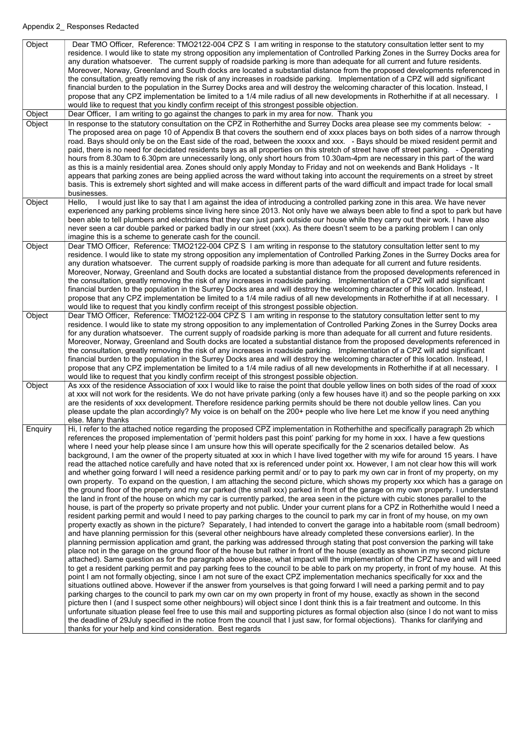Appendix 2_ Responses Redacted

| | |
|---|---|
| Object | Dear TMO Officer, Reference: TMO2122-004 CPZ S I am writing in response to the statutory consultation letter sent to my residence. I would like to state my strong opposition any implementation of Controlled Parking Zones in the Surrey Docks area for any duration whatsoever. The current supply of roadside parking is more than adequate for all current and future residents. Moreover, Norway, Greenland and South docks are located a substantial distance from the proposed developments referenced in the consultation, greatly removing the risk of any increases in roadside parking. Implementation of a CPZ will add significant financial burden to the population in the Surrey Docks area and will destroy the welcoming character of this location. Instead, I propose that any CPZ implementation be limited to a 1/4 mile radius of all new developments in Rotherhithe if at all necessary. I would like to request that you kindly confirm receipt of this strongest possible objection. |
| Object | Dear Officer, I am writing to go against the changes to park in my area for now. Thank you |
| Object | In response to the statutory consultation on the CPZ in Rotherhithe and Surrey Docks area please see my comments below: - The proposed area on page 10 of Appendix B that covers the southern end of xxxx places bays on both sides of a narrow through road. Bays should only be on the East side of the road, between the xxxxx and xxx. - Bays should be mixed resident permit and paid, there is no need for decidated residents bays as all properties on this stretch of street have off street parking. - Operating hours from 8.30am to 6.30pm are unnecessarily long, only short hours from 10.30am-4pm are necessary in this part of the ward as this is a mainly residential area. Zones should only apply Monday to Friday and not on weekends and Bank Holidays - It appears that parking zones are being applied across the ward without taking into account the requirements on a street by street basis. This is extremely short sighted and will make access in different parts of the ward difficult and impact trade for local small businesses. |
| Object | Hello, I would just like to say that I am against the idea of introducing a controlled parking zone in this area. We have never experienced any parking problems since living here since 2013. Not only have we always been able to find a spot to park but have been able to tell plumbers and electricians that they can just park outside our house while they carry out their work. I have also never seen a car double parked or parked badly in our street (xxx). As there doesn't seem to be a parking problem I can only imagine this is a scheme to generate cash for the council. |
| Object | Dear TMO Officer, Reference: TMO2122-004 CPZ S I am writing in response to the statutory consultation letter sent to my residence. I would like to state my strong opposition any implementation of Controlled Parking Zones in the Surrey Docks area for any duration whatsoever. The current supply of roadside parking is more than adequate for all current and future residents. Moreover, Norway, Greenland and South docks are located a substantial distance from the proposed developments referenced in the consultation, greatly removing the risk of any increases in roadside parking. Implementation of a CPZ will add significant financial burden to the population in the Surrey Docks area and will destroy the welcoming character of this location. Instead, I propose that any CPZ implementation be limited to a 1/4 mile radius of all new developments in Rotherhithe if at all necessary. I would like to request that you kindly confirm receipt of this strongest possible objection. |
| Object | Dear TMO Officer, Reference: TMO2122-004 CPZ S I am writing in response to the statutory consultation letter sent to my residence. I would like to state my strong opposition any implementation of Controlled Parking Zones in the Surrey Docks area for any duration whatsoever. The current supply of roadside parking is more than adequate for all current and future residents. Moreover, Norway, Greenland and South docks are located a substantial distance from the proposed developments referenced in the consultation, greatly removing the risk of any increases in roadside parking. Implementation of a CPZ will add significant financial burden to the population in the Surrey Docks area and will destroy the welcoming character of this location. Instead, I propose that any CPZ implementation be limited to a 1/4 mile radius of all new developments in Rotherhithe if at all necessary. I would like to request that you kindly confirm receipt of this strongest possible objection. |
| Object | As xxx of the residence Association of xxx I would like to raise the point that double yellow lines on both sides of the road of xxxx at xxx will not work for the residents. We do not have private parking (only a few houses have it) and so the people parking on xxx are the residents of xxx development. Therefore residence parking permits should be there not double yellow lines. Can you please update the plan accordingly? My voice is on behalf on the 200+ people who live here Let me know if you need anything else. Many thanks |
| Enquiry | Hi, I refer to the attached notice regarding the proposed CPZ implementation in Rotherhithe and specifically paragraph 2b which references the proposed implementation of 'permit holders past this point' parking for my home in xxx. I have a few questions where I need your help please since I am unsure how this will operate specifically for the 2 scenarios detailed below. As background, I am the owner of the property situated at xxx in which I have lived together with my wife for around 15 years. I have read the attached notice carefully and have noted that xx is referenced under point xx. However, I am not clear how this will work and whether going forward I will need a residence parking permit and/ or to pay to park my own car in front of my property, on my own property. To expand on the question, I am attaching the second picture, which shows my property xxx which has a garage on the ground floor of the property and my car parked (the small xxx) parked in front of the garage on my own property. I understand the land in front of the house on which my car is currently parked, the area seen in the picture with cubic stones parallel to the house, is part of the property so private property and not public. Under your current plans for a CPZ in Rotherhithe would I need a resident parking permit and would I need to pay parking charges to the council to park my car in front of my house, on my own property exactly as shown in the picture? Separately, I had intended to convert the garage into a habitable room (small bedroom) and have planning permission for this (several other neighbours have already completed these conversions earlier). In the planning permission application amd grant, the parking was addressed through stating that post conversion the parking will take place not in the garage on the ground floor of the house but rather in front of the house (exactly as shown in my second picture attached). Same question as for the paragraph above please, what impact will the implementation of the CPZ have and will I need to get a resident parking permit and pay parking fees to the council to be able to park on my property, in front of my house. At this point I am not formally objecting, since I am not sure of the exact CPZ implementation mechanics specifically for xxx and the situations outlined above. However if the answer from yourselves is that going forward I will need a parking permit and to pay parking charges to the council to park my own car on my own property in front of my house, exactly as shown in the second picture then I (and I suspect some other neighbours) will object since I dont think this is a fair treatment and outcome. In this unfortunate situation please feel free to use this mail and supporting pictures as formal objection also (since I do not want to miss the deadline of 29July specified in the notice from the council that I just saw, for formal objections). Thanks for clarifying and thanks for your help and kind consideration. Best regards |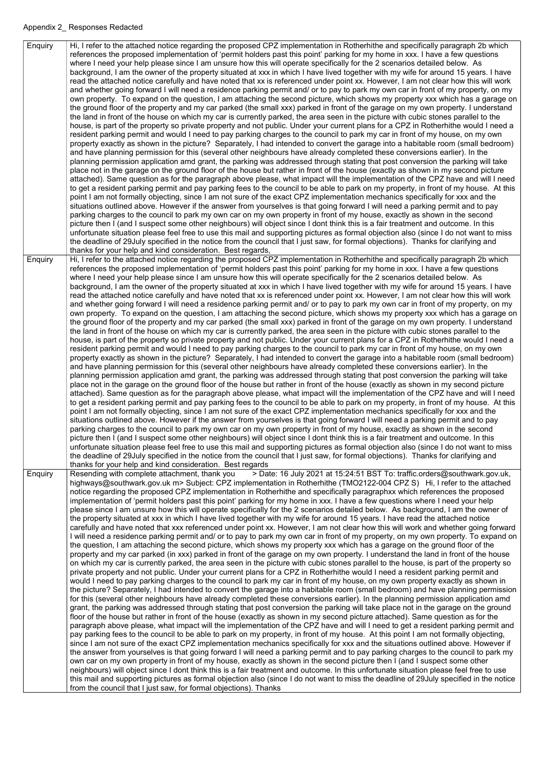Appendix 2_ Responses Redacted

| | |
|---|---|
| Enquiry | Hi, I refer to the attached notice regarding the proposed CPZ implementation in Rotherhithe and specifically paragraph 2b which references the proposed implementation of 'permit holders past this point' parking for my home in xxx. I have a few questions where I need your help please since I am unsure how this will operate specifically for the 2 scenarios detailed below. As background, I am the owner of the property situated at xxx in which I have lived together with my wife for around 15 years. I have read the attached notice carefully and have noted that xx is referenced under point xx. However, I am not clear how this will work and whether going forward I will need a residence parking permit and/ or to pay to park my own car in front of my property, on my own property. To expand on the question, I am attaching the second picture, which shows my property xxx which has a garage on the ground floor of the property and my car parked (the small xxx) parked in front of the garage on my own property. I understand the land in front of the house on which my car is currently parked, the area seen in the picture with cubic stones parallel to the house, is part of the property so private property and not public. Under your current plans for a CPZ in Rotherhithe would I need a resident parking permit and would I need to pay parking charges to the council to park my car in front of my house, on my own property exactly as shown in the picture? Separately, I had intended to convert the garage into a habitable room (small bedroom) and have planning permission for this (several other neighbours have already completed these conversions earlier). In the planning permission application amd grant, the parking was addressed through stating that post conversion the parking will take place not in the garage on the ground floor of the house but rather in front of the house (exactly as shown in my second picture attached). Same question as for the paragraph above please, what impact will the implementation of the CPZ have and will I need to get a resident parking permit and pay parking fees to the council to be able to park on my property, in front of my house. At this point I am not formally objecting, since I am not sure of the exact CPZ implementation mechanics specifically for xxx and the situations outlined above. However if the answer from yourselves is that going forward I will need a parking permit and to pay parking charges to the council to park my own car on my own property in front of my house, exactly as shown in the second picture then I (and I suspect some other neighbours) will object since I dont think this is a fair treatment and outcome. In this unfortunate situation please feel free to use this mail and supporting pictures as formal objection also (since I do not want to miss the deadline of 29July specified in the notice from the council that I just saw, for formal objections). Thanks for clarifying and thanks for your help and kind consideration. Best regards, |
| Enquiry | Hi, I refer to the attached notice regarding the proposed CPZ implementation in Rotherhithe and specifically paragraph 2b which references the proposed implementation of 'permit holders past this point' parking for my home in xxx. I have a few questions where I need your help please since I am unsure how this will operate specifically for the 2 scenarios detailed below. As background, I am the owner of the property situated at xxx in which I have lived together with my wife for around 15 years. I have read the attached notice carefully and have noted that xx is referenced under point xx. However, I am not clear how this will work and whether going forward I will need a residence parking permit and/ or to pay to park my own car in front of my property, on my own property. To expand on the question, I am attaching the second picture, which shows my property xxx which has a garage on the ground floor of the property and my car parked (the small xxx) parked in front of the garage on my own property. I understand the land in front of the house on which my car is currently parked, the area seen in the picture with cubic stones parallel to the house, is part of the property so private property and not public. Under your current plans for a CPZ in Rotherhithe would I need a resident parking permit and would I need to pay parking charges to the council to park my car in front of my house, on my own property exactly as shown in the picture? Separately, I had intended to convert the garage into a habitable room (small bedroom) and have planning permission for this (several other neighbours have already completed these conversions earlier). In the planning permission application amd grant, the parking was addressed through stating that post conversion the parking will take place not in the garage on the ground floor of the house but rather in front of the house (exactly as shown in my second picture attached). Same question as for the paragraph above please, what impact will the implementation of the CPZ have and will I need to get a resident parking permit and pay parking fees to the council to be able to park on my property, in front of my house. At this point I am not formally objecting, since I am not sure of the exact CPZ implementation mechanics specifically for xxx and the situations outlined above. However if the answer from yourselves is that going forward I will need a parking permit and to pay parking charges to the council to park my own car on my own property in front of my house, exactly as shown in the second picture then I (and I suspect some other neighbours) will object since I dont think this is a fair treatment and outcome. In this unfortunate situation please feel free to use this mail and supporting pictures as formal objection also (since I do not want to miss the deadline of 29July specified in the notice from the council that I just saw, for formal objections). Thanks for clarifying and thanks for your help and kind consideration. Best regards |
| Enquiry | Resending with complete attachment, thank you > Date: 16 July 2021 at 15:24:51 BST To: traffic.orders@southwark.gov.uk, highways@southwark.gov.uk m> Subject: CPZ implementation in Rotherhithe (TMO2122-004 CPZ S) Hi, I refer to the attached notice regarding the proposed CPZ implementation in Rotherhithe and specifically paragraphxx which references the proposed implementation of 'permit holders past this point' parking for my home in xxx. I have a few questions where I need your help please since I am unsure how this will operate specifically for the 2 scenarios detailed below. As background, I am the owner of the property situated at xxx in which I have lived together with my wife for around 15 years. I have read the attached notice carefully and have noted that xxx referenced under point xx. However, I am not clear how this will work and whether going forward I will need a residence parking permit and/ or to pay to park my own car in front of my property, on my own property. To expand on the question, I am attaching the second picture, which shows my property xxx which has a garage on the ground floor of the property and my car parked (in xxx) parked in front of the garage on my own property. I understand the land in front of the house on which my car is currently parked, the area seen in the picture with cubic stones parallel to the house, is part of the property so private property and not public. Under your current plans for a CPZ in Rotherhithe would I need a resident parking permit and would I need to pay parking charges to the council to park my car in front of my house, on my own property exactly as shown in the picture? Separately, I had intended to convert the garage into a habitable room (small bedroom) and have planning permission for this (several other neighbours have already completed these conversions earlier). In the planning permission application amd grant, the parking was addressed through stating that post conversion the parking will take place not in the garage on the ground floor of the house but rather in front of the house (exactly as shown in my second picture attached). Same question as for the paragraph above please, what impact will the implementation of the CPZ have and will I need to get a resident parking permit and pay parking fees to the council to be able to park on my property, in front of my house. At this point I am not formally objecting, since I am not sure of the exact CPZ implementation mechanics specifically for xxx and the situations outlined above. However if the answer from yourselves is that going forward I will need a parking permit and to pay parking charges to the council to park my own car on my own property in front of my house, exactly as shown in the second picture then I (and I suspect some other neighbours) will object since I dont think this is a fair treatment and outcome. In this unfortunate situation please feel free to use this mail and supporting pictures as formal objection also (since I do not want to miss the deadline of 29July specified in the notice from the council that I just saw, for formal objections). Thanks |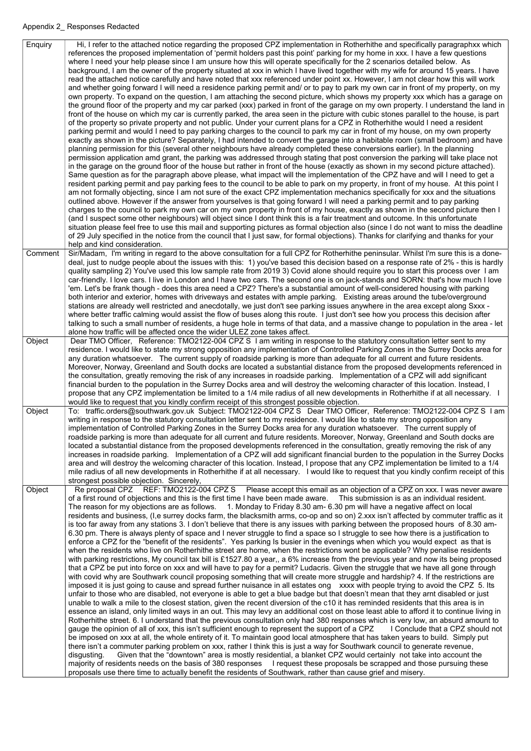Appendix 2_ Responses Redacted

| | |
|---|---|
| Enquiry | Hi, I refer to the attached notice regarding the proposed CPZ implementation in Rotherhithe and specifically paragraphxx which references the proposed implementation of 'permit holders past this point' parking for my home in xxx. I have a few questions where I need your help please since I am unsure how this will operate specifically for the 2 scenarios detailed below. As background, I am the owner of the property situated at xxx in which I have lived together with my wife for around 15 years. I have read the attached notice carefully and have noted that xxx referenced under point xx. However, I am not clear how this will work and whether going forward I will need a residence parking permit and/ or to pay to park my own car in front of my property, on my own property. To expand on the question, I am attaching the second picture, which shows my property xxx which has a garage on the ground floor of the property and my car parked (xxx) parked in front of the garage on my own property. I understand the land in front of the house on which my car is currently parked, the area seen in the picture with cubic stones parallel to the house, is part of the property so private property and not public. Under your current plans for a CPZ in Rotherhithe would I need a resident parking permit and would I need to pay parking charges to the council to park my car in front of my house, on my own property exactly as shown in the picture? Separately, I had intended to convert the garage into a habitable room (small bedroom) and have planning permission for this (several other neighbours have already completed these conversions earlier). In the planning permission application amd grant, the parking was addressed through stating that post conversion the parking will take place not in the garage on the ground floor of the house but rather in front of the house (exactly as shown in my second picture attached). Same question as for the paragraph above please, what impact will the implementation of the CPZ have and will I need to get a resident parking permit and pay parking fees to the council to be able to park on my property, in front of my house. At this point I am not formally objecting, since I am not sure of the exact CPZ implementation mechanics specifically for xxx and the situations outlined above. However if the answer from yourselves is that going forward I will need a parking permit and to pay parking charges to the council to park my own car on my own property in front of my house, exactly as shown in the second picture then I (and I suspect some other neighbours) will object since I dont think this is a fair treatment and outcome. In this unfortunate situation please feel free to use this mail and supporting pictures as formal objection also (since I do not want to miss the deadline of 29 July specified in the notice from the council that I just saw, for formal objections). Thanks for clarifying and thanks for your help and kind consideration. |
| Comment | Sir/Madam, I'm writing in regard to the above consultation for a full CPZ for Rotherhithe peninsular. Whilst I'm sure this is a done-deal, just to nudge people about the issues with this: 1) you've based this decision based on a response rate of 2% - this is hardly quality sampling 2) You've used this low sample rate from 2019 3) Covid alone should require you to start this process over I am car-friendly. I love cars. I live in London and I have two cars. The second one is on jack-stands and SORN: that's how much I love 'em. Let's be frank though - does this area need a CPZ? There's a substantial amount of well-considered housing with parking both interior and exterior, homes with driveways and estates with ample parking. Existing areas around the tube/overground stations are already well restricted and anecdotally, we just don't see parking issues anywhere in the area except along Sxxx - where better traffic calming would assist the flow of buses along this route. I just don't see how you process this decision after talking to such a small number of residents, a huge hole in terms of that data, and a massive change to population in the area - let alone how traffic will be affected once the wider ULEZ zone takes affect. |
| Object | Dear TMO Officer, Reference: TMO2122-004 CPZ S I am writing in response to the statutory consultation letter sent to my residence. I would like to state my strong opposition any implementation of Controlled Parking Zones in the Surrey Docks area for any duration whatsoever. The current supply of roadside parking is more than adequate for all current and future residents. Moreover, Norway, Greenland and South docks are located a substantial distance from the proposed developments referenced in the consultation, greatly removing the risk of any increases in roadside parking. Implementation of a CPZ will add significant financial burden to the population in the Surrey Docks area and will destroy the welcoming character of this location. Instead, I propose that any CPZ implementation be limited to a 1/4 mile radius of all new developments in Rotherhithe if at all necessary. I would like to request that you kindly confirm receipt of this strongest possible objection. |
| Object | To: traffic.orders@southwark.gov.uk Subject: TMO2122-004 CPZ S Dear TMO Officer, Reference: TMO2122-004 CPZ S I am writing in response to the statutory consultation letter sent to my residence. I would like to state my strong opposition any implementation of Controlled Parking Zones in the Surrey Docks area for any duration whatsoever. The current supply of roadside parking is more than adequate for all current and future residents. Moreover, Norway, Greenland and South docks are located a substantial distance from the proposed developments referenced in the consultation, greatly removing the risk of any increases in roadside parking. Implementation of a CPZ will add significant financial burden to the population in the Surrey Docks area and will destroy the welcoming character of this location. Instead, I propose that any CPZ implementation be limited to a 1/4 mile radius of all new developments in Rotherhithe if at all necessary. I would like to request that you kindly confirm receipt of this strongest possible objection. Sincerely, |
| Object | Re proposal CPZ REF: TMO2122-004 CPZ S Please accept this email as an objection of a CPZ on xxx. I was never aware of a first round of objections and this is the first time I have been made aware. This submission is as an individual resident. The reason for my objections are as follows. 1. Monday to Friday 8.30 am- 6.30 pm will have a negative affect on local residents and business, (I,e surrey docks farm, the blacksmith arms, co-op and so on) 2.xxx isn't affected by commuter traffic as it is too far away from any stations 3. I don't believe that there is any issues with parking between the proposed hours of 8.30 am- 6.30 pm. There is always plenty of space and I never struggle to find a space so I struggle to see how there is a justification to enforce a CPZ for the "benefit of the residents". Yes parking Is busier in the evenings when which you would expect as that is when the residents who live on Rotherhithe street are home, when the restrictions wont be applicable? Why penalise residents with parking restrictions, My council tax bill is £1527.80 a year,, a 6% increase from the previous year and now its being proposed that a CPZ be put into force on xxx and will have to pay for a permit? Ludacris. Given the struggle that we have all gone through with covid why are Southwark council proposing something that will create more struggle and hardship? 4. If the restrictions are imposed it is just going to cause and spread further nuisance in all estates ong xxxx with people trying to avoid the CPZ 5. Its unfair to those who are disabled, not everyone is able to get a blue badge but that doesn't mean that they arnt disabled or just unable to walk a mile to the closest station, given the recent diversion of the c10 it has reminded residents that this area is in essence an island, only limited ways in an out. This may levy an additional cost on those least able to afford it to continue living in Rotherhithe street. 6. I understand that the previous consultation only had 380 responses which is very low, an absurd amount to gauge the opinion of all of xxx, this isn't sufficient enough to represent the support of a CPZ I Conclude that a CPZ should not be imposed on xxx at all, the whole entirety of it. To maintain good local atmosphere that has taken years to build. Simply put there isn't a commuter parking problem on xxx, rather I think this is just a way for Southwark council to generate revenue, disgusting. Given that the "downtown" area is mostly residential, a blanket CPZ would certainly not take into account the majority of residents needs on the basis of 380 responses I request these proposals be scrapped and those pursuing these proposals use there time to actually benefit the residents of Southwark, rather than cause grief and misery. |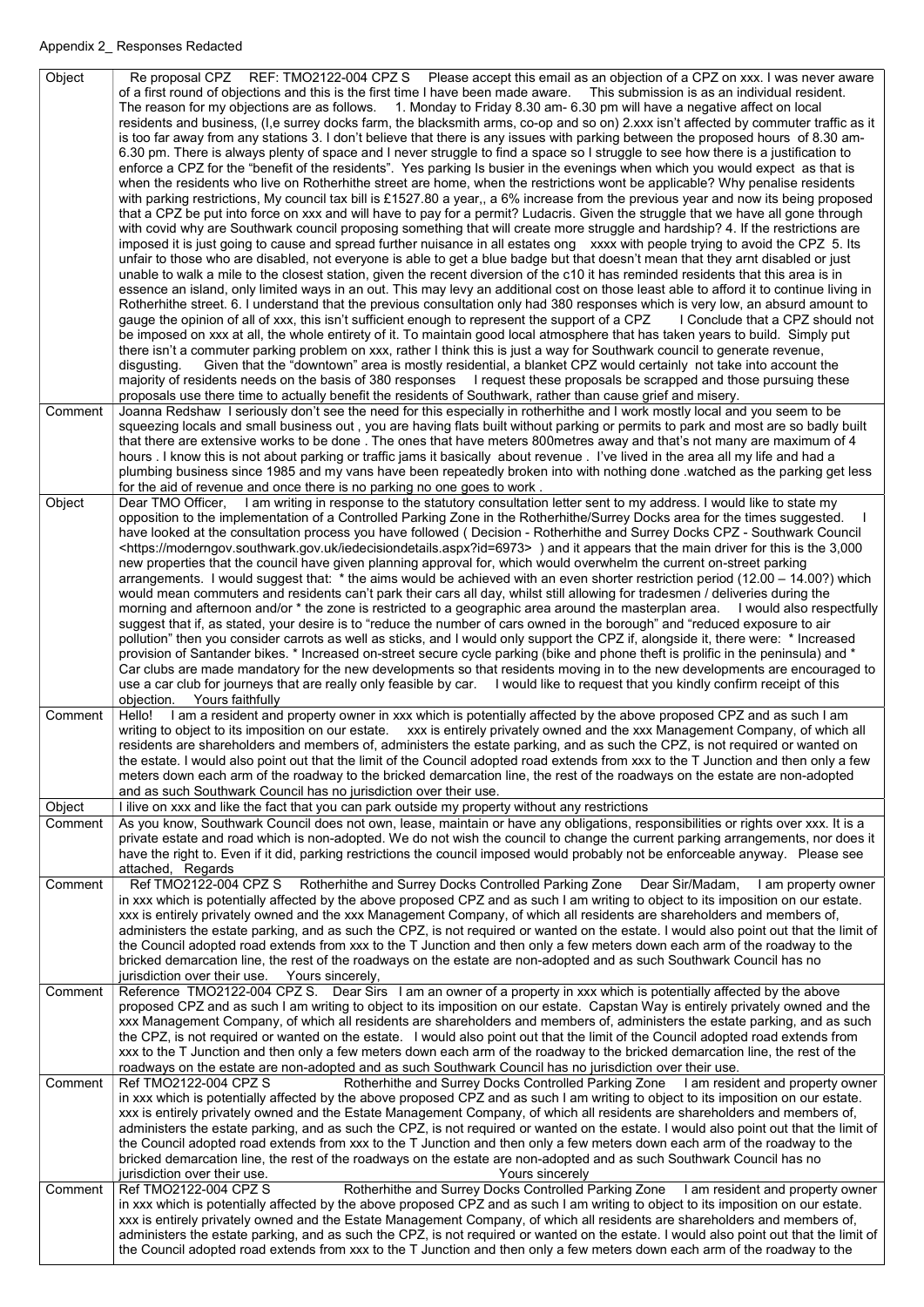Appendix 2_ Responses Redacted

| | |
|---|---|
| Object | Re proposal CPZ REF: TMO2122-004 CPZ S Please accept this email as an objection of a CPZ on xxx. I was never aware of a first round of objections and this is the first time I have been made aware. This submission is as an individual resident. The reason for my objections are as follows. 1. Monday to Friday 8.30 am- 6.30 pm will have a negative affect on local residents and business, (I,e surrey docks farm, the blacksmith arms, co-op and so on) 2.xxx isn't affected by commuter traffic as it is too far away from any stations 3. I don't believe that there is any issues with parking between the proposed hours of 8.30 am- 6.30 pm. There is always plenty of space and I never struggle to find a space so I struggle to see how there is a justification to enforce a CPZ for the "benefit of the residents". Yes parking Is busier in the evenings when which you would expect as that is when the residents who live on Rotherhithe street are home, when the restrictions wont be applicable? Why penalise residents with parking restrictions, My council tax bill is £1527.80 a year,, a 6% increase from the previous year and now its being proposed that a CPZ be put into force on xxx and will have to pay for a permit? Ludacris. Given the struggle that we have all gone through with covid why are Southwark council proposing something that will create more struggle and hardship? 4. If the restrictions are imposed it is just going to cause and spread further nuisance in all estates ong xxxx with people trying to avoid the CPZ 5. Its unfair to those who are disabled, not everyone is able to get a blue badge but that doesn't mean that they arnt disabled or just unable to walk a mile to the closest station, given the recent diversion of the c10 it has reminded residents that this area is in essence an island, only limited ways in an out. This may levy an additional cost on those least able to afford it to continue living in Rotherhithe street. 6. I understand that the previous consultation only had 380 responses which is very low, an absurd amount to gauge the opinion of all of xxx, this isn't sufficient enough to represent the support of a CPZ I Conclude that a CPZ should not be imposed on xxx at all, the whole entirety of it. To maintain good local atmosphere that has taken years to build. Simply put there isn't a commuter parking problem on xxx, rather I think this is just a way for Southwark council to generate revenue, disgusting. Given that the "downtown" area is mostly residential, a blanket CPZ would certainly not take into account the majority of residents needs on the basis of 380 responses I request these proposals be scrapped and those pursuing these proposals use there time to actually benefit the residents of Southwark, rather than cause grief and misery. |
| Comment | Joanna Redshaw I seriously don't see the need for this especially in rotherhithe and I work mostly local and you seem to be squeezing locals and small business out , you are having flats built without parking or permits to park and most are so badly built that there are extensive works to be done . The ones that have meters 800metres away and that's not many are maximum of 4 hours . I know this is not about parking or traffic jams it basically about revenue . I've lived in the area all my life and had a plumbing business since 1985 and my vans have been repeatedly broken into with nothing done .watched as the parking get less for the aid of revenue and once there is no parking no one goes to work . |
| Object | Dear TMO Officer, I am writing in response to the statutory consultation letter sent to my address. I would like to state my opposition to the implementation of a Controlled Parking Zone in the Rotherhithe/Surrey Docks area for the times suggested. I have looked at the consultation process you have followed ( Decision - Rotherhithe and Surrey Docks CPZ - Southwark Council <https://moderngov.southwark.gov.uk/iedecisiondetails.aspx?id=6973> ) and it appears that the main driver for this is the 3,000 new properties that the council have given planning approval for, which would overwhelm the current on-street parking arrangements. I would suggest that: * the aims would be achieved with an even shorter restriction period (12.00 – 14.00?) which would mean commuters and residents can't park their cars all day, whilst still allowing for tradesmen / deliveries during the morning and afternoon and/or * the zone is restricted to a geographic area around the masterplan area. I would also respectfully suggest that if, as stated, your desire is to "reduce the number of cars owned in the borough" and "reduced exposure to air pollution" then you consider carrots as well as sticks, and I would only support the CPZ if, alongside it, there were: * Increased provision of Santander bikes. * Increased on-street secure cycle parking (bike and phone theft is prolific in the peninsula) and * Car clubs are made mandatory for the new developments so that residents moving in to the new developments are encouraged to use a car club for journeys that are really only feasible by car. I would like to request that you kindly confirm receipt of this objection. Yours faithfully |
| Comment | Hello! I am a resident and property owner in xxx which is potentially affected by the above proposed CPZ and as such I am writing to object to its imposition on our estate. xxx is entirely privately owned and the xxx Management Company, of which all residents are shareholders and members of, administers the estate parking, and as such the CPZ, is not required or wanted on the estate. I would also point out that the limit of the Council adopted road extends from xxx to the T Junction and then only a few meters down each arm of the roadway to the bricked demarcation line, the rest of the roadways on the estate are non-adopted and as such Southwark Council has no jurisdiction over their use. |
| Object | I ilive on xxx and like the fact that you can park outside my property without any restrictions |
| Comment | As you know, Southwark Council does not own, lease, maintain or have any obligations, responsibilities or rights over xxx. It is a private estate and road which is non-adopted. We do not wish the council to change the current parking arrangements, nor does it have the right to. Even if it did, parking restrictions the council imposed would probably not be enforceable anyway. Please see attached, Regards |
| Comment | Ref TMO2122-004 CPZ S Rotherhithe and Surrey Docks Controlled Parking Zone Dear Sir/Madam, I am property owner in xxx which is potentially affected by the above proposed CPZ and as such I am writing to object to its imposition on our estate. xxx is entirely privately owned and the xxx Management Company, of which all residents are shareholders and members of, administers the estate parking, and as such the CPZ, is not required or wanted on the estate. I would also point out that the limit of the Council adopted road extends from xxx to the T Junction and then only a few meters down each arm of the roadway to the bricked demarcation line, the rest of the roadways on the estate are non-adopted and as such Southwark Council has no jurisdiction over their use. Yours sincerely, |
| Comment | Reference TMO2122-004 CPZ S. Dear Sirs I am an owner of a property in xxx which is potentially affected by the above proposed CPZ and as such I am writing to object to its imposition on our estate. Capstan Way is entirely privately owned and the xxx Management Company, of which all residents are shareholders and members of, administers the estate parking, and as such the CPZ, is not required or wanted on the estate. I would also point out that the limit of the Council adopted road extends from xxx to the T Junction and then only a few meters down each arm of the roadway to the bricked demarcation line, the rest of the roadways on the estate are non-adopted and as such Southwark Council has no jurisdiction over their use. |
| Comment | Ref TMO2122-004 CPZ S Rotherhithe and Surrey Docks Controlled Parking Zone I am resident and property owner in xxx which is potentially affected by the above proposed CPZ and as such I am writing to object to its imposition on our estate. xxx is entirely privately owned and the Estate Management Company, of which all residents are shareholders and members of, administers the estate parking, and as such the CPZ, is not required or wanted on the estate. I would also point out that the limit of the Council adopted road extends from xxx to the T Junction and then only a few meters down each arm of the roadway to the bricked demarcation line, the rest of the roadways on the estate are non-adopted and as such Southwark Council has no jurisdiction over their use. Yours sincerely |
| Comment | Ref TMO2122-004 CPZ S Rotherhithe and Surrey Docks Controlled Parking Zone I am resident and property owner in xxx which is potentially affected by the above proposed CPZ and as such I am writing to object to its imposition on our estate. xxx is entirely privately owned and the Estate Management Company, of which all residents are shareholders and members of, administers the estate parking, and as such the CPZ, is not required or wanted on the estate. I would also point out that the limit of the Council adopted road extends from xxx to the T Junction and then only a few meters down each arm of the roadway to the |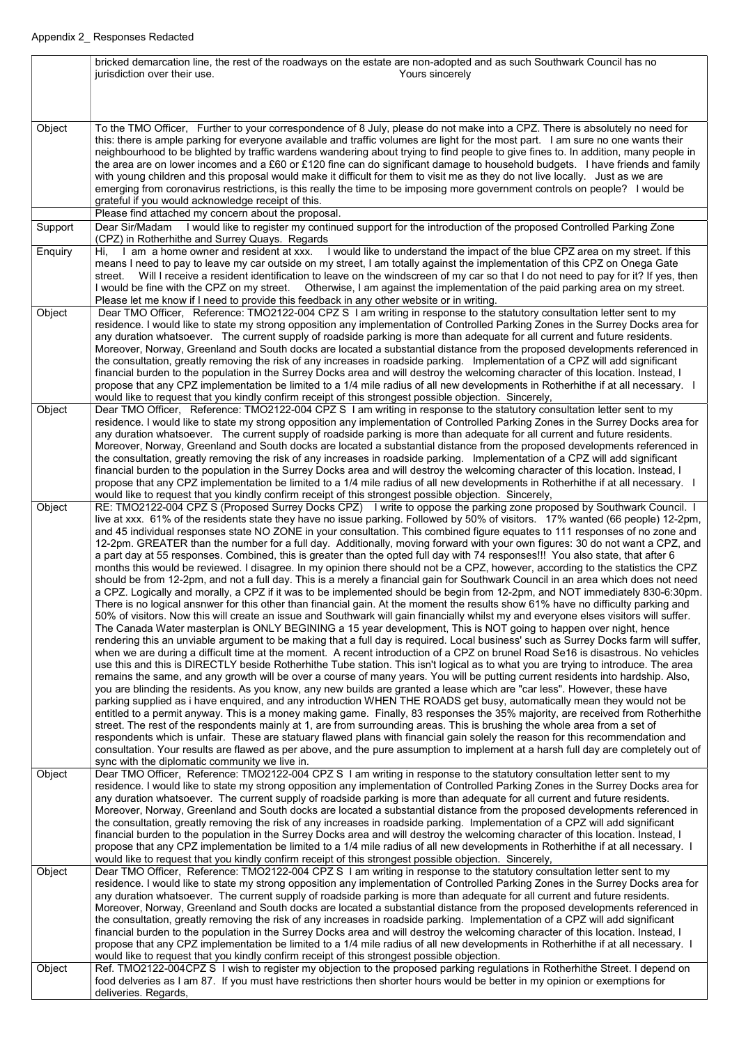Appendix 2_ Responses Redacted

| | |
|---|---|
| | bricked demarcation line, the rest of the roadways on the estate are non-adopted and as such Southwark Council has no jurisdiction over their use. Yours sincerely |
| Object | To the TMO Officer, Further to your correspondence of 8 July, please do not make into a CPZ. There is absolutely no need for this: there is ample parking for everyone available and traffic volumes are light for the most part. I am sure no one wants their neighbourhood to be blighted by traffic wardens wandering about trying to find people to give fines to. In addition, many people in the area are on lower incomes and a £60 or £120 fine can do significant damage to household budgets. I have friends and family with young children and this proposal would make it difficult for them to visit me as they do not live locally. Just as we are emerging from coronavirus restrictions, is this really the time to be imposing more government controls on people? I would be grateful if you would acknowledge receipt of this. |
| | Please find attached my concern about the proposal. |
| Support | Dear Sir/Madam I would like to register my continued support for the introduction of the proposed Controlled Parking Zone (CPZ) in Rotherhithe and Surrey Quays. Regards |
| Enquiry | Hi, I am a home owner and resident at xxx. I would like to understand the impact of the blue CPZ area on my street. If this means I need to pay to leave my car outside on my street, I am totally against the implementation of this CPZ on Onega Gate street. Will I receive a resident identification to leave on the windscreen of my car so that I do not need to pay for it? If yes, then I would be fine with the CPZ on my street. Otherwise, I am against the implementation of the paid parking area on my street. Please let me know if I need to provide this feedback in any other website or in writing. |
| Object | Dear TMO Officer, Reference: TMO2122-004 CPZ S I am writing in response to the statutory consultation letter sent to my residence. I would like to state my strong opposition any implementation of Controlled Parking Zones in the Surrey Docks area for any duration whatsoever. The current supply of roadside parking is more than adequate for all current and future residents. Moreover, Norway, Greenland and South docks are located a substantial distance from the proposed developments referenced in the consultation, greatly removing the risk of any increases in roadside parking. Implementation of a CPZ will add significant financial burden to the population in the Surrey Docks area and will destroy the welcoming character of this location. Instead, I propose that any CPZ implementation be limited to a 1/4 mile radius of all new developments in Rotherhithe if at all necessary. I would like to request that you kindly confirm receipt of this strongest possible objection. Sincerely, |
| Object | Dear TMO Officer, Reference: TMO2122-004 CPZ S I am writing in response to the statutory consultation letter sent to my residence. I would like to state my strong opposition any implementation of Controlled Parking Zones in the Surrey Docks area for any duration whatsoever. The current supply of roadside parking is more than adequate for all current and future residents. Moreover, Norway, Greenland and South docks are located a substantial distance from the proposed developments referenced in the consultation, greatly removing the risk of any increases in roadside parking. Implementation of a CPZ will add significant financial burden to the population in the Surrey Docks area and will destroy the welcoming character of this location. Instead, I propose that any CPZ implementation be limited to a 1/4 mile radius of all new developments in Rotherhithe if at all necessary. I would like to request that you kindly confirm receipt of this strongest possible objection. Sincerely, |
| Object | RE: TMO2122-004 CPZ S (Proposed Surrey Docks CPZ) I write to oppose the parking zone proposed by Southwark Council. I live at xxx. 61% of the residents state they have no issue parking. Followed by 50% of visitors. 17% wanted (66 people) 12-2pm, and 45 individual responses state NO ZONE in your consultation. This combined figure equates to 111 responses of no zone and 12-2pm. GREATER than the number for a full day. Additionally, moving forward with your own figures: 30 do not want a CPZ, and a part day at 55 responses. Combined, this is greater than the opted full day with 74 responses!!! You also state, that after 6 months this would be reviewed. I disagree. In my opinion there should not be a CPZ, however, according to the statistics the CPZ should be from 12-2pm, and not a full day. This is a merely a financial gain for Southwark Council in an area which does not need a CPZ. Logically and morally, a CPZ if it was to be implemented should be begin from 12-2pm, and NOT immediately 830-6:30pm. There is no logical ansnwer for this other than financial gain. At the moment the results show 61% have no difficulty parking and 50% of visitors. Now this will create an issue and Southwark will gain financially whilst my and everyone elses visitors will suffer. The Canada Water masterplan is ONLY BEGINING a 15 year development, This is NOT going to happen over night, hence rendering this an unviable argument to be making that a full day is required. Local business' such as Surrey Docks farm will suffer, when we are during a difficult time at the moment. A recent introduction of a CPZ on brunel Road Se16 is disastrous. No vehicles use this and this is DIRECTLY beside Rotherhithe Tube station. This isn't logical as to what you are trying to introduce. The area remains the same, and any growth will be over a course of many years. You will be putting current residents into hardship. Also, you are blinding the residents. As you know, any new builds are granted a lease which are "car less". However, these have parking supplied as i have enquired, and any introduction WHEN THE ROADS get busy, automatically mean they would not be entitled to a permit anyway. This is a money making game. Finally, 83 responses the 35% majority, are received from Rotherhithe street. The rest of the respondents mainly at 1, are from surrounding areas. This is brushing the whole area from a set of respondents which is unfair. These are statuary flawed plans with financial gain solely the reason for this recommendation and consultation. Your results are flawed as per above, and the pure assumption to implement at a harsh full day are completely out of sync with the diplomatic community we live in. |
| Object | Dear TMO Officer, Reference: TMO2122-004 CPZ S I am writing in response to the statutory consultation letter sent to my residence. I would like to state my strong opposition any implementation of Controlled Parking Zones in the Surrey Docks area for any duration whatsoever. The current supply of roadside parking is more than adequate for all current and future residents. Moreover, Norway, Greenland and South docks are located a substantial distance from the proposed developments referenced in the consultation, greatly removing the risk of any increases in roadside parking. Implementation of a CPZ will add significant financial burden to the population in the Surrey Docks area and will destroy the welcoming character of this location. Instead, I propose that any CPZ implementation be limited to a 1/4 mile radius of all new developments in Rotherhithe if at all necessary. I would like to request that you kindly confirm receipt of this strongest possible objection. Sincerely, |
| Object | Dear TMO Officer, Reference: TMO2122-004 CPZ S I am writing in response to the statutory consultation letter sent to my residence. I would like to state my strong opposition any implementation of Controlled Parking Zones in the Surrey Docks area for any duration whatsoever. The current supply of roadside parking is more than adequate for all current and future residents. Moreover, Norway, Greenland and South docks are located a substantial distance from the proposed developments referenced in the consultation, greatly removing the risk of any increases in roadside parking. Implementation of a CPZ will add significant financial burden to the population in the Surrey Docks area and will destroy the welcoming character of this location. Instead, I propose that any CPZ implementation be limited to a 1/4 mile radius of all new developments in Rotherhithe if at all necessary. I would like to request that you kindly confirm receipt of this strongest possible objection. |
| Object | Ref. TMO2122-004CPZ S I wish to register my objection to the proposed parking regulations in Rotherhithe Street. I depend on food delveries as I am 87. If you must have restrictions then shorter hours would be better in my opinion or exemptions for deliveries. Regards, |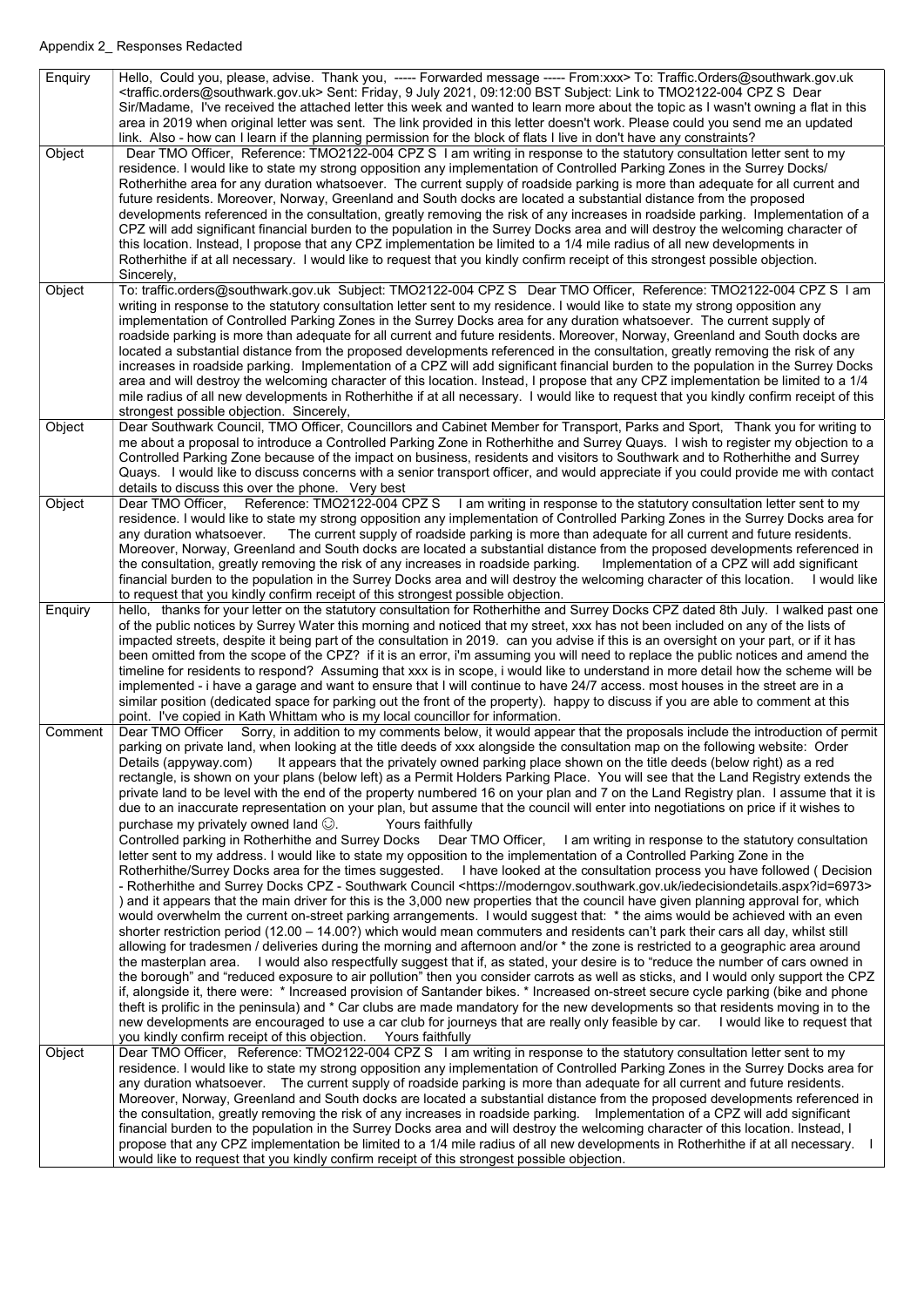Appendix 2_ Responses Redacted

| | |
|---|---|
| Enquiry | Hello, Could you, please, advise. Thank you, ----- Forwarded message ----- From:xxx> To: Traffic.Orders@southwark.gov.uk <traffic.orders@southwark.gov.uk> Sent: Friday, 9 July 2021, 09:12:00 BST Subject: Link to TMO2122-004 CPZ S Dear Sir/Madame, I've received the attached letter this week and wanted to learn more about the topic as I wasn't owning a flat in this area in 2019 when original letter was sent. The link provided in this letter doesn't work. Please could you send me an updated link. Also - how can I learn if the planning permission for the block of flats I live in don't have any constraints? |
| Object | Dear TMO Officer, Reference: TMO2122-004 CPZ S I am writing in response to the statutory consultation letter sent to my residence. I would like to state my strong opposition any implementation of Controlled Parking Zones in the Surrey Docks/ Rotherhithe area for any duration whatsoever. The current supply of roadside parking is more than adequate for all current and future residents. Moreover, Norway, Greenland and South docks are located a substantial distance from the proposed developments referenced in the consultation, greatly removing the risk of any increases in roadside parking. Implementation of a CPZ will add significant financial burden to the population in the Surrey Docks area and will destroy the welcoming character of this location. Instead, I propose that any CPZ implementation be limited to a 1/4 mile radius of all new developments in Rotherhithe if at all necessary. I would like to request that you kindly confirm receipt of this strongest possible objection. Sincerely, |
| Object | To: traffic.orders@southwark.gov.uk Subject: TMO2122-004 CPZ S Dear TMO Officer, Reference: TMO2122-004 CPZ S I am writing in response to the statutory consultation letter sent to my residence. I would like to state my strong opposition any implementation of Controlled Parking Zones in the Surrey Docks area for any duration whatsoever. The current supply of roadside parking is more than adequate for all current and future residents. Moreover, Norway, Greenland and South docks are located a substantial distance from the proposed developments referenced in the consultation, greatly removing the risk of any increases in roadside parking. Implementation of a CPZ will add significant financial burden to the population in the Surrey Docks area and will destroy the welcoming character of this location. Instead, I propose that any CPZ implementation be limited to a 1/4 mile radius of all new developments in Rotherhithe if at all necessary. I would like to request that you kindly confirm receipt of this strongest possible objection. Sincerely, |
| Object | Dear Southwark Council, TMO Officer, Councillors and Cabinet Member for Transport, Parks and Sport, Thank you for writing to me about a proposal to introduce a Controlled Parking Zone in Rotherhithe and Surrey Quays. I wish to register my objection to a Controlled Parking Zone because of the impact on business, residents and visitors to Southwark and to Rotherhithe and Surrey Quays. I would like to discuss concerns with a senior transport officer, and would appreciate if you could provide me with contact details to discuss this over the phone. Very best |
| Object | Dear TMO Officer, Reference: TMO2122-004 CPZ S I am writing in response to the statutory consultation letter sent to my residence. I would like to state my strong opposition any implementation of Controlled Parking Zones in the Surrey Docks area for any duration whatsoever. The current supply of roadside parking is more than adequate for all current and future residents. Moreover, Norway, Greenland and South docks are located a substantial distance from the proposed developments referenced in the consultation, greatly removing the risk of any increases in roadside parking. Implementation of a CPZ will add significant financial burden to the population in the Surrey Docks area and will destroy the welcoming character of this location. I would like to request that you kindly confirm receipt of this strongest possible objection. |
| Enquiry | hello, thanks for your letter on the statutory consultation for Rotherhithe and Surrey Docks CPZ dated 8th July. I walked past one of the public notices by Surrey Water this morning and noticed that my street, xxx has not been included on any of the lists of impacted streets, despite it being part of the consultation in 2019. can you advise if this is an oversight on your part, or if it has been omitted from the scope of the CPZ? if it is an error, i'm assuming you will need to replace the public notices and amend the timeline for residents to respond? Assuming that xxx is in scope, i would like to understand in more detail how the scheme will be implemented - i have a garage and want to ensure that I will continue to have 24/7 access. most houses in the street are in a similar position (dedicated space for parking out the front of the property). happy to discuss if you are able to comment at this point. I've copied in Kath Whittam who is my local councillor for information. |
| Comment | Dear TMO Officer Sorry, in addition to my comments below, it would appear that the proposals include the introduction of permit parking on private land, when looking at the title deeds of xxx alongside the consultation map on the following website: Order Details (appyway.com) It appears that the privately owned parking place shown on the title deeds (below right) as a red rectangle, is shown on your plans (below left) as a Permit Holders Parking Place. You will see that the Land Registry extends the private land to be level with the end of the property numbered 16 on your plan and 7 on the Land Registry plan. I assume that it is due to an inaccurate representation on your plan, but assume that the council will enter into negotiations on price if it wishes to purchase my privately owned land ☺. Yours faithfully<br>Controlled parking in Rotherhithe and Surrey Docks Dear TMO Officer, I am writing in response to the statutory consultation letter sent to my address. I would like to state my opposition to the implementation of a Controlled Parking Zone in the Rotherhithe/Surrey Docks area for the times suggested. I have looked at the consultation process you have followed ( Decision - Rotherhithe and Surrey Docks CPZ - Southwark Council <https://moderngov.southwark.gov.uk/iedecisiondetails.aspx?id=6973> ) and it appears that the main driver for this is the 3,000 new properties that the council have given planning approval for, which would overwhelm the current on-street parking arrangements. I would suggest that: * the aims would be achieved with an even shorter restriction period (12.00 – 14.00?) which would mean commuters and residents can't park their cars all day, whilst still allowing for tradesmen / deliveries during the morning and afternoon and/or * the zone is restricted to a geographic area around the masterplan area. I would also respectfully suggest that if, as stated, your desire is to "reduce the number of cars owned in the borough" and "reduced exposure to air pollution" then you consider carrots as well as sticks, and I would only support the CPZ if, alongside it, there were: * Increased provision of Santander bikes. * Increased on-street secure cycle parking (bike and phone theft is prolific in the peninsula) and * Car clubs are made mandatory for the new developments so that residents moving in to the new developments are encouraged to use a car club for journeys that are really only feasible by car. I would like to request that you kindly confirm receipt of this objection. Yours faithfully |
| Object | Dear TMO Officer, Reference: TMO2122-004 CPZ S I am writing in response to the statutory consultation letter sent to my residence. I would like to state my strong opposition any implementation of Controlled Parking Zones in the Surrey Docks area for any duration whatsoever. The current supply of roadside parking is more than adequate for all current and future residents. Moreover, Norway, Greenland and South docks are located a substantial distance from the proposed developments referenced in the consultation, greatly removing the risk of any increases in roadside parking. Implementation of a CPZ will add significant financial burden to the population in the Surrey Docks area and will destroy the welcoming character of this location. Instead, I propose that any CPZ implementation be limited to a 1/4 mile radius of all new developments in Rotherhithe if at all necessary. I would like to request that you kindly confirm receipt of this strongest possible objection. |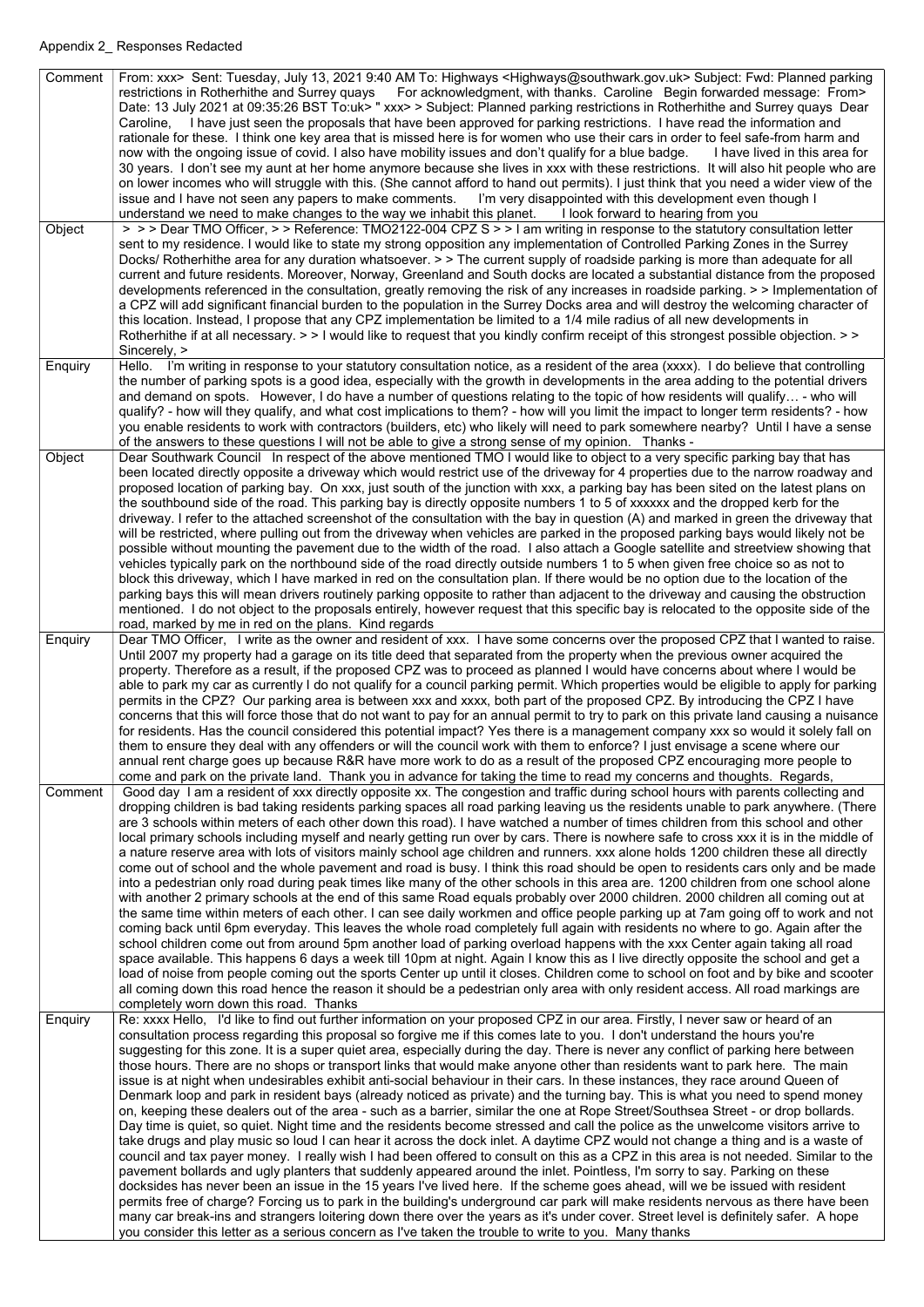Appendix 2_ Responses Redacted

| | |
|---|---|
| Comment | From: xxx> Sent: Tuesday, July 13, 2021 9:40 AM To: Highways <Highways@southwark.gov.uk> Subject: Fwd: Planned parking restrictions in Rotherhithe and Surrey quays For acknowledgment, with thanks. Caroline Begin forwarded message: From> Date: 13 July 2021 at 09:35:26 BST To:uk> " xxx> > Subject: Planned parking restrictions in Rotherhithe and Surrey quays Dear Caroline, I have just seen the proposals that have been approved for parking restrictions. I have read the information and rationale for these. I think one key area that is missed here is for women who use their cars in order to feel safe-from harm and now with the ongoing issue of covid. I also have mobility issues and don't qualify for a blue badge. I have lived in this area for 30 years. I don't see my aunt at her home anymore because she lives in xxx with these restrictions. It will also hit people who are on lower incomes who will struggle with this. (She cannot afford to hand out permits). I just think that you need a wider view of the issue and I have not seen any papers to make comments. I'm very disappointed with this development even though I understand we need to make changes to the way we inhabit this planet. I look forward to hearing from you |
| Object | > > > Dear TMO Officer, > > Reference: TMO2122-004 CPZ S > > I am writing in response to the statutory consultation letter sent to my residence. I would like to state my strong opposition any implementation of Controlled Parking Zones in the Surrey Docks/ Rotherhithe area for any duration whatsoever. > > The current supply of roadside parking is more than adequate for all current and future residents. Moreover, Norway, Greenland and South docks are located a substantial distance from the proposed developments referenced in the consultation, greatly removing the risk of any increases in roadside parking. > > Implementation of a CPZ will add significant financial burden to the population in the Surrey Docks area and will destroy the welcoming character of this location. Instead, I propose that any CPZ implementation be limited to a 1/4 mile radius of all new developments in Rotherhithe if at all necessary. > > I would like to request that you kindly confirm receipt of this strongest possible objection. > > Sincerely, > |
| Enquiry | Hello. I'm writing in response to your statutory consultation notice, as a resident of the area (xxxx). I do believe that controlling the number of parking spots is a good idea, especially with the growth in developments in the area adding to the potential drivers and demand on spots. However, I do have a number of questions relating to the topic of how residents will qualify… - who will qualify? - how will they qualify, and what cost implications to them? - how will you limit the impact to longer term residents? - how you enable residents to work with contractors (builders, etc) who likely will need to park somewhere nearby? Until I have a sense of the answers to these questions I will not be able to give a strong sense of my opinion. Thanks - |
| Object | Dear Southwark Council In respect of the above mentioned TMO I would like to object to a very specific parking bay that has been located directly opposite a driveway which would restrict use of the driveway for 4 properties due to the narrow roadway and proposed location of parking bay. On xxx, just south of the junction with xxx, a parking bay has been sited on the latest plans on the southbound side of the road. This parking bay is directly opposite numbers 1 to 5 of xxxxxx and the dropped kerb for the driveway. I refer to the attached screenshot of the consultation with the bay in question (A) and marked in green the driveway that will be restricted, where pulling out from the driveway when vehicles are parked in the proposed parking bays would likely not be possible without mounting the pavement due to the width of the road. I also attach a Google satellite and streetview showing that vehicles typically park on the northbound side of the road directly outside numbers 1 to 5 when given free choice so as not to block this driveway, which I have marked in red on the consultation plan. If there would be no option due to the location of the parking bays this will mean drivers routinely parking opposite to rather than adjacent to the driveway and causing the obstruction mentioned. I do not object to the proposals entirely, however request that this specific bay is relocated to the opposite side of the road, marked by me in red on the plans. Kind regards |
| Enquiry | Dear TMO Officer, I write as the owner and resident of xxx. I have some concerns over the proposed CPZ that I wanted to raise. Until 2007 my property had a garage on its title deed that separated from the property when the previous owner acquired the property. Therefore as a result, if the proposed CPZ was to proceed as planned I would have concerns about where I would be able to park my car as currently I do not qualify for a council parking permit. Which properties would be eligible to apply for parking permits in the CPZ? Our parking area is between xxx and xxxx, both part of the proposed CPZ. By introducing the CPZ I have concerns that this will force those that do not want to pay for an annual permit to try to park on this private land causing a nuisance for residents. Has the council considered this potential impact? Yes there is a management company xxx so would it solely fall on them to ensure they deal with any offenders or will the council work with them to enforce? I just envisage a scene where our annual rent charge goes up because R&R have more work to do as a result of the proposed CPZ encouraging more people to come and park on the private land. Thank you in advance for taking the time to read my concerns and thoughts. Regards, |
| Comment | Good day I am a resident of xxx directly opposite xx. The congestion and traffic during school hours with parents collecting and dropping children is bad taking residents parking spaces all road parking leaving us the residents unable to park anywhere. (There are 3 schools within meters of each other down this road). I have watched a number of times children from this school and other local primary schools including myself and nearly getting run over by cars. There is nowhere safe to cross xxx it is in the middle of a nature reserve area with lots of visitors mainly school age children and runners. xxx alone holds 1200 children these all directly come out of school and the whole pavement and road is busy. I think this road should be open to residents cars only and be made into a pedestrian only road during peak times like many of the other schools in this area are. 1200 children from one school alone with another 2 primary schools at the end of this same Road equals probably over 2000 children. 2000 children all coming out at the same time within meters of each other. I can see daily workmen and office people parking up at 7am going off to work and not coming back until 6pm everyday. This leaves the whole road completely full again with residents no where to go. Again after the school children come out from around 5pm another load of parking overload happens with the xxx Center again taking all road space available. This happens 6 days a week till 10pm at night. Again I know this as I live directly opposite the school and get a load of noise from people coming out the sports Center up until it closes. Children come to school on foot and by bike and scooter all coming down this road hence the reason it should be a pedestrian only area with only resident access. All road markings are completely worn down this road. Thanks |
| Enquiry | Re: xxxx Hello, I'd like to find out further information on your proposed CPZ in our area. Firstly, I never saw or heard of an consultation process regarding this proposal so forgive me if this comes late to you. I don't understand the hours you're suggesting for this zone. It is a super quiet area, especially during the day. There is never any conflict of parking here between those hours. There are no shops or transport links that would make anyone other than residents want to park here. The main issue is at night when undesirables exhibit anti-social behaviour in their cars. In these instances, they race around Queen of Denmark loop and park in resident bays (already noticed as private) and the turning bay. This is what you need to spend money on, keeping these dealers out of the area - such as a barrier, similar the one at Rope Street/Southsea Street - or drop bollards. Day time is quiet, so quiet. Night time and the residents become stressed and call the police as the unwelcome visitors arrive to take drugs and play music so loud I can hear it across the dock inlet. A daytime CPZ would not change a thing and is a waste of council and tax payer money. I really wish I had been offered to consult on this as a CPZ in this area is not needed. Similar to the pavement bollards and ugly planters that suddenly appeared around the inlet. Pointless, I'm sorry to say. Parking on these docksides has never been an issue in the 15 years I've lived here. If the scheme goes ahead, will we be issued with resident permits free of charge? Forcing us to park in the building's underground car park will make residents nervous as there have been many car break-ins and strangers loitering down there over the years as it's under cover. Street level is definitely safer. A hope you consider this letter as a serious concern as I've taken the trouble to write to you. Many thanks |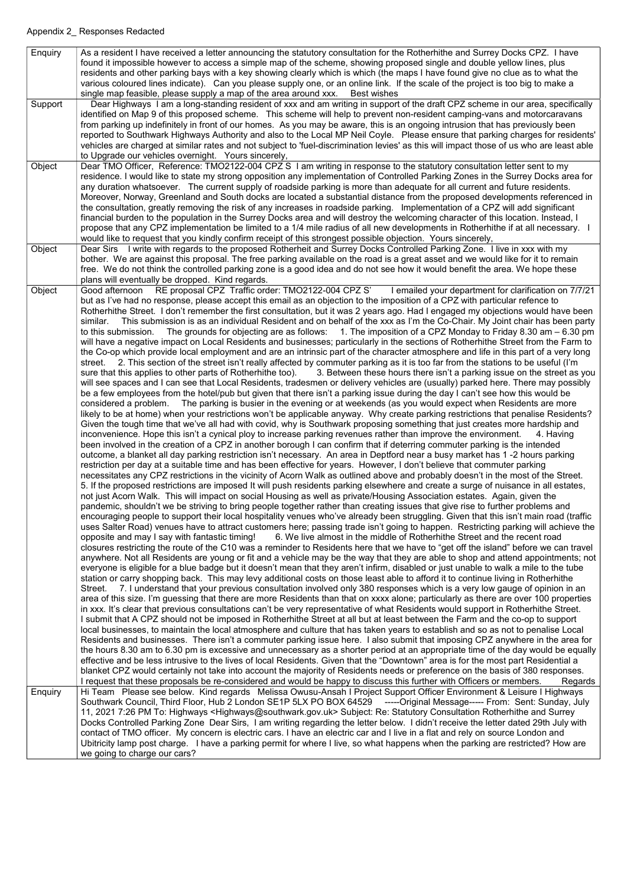Appendix 2_ Responses Redacted

| | |
|---|---|
| Enquiry | As a resident I have received a letter announcing the statutory consultation for the Rotherhithe and Surrey Docks CPZ. I have found it impossible however to access a simple map of the scheme, showing proposed single and double yellow lines, plus residents and other parking bays with a key showing clearly which is which (the maps I have found give no clue as to what the various coloured lines indicate). Can you please supply one, or an online link. If the scale of the project is too big to make a single map feasible, please supply a map of the area around xxx. Best wishes |
| Support | Dear Highways I am a long-standing resident of xxx and am writing in support of the draft CPZ scheme in our area, specifically identified on Map 9 of this proposed scheme. This scheme will help to prevent non-resident camping-vans and motorcaravans from parking up indefinitely in front of our homes. As you may be aware, this is an ongoing intrusion that has previously been reported to Southwark Highways Authority and also to the Local MP Neil Coyle. Please ensure that parking charges for residents' vehicles are charged at similar rates and not subject to 'fuel-discrimination levies' as this will impact those of us who are least able to Upgrade our vehicles overnight. Yours sincerely, |
| Object | Dear TMO Officer, Reference: TMO2122-004 CPZ S I am writing in response to the statutory consultation letter sent to my residence. I would like to state my strong opposition any implementation of Controlled Parking Zones in the Surrey Docks area for any duration whatsoever. The current supply of roadside parking is more than adequate for all current and future residents. Moreover, Norway, Greenland and South docks are located a substantial distance from the proposed developments referenced in the consultation, greatly removing the risk of any increases in roadside parking. Implementation of a CPZ will add significant financial burden to the population in the Surrey Docks area and will destroy the welcoming character of this location. Instead, I propose that any CPZ implementation be limited to a 1/4 mile radius of all new developments in Rotherhithe if at all necessary. I would like to request that you kindly confirm receipt of this strongest possible objection. Yours sincerely, |
| Object | Dear Sirs I write with regards to the proposed Rotherheit and Surrey Docks Controlled Parking Zone. I live in xxx with my bother. We are against this proposal. The free parking available on the road is a great asset and we would like for it to remain free. We do not think the controlled parking zone is a good idea and do not see how it would benefit the area. We hope these plans will eventually be dropped. Kind regards. |
| Object | Good afternoon RE proposal CPZ Traffic order: TMO2122-004 CPZ S' I emailed your department for clarification on 7/7/21 but as I've had no response, please accept this email as an objection to the imposition of a CPZ with particular refence to Rotherhithe Street. I don't remember the first consultation, but it was 2 years ago. Had I engaged my objections would have been similar. This submission is as an individual Resident and on behalf of the xxx as I'm the Co-Chair. My Joint chair has been party to this submission. The grounds for objecting are as follows: 1. The imposition of a CPZ Monday to Friday 8.30 am – 6.30 pm will have a negative impact on Local Residents and businesses; particularly in the sections of Rotherhithe Street from the Farm to the Co-op which provide local employment and are an intrinsic part of the character atmosphere and life in this part of a very long street. 2. This section of the street isn't really affected by commuter parking as it is too far from the stations to be useful (I'm sure that this applies to other parts of Rotherhithe too). 3. Between these hours there isn't a parking issue on the street as you will see spaces and I can see that Local Residents, tradesmen or delivery vehicles are (usually) parked here. There may possibly be a few employees from the hotel/pub but given that there isn't a parking issue during the day I can't see how this would be considered a problem. The parking is busier in the evening or at weekends (as you would expect when Residents are more likely to be at home) when your restrictions won't be applicable anyway. Why create parking restrictions that penalise Residents? Given the tough time that we've all had with covid, why is Southwark proposing something that just creates more hardship and inconvenience. Hope this isn't a cynical ploy to increase parking revenues rather than improve the environment. 4. Having been involved in the creation of a CPZ in another borough I can confirm that if deterring commuter parking is the intended outcome, a blanket all day parking restriction isn't necessary. An area in Deptford near a busy market has 1 -2 hours parking restriction per day at a suitable time and has been effective for years. However, I don't believe that commuter parking necessitates any CPZ restrictions in the vicinity of Acorn Walk as outlined above and probably doesn't in the most of the Street. 5. If the proposed restrictions are imposed It will push residents parking elsewhere and create a surge of nuisance in all estates, not just Acorn Walk. This will impact on social Housing as well as private/Housing Association estates. Again, given the pandemic, shouldn't we be striving to bring people together rather than creating issues that give rise to further problems and encouraging people to support their local hospitality venues who've already been struggling. Given that this isn't main road (traffic uses Salter Road) venues have to attract customers here; passing trade isn't going to happen. Restricting parking will achieve the opposite and may I say with fantastic timing! 6. We live almost in the middle of Rotherhithe Street and the recent road closures restricting the route of the C10 was a reminder to Residents here that we have to "get off the island" before we can travel anywhere. Not all Residents are young or fit and a vehicle may be the way that they are able to shop and attend appointments; not everyone is eligible for a blue badge but it doesn't mean that they aren't infirm, disabled or just unable to walk a mile to the tube station or carry shopping back. This may levy additional costs on those least able to afford it to continue living in Rotherhithe Street. 7. I understand that your previous consultation involved only 380 responses which is a very low gauge of opinion in an area of this size. I'm guessing that there are more Residents than that on xxxx alone; particularly as there are over 100 properties in xxx. It's clear that previous consultations can't be very representative of what Residents would support in Rotherhithe Street. I submit that A CPZ should not be imposed in Rotherhithe Street at all but at least between the Farm and the co-op to support local businesses, to maintain the local atmosphere and culture that has taken years to establish and so as not to penalise Local Residents and businesses. There isn't a commuter parking issue here. I also submit that imposing CPZ anywhere in the area for the hours 8.30 am to 6.30 pm is excessive and unnecessary as a shorter period at an appropriate time of the day would be equally effective and be less intrusive to the lives of local Residents. Given that the "Downtown" area is for the most part Residential a blanket CPZ would certainly not take into account the majority of Residents needs or preference on the basis of 380 responses. I request that these proposals be re-considered and would be happy to discuss this further with Officers or members. Regards |
| Enquiry | Hi Team Please see below. Kind regards Melissa Owusu-Ansah I Project Support Officer Environment & Leisure I Highways Southwark Council, Third Floor, Hub 2 London SE1P 5LX PO BOX 64529 -----Original Message----- From: Sent: Sunday, July 11, 2021 7:26 PM To: Highways <Highways@southwark.gov.uk> Subject: Re: Statutory Consultation Rotherhithe and Surrey Docks Controlled Parking Zone Dear Sirs, I am writing regarding the letter below. I didn't receive the letter dated 29th July with contact of TMO officer. My concern is electric cars. I have an electric car and I live in a flat and rely on source London and Ubitricity lamp post charge. I have a parking permit for where I live, so what happens when the parking are restricted? How are we going to charge our cars? |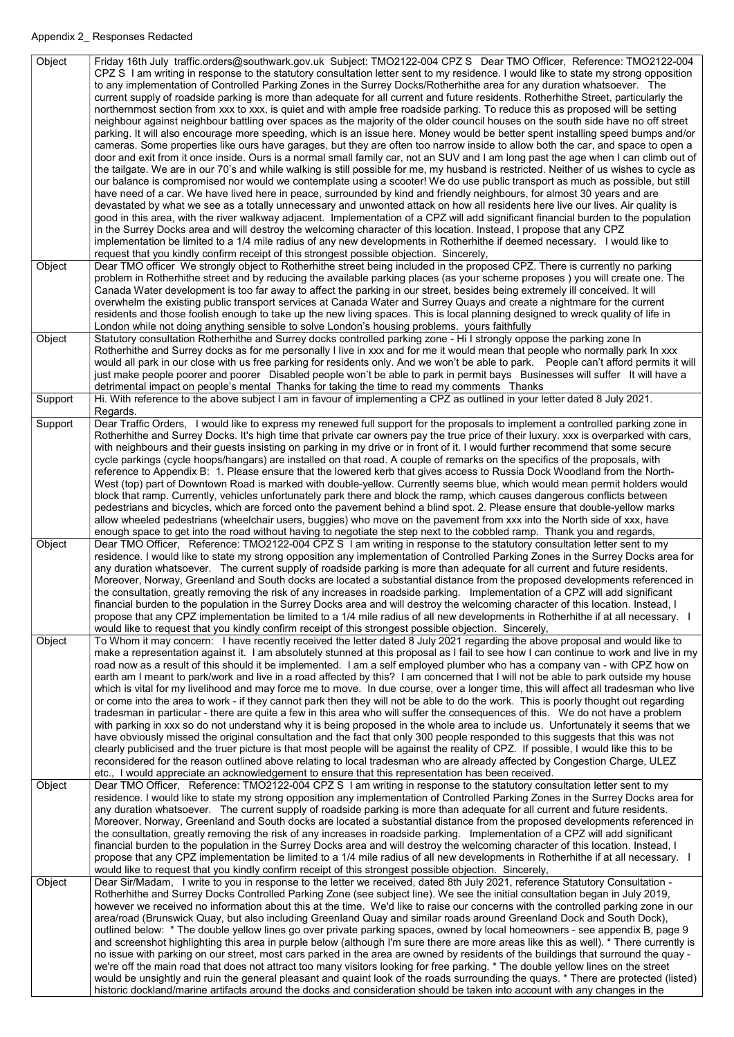Appendix 2_ Responses Redacted

| | |
|---|---|
| Object | Friday 16th July traffic.orders@southwark.gov.uk Subject: TMO2122-004 CPZ S Dear TMO Officer, Reference: TMO2122-004 CPZ S I am writing in response to the statutory consultation letter sent to my residence. I would like to state my strong opposition to any implementation of Controlled Parking Zones in the Surrey Docks/Rotherhithe area for any duration whatsoever. The current supply of roadside parking is more than adequate for all current and future residents. Rotherhithe Street, particularly the northernmost section from xxx to xxx, is quiet and with ample free roadside parking. To reduce this as proposed will be setting neighbour against neighbour battling over spaces as the majority of the older council houses on the south side have no off street parking. It will also encourage more speeding, which is an issue here. Money would be better spent installing speed bumps and/or cameras. Some properties like ours have garages, but they are often too narrow inside to allow both the car, and space to open a door and exit from it once inside. Ours is a normal small family car, not an SUV and I am long past the age when I can climb out of the tailgate. We are in our 70's and while walking is still possible for me, my husband is restricted. Neither of us wishes to cycle as our balance is compromised nor would we contemplate using a scooter! We do use public transport as much as possible, but still have need of a car. We have lived here in peace, surrounded by kind and friendly neighbours, for almost 30 years and are devastated by what we see as a totally unnecessary and unwonted attack on how all residents here live our lives. Air quality is good in this area, with the river walkway adjacent. Implementation of a CPZ will add significant financial burden to the population in the Surrey Docks area and will destroy the welcoming character of this location. Instead, I propose that any CPZ implementation be limited to a 1/4 mile radius of any new developments in Rotherhithe if deemed necessary. I would like to request that you kindly confirm receipt of this strongest possible objection. Sincerely, |
| Object | Dear TMO officer We strongly object to Rotherhithe street being included in the proposed CPZ. There is currently no parking problem in Rotherhithe street and by reducing the available parking places (as your scheme proposes ) you will create one. The Canada Water development is too far away to affect the parking in our street, besides being extremely ill conceived. It will overwhelm the existing public transport services at Canada Water and Surrey Quays and create a nightmare for the current residents and those foolish enough to take up the new living spaces. This is local planning designed to wreck quality of life in London while not doing anything sensible to solve London's housing problems. yours faithfully |
| Object | Statutory consultation Rotherhithe and Surrey docks controlled parking zone - Hi I strongly oppose the parking zone In Rotherhithe and Surrey docks as for me personally I live in xxx and for me it would mean that people who normally park In xxx would all park in our close with us free parking for residents only. And we won't be able to park. People can't afford permits it will just make people poorer and poorer Disabled people won't be able to park in permit bays Businesses will suffer It will have a detrimental impact on people's mental Thanks for taking the time to read my comments Thanks |
| Support | Hi. With reference to the above subject I am in favour of implementing a CPZ as outlined in your letter dated 8 July 2021. Regards. |
| Support | Dear Traffic Orders, I would like to express my renewed full support for the proposals to implement a controlled parking zone in Rotherhithe and Surrey Docks. It's high time that private car owners pay the true price of their luxury. xxx is overparked with cars, with neighbours and their guests insisting on parking in my drive or in front of it. I would further recommend that some secure cycle parkings (cycle hoops/hangars) are installed on that road. A couple of remarks on the specifics of the proposals, with reference to Appendix B: 1. Please ensure that the lowered kerb that gives access to Russia Dock Woodland from the North-West (top) part of Downtown Road is marked with double-yellow. Currently seems blue, which would mean permit holders would block that ramp. Currently, vehicles unfortunately park there and block the ramp, which causes dangerous conflicts between pedestrians and bicycles, which are forced onto the pavement behind a blind spot. 2. Please ensure that double-yellow marks allow wheeled pedestrians (wheelchair users, buggies) who move on the pavement from xxx into the North side of xxx, have enough space to get into the road without having to negotiate the step next to the cobbled ramp. Thank you and regards, |
| Object | Dear TMO Officer, Reference: TMO2122-004 CPZ S I am writing in response to the statutory consultation letter sent to my residence. I would like to state my strong opposition any implementation of Controlled Parking Zones in the Surrey Docks area for any duration whatsoever. The current supply of roadside parking is more than adequate for all current and future residents. Moreover, Norway, Greenland and South docks are located a substantial distance from the proposed developments referenced in the consultation, greatly removing the risk of any increases in roadside parking. Implementation of a CPZ will add significant financial burden to the population in the Surrey Docks area and will destroy the welcoming character of this location. Instead, I propose that any CPZ implementation be limited to a 1/4 mile radius of all new developments in Rotherhithe if at all necessary. I would like to request that you kindly confirm receipt of this strongest possible objection. Sincerely, |
| Object | To Whom it may concern: I have recently received the letter dated 8 July 2021 regarding the above proposal and would like to make a representation against it. I am absolutely stunned at this proposal as I fail to see how I can continue to work and live in my road now as a result of this should it be implemented. I am a self employed plumber who has a company van - with CPZ how on earth am I meant to park/work and live in a road affected by this? I am concerned that I will not be able to park outside my house which is vital for my livelihood and may force me to move. In due course, over a longer time, this will affect all tradesman who live or come into the area to work - if they cannot park then they will not be able to do the work. This is poorly thought out regarding tradesmen in particular - there are quite a few in this area who will suffer the consequences of this. We do not have a problem with parking in xxx so do not understand why it is being proposed in the whole area to include us. Unfortunately it seems that we have obviously missed the original consultation and the fact that only 300 people responded to this suggests that this was not clearly publicised and the truer picture is that most people will be against the reality of CPZ. If possible, I would like this to be reconsidered for the reason outlined above relating to local tradesman who are already affected by Congestion Charge, ULEZ etc., I would appreciate an acknowledgement to ensure that this representation has been received. |
| Object | Dear TMO Officer, Reference: TMO2122-004 CPZ S I am writing in response to the statutory consultation letter sent to my residence. I would like to state my strong opposition any implementation of Controlled Parking Zones in the Surrey Docks area for any duration whatsoever. The current supply of roadside parking is more than adequate for all current and future residents. Moreover, Norway, Greenland and South docks are located a substantial distance from the proposed developments referenced in the consultation, greatly removing the risk of any increases in roadside parking. Implementation of a CPZ will add significant financial burden to the population in the Surrey Docks area and will destroy the welcoming character of this location. Instead, I propose that any CPZ implementation be limited to a 1/4 mile radius of all new developments in Rotherhithe if at all necessary. I would like to request that you kindly confirm receipt of this strongest possible objection. Sincerely, |
| Object | Dear Sir/Madam, I write to you in response to the letter we received, dated 8th July 2021, reference Statutory Consultation - Rotherhithe and Surrey Docks Controlled Parking Zone (see subject line). We see the initial consultation began in July 2019, however we received no information about this at the time. We'd like to raise our concerns with the controlled parking zone in our area/road (Brunswick Quay, but also including Greenland Quay and similar roads around Greenland Dock and South Dock), outlined below: * The double yellow lines go over private parking spaces, owned by local homeowners - see appendix B, page 9 and screenshot highlighting this area in purple below (although I'm sure there are more areas like this as well). * There currently is no issue with parking on our street, most cars parked in the area are owned by residents of the buildings that surround the quay - we're off the main road that does not attract too many visitors looking for free parking. * The double yellow lines on the street would be unsightly and ruin the general pleasant and quaint look of the roads surrounding the quays. * There are protected (listed) historic dockland/marine artifacts around the docks and consideration should be taken into account with any changes in the |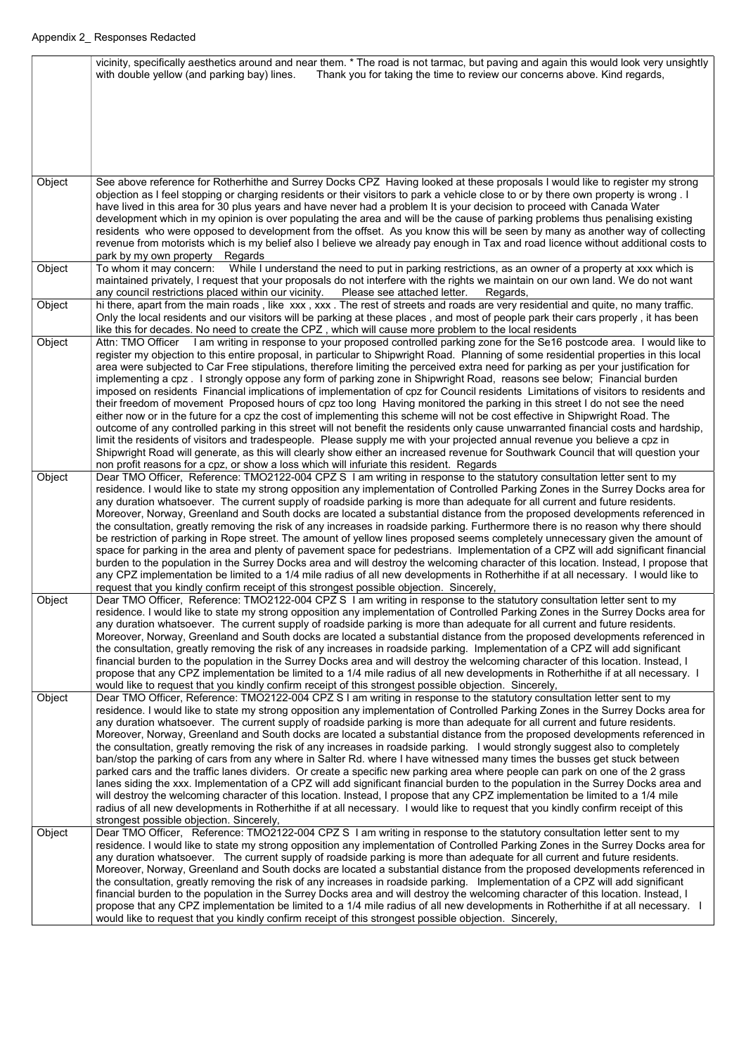Appendix 2_ Responses Redacted

| | |
|---|---|
| | vicinity, specifically aesthetics around and near them. * The road is not tarmac, but paving and again this would look very unsightly with double yellow (and parking bay) lines. Thank you for taking the time to review our concerns above. Kind regards, |
| Object | See above reference for Rotherhithe and Surrey Docks CPZ Having looked at these proposals I would like to register my strong objection as I feel stopping or charging residents or their visitors to park a vehicle close to or by there own property is wrong . I have lived in this area for 30 plus years and have never had a problem It is your decision to proceed with Canada Water development which in my opinion is over populating the area and will be the cause of parking problems thus penalising existing residents who were opposed to development from the offset. As you know this will be seen by many as another way of collecting revenue from motorists which is my belief also I believe we already pay enough in Tax and road licence without additional costs to park by my own property Regards |
| Object | To whom it may concern: While I understand the need to put in parking restrictions, as an owner of a property at xxx which is maintained privately, I request that your proposals do not interfere with the rights we maintain on our own land. We do not want any council restrictions placed within our vicinity. Please see attached letter. Regards, |
| Object | hi there, apart from the main roads , like xxx , xxx . The rest of streets and roads are very residential and quite, no many traffic. Only the local residents and our visitors will be parking at these places , and most of people park their cars properly , it has been like this for decades. No need to create the CPZ , which will cause more problem to the local residents |
| Object | Attn: TMO Officer I am writing in response to your proposed controlled parking zone for the Se16 postcode area. I would like to register my objection to this entire proposal, in particular to Shipwright Road. Planning of some residential properties in this local area were subjected to Car Free stipulations, therefore limiting the perceived extra need for parking as per your justification for implementing a cpz . I strongly oppose any form of parking zone in Shipwright Road, reasons see below; Financial burden imposed on residents Financial implications of implementation of cpz for Council residents Limitations of visitors to residents and their freedom of movement Proposed hours of cpz too long Having monitored the parking in this street I do not see the need either now or in the future for a cpz the cost of implementing this scheme will not be cost effective in Shipwright Road. The outcome of any controlled parking in this street will not benefit the residents only cause unwarranted financial costs and hardship, limit the residents of visitors and tradespeople. Please supply me with your projected annual revenue you believe a cpz in Shipwright Road will generate, as this will clearly show either an increased revenue for Southwark Council that will question your non profit reasons for a cpz, or show a loss which will infuriate this resident. Regards |
| Object | Dear TMO Officer, Reference: TMO2122-004 CPZ S I am writing in response to the statutory consultation letter sent to my residence. I would like to state my strong opposition any implementation of Controlled Parking Zones in the Surrey Docks area for any duration whatsoever. The current supply of roadside parking is more than adequate for all current and future residents. Moreover, Norway, Greenland and South docks are located a substantial distance from the proposed developments referenced in the consultation, greatly removing the risk of any increases in roadside parking. Furthermore there is no reason why there should be restriction of parking in Rope street. The amount of yellow lines proposed seems completely unnecessary given the amount of space for parking in the area and plenty of pavement space for pedestrians. Implementation of a CPZ will add significant financial burden to the population in the Surrey Docks area and will destroy the welcoming character of this location. Instead, I propose that any CPZ implementation be limited to a 1/4 mile radius of all new developments in Rotherhithe if at all necessary. I would like to request that you kindly confirm receipt of this strongest possible objection. Sincerely, |
| Object | Dear TMO Officer, Reference: TMO2122-004 CPZ S I am writing in response to the statutory consultation letter sent to my residence. I would like to state my strong opposition any implementation of Controlled Parking Zones in the Surrey Docks area for any duration whatsoever. The current supply of roadside parking is more than adequate for all current and future residents. Moreover, Norway, Greenland and South docks are located a substantial distance from the proposed developments referenced in the consultation, greatly removing the risk of any increases in roadside parking. Implementation of a CPZ will add significant financial burden to the population in the Surrey Docks area and will destroy the welcoming character of this location. Instead, I propose that any CPZ implementation be limited to a 1/4 mile radius of all new developments in Rotherhithe if at all necessary. I would like to request that you kindly confirm receipt of this strongest possible objection. Sincerely, |
| Object | Dear TMO Officer, Reference: TMO2122-004 CPZ S I am writing in response to the statutory consultation letter sent to my residence. I would like to state my strong opposition any implementation of Controlled Parking Zones in the Surrey Docks area for any duration whatsoever. The current supply of roadside parking is more than adequate for all current and future residents. Moreover, Norway, Greenland and South docks are located a substantial distance from the proposed developments referenced in the consultation, greatly removing the risk of any increases in roadside parking. I would strongly suggest also to completely ban/stop the parking of cars from any where in Salter Rd. where I have witnessed many times the busses get stuck between parked cars and the traffic lanes dividers. Or create a specific new parking area where people can park on one of the 2 grass lanes siding the xxx. Implementation of a CPZ will add significant financial burden to the population in the Surrey Docks area and will destroy the welcoming character of this location. Instead, I propose that any CPZ implementation be limited to a 1/4 mile radius of all new developments in Rotherhithe if at all necessary. I would like to request that you kindly confirm receipt of this strongest possible objection. Sincerely, |
| Object | Dear TMO Officer, Reference: TMO2122-004 CPZ S I am writing in response to the statutory consultation letter sent to my residence. I would like to state my strong opposition any implementation of Controlled Parking Zones in the Surrey Docks area for any duration whatsoever. The current supply of roadside parking is more than adequate for all current and future residents. Moreover, Norway, Greenland and South docks are located a substantial distance from the proposed developments referenced in the consultation, greatly removing the risk of any increases in roadside parking. Implementation of a CPZ will add significant financial burden to the population in the Surrey Docks area and will destroy the welcoming character of this location. Instead, I propose that any CPZ implementation be limited to a 1/4 mile radius of all new developments in Rotherhithe if at all necessary. I would like to request that you kindly confirm receipt of this strongest possible objection. Sincerely, |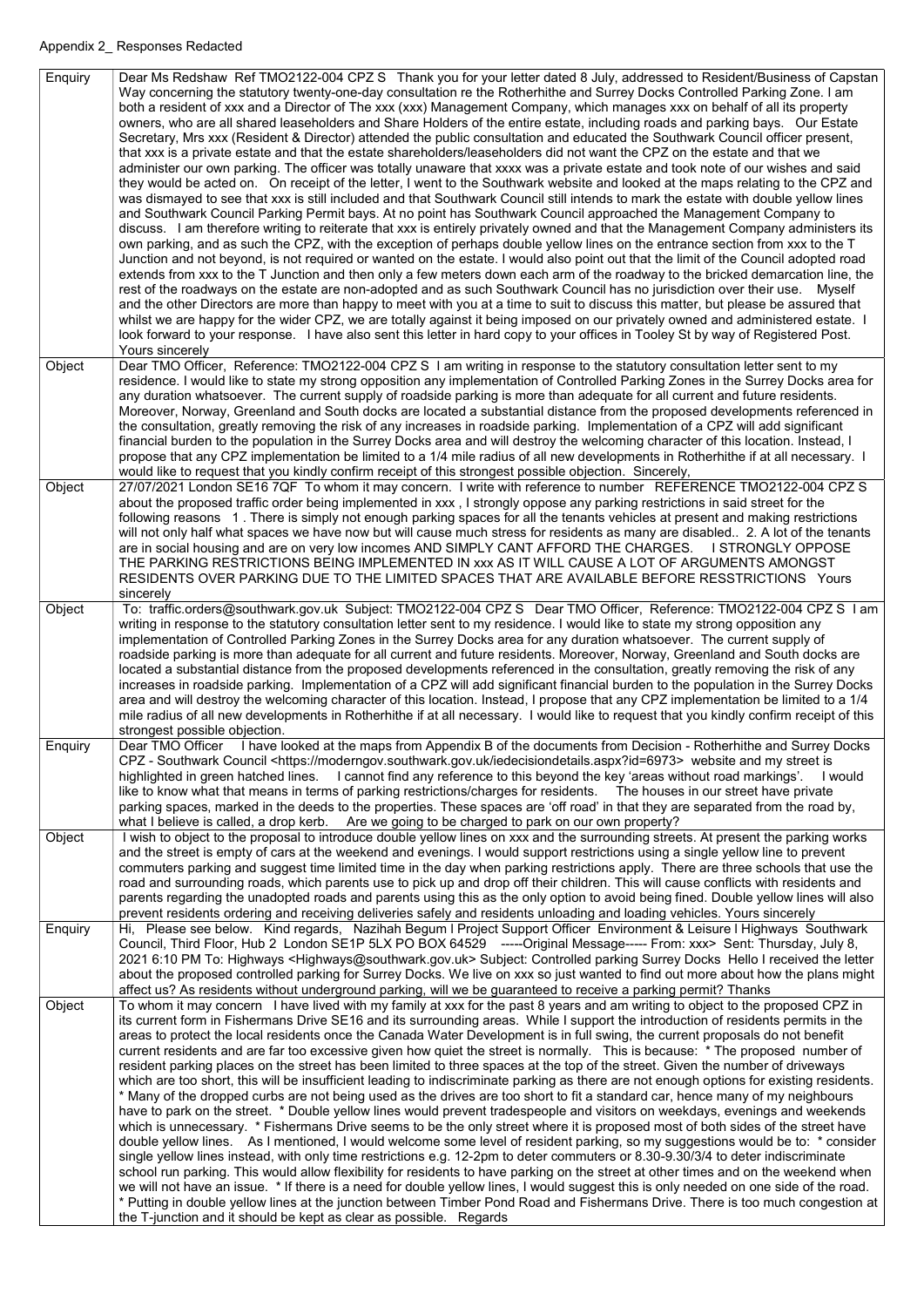Appendix 2_ Responses Redacted

| | |
|---|---|
| Enquiry | Dear Ms Redshaw Ref TMO2122-004 CPZ S Thank you for your letter dated 8 July, addressed to Resident/Business of Capstan Way concerning the statutory twenty-one-day consultation re the Rotherhithe and Surrey Docks Controlled Parking Zone. I am both a resident of xxx and a Director of The xxx (xxx) Management Company, which manages xxx on behalf of all its property owners, who are all shared leaseholders and Share Holders of the entire estate, including roads and parking bays. Our Estate Secretary, Mrs xxx (Resident & Director) attended the public consultation and educated the Southwark Council officer present, that xxx is a private estate and that the estate shareholders/leaseholders did not want the CPZ on the estate and that we administer our own parking. The officer was totally unaware that xxxx was a private estate and took note of our wishes and said they would be acted on. On receipt of the letter, I went to the Southwark website and looked at the maps relating to the CPZ and was dismayed to see that xxx is still included and that Southwark Council still intends to mark the estate with double yellow lines and Southwark Council Parking Permit bays. At no point has Southwark Council approached the Management Company to discuss. I am therefore writing to reiterate that xxx is entirely privately owned and that the Management Company administers its own parking, and as such the CPZ, with the exception of perhaps double yellow lines on the entrance section from xxx to the T Junction and not beyond, is not required or wanted on the estate. I would also point out that the limit of the Council adopted road extends from xxx to the T Junction and then only a few meters down each arm of the roadway to the bricked demarcation line, the rest of the roadways on the estate are non-adopted and as such Southwark Council has no jurisdiction over their use. Myself and the other Directors are more than happy to meet with you at a time to suit to discuss this matter, but please be assured that whilst we are happy for the wider CPZ, we are totally against it being imposed on our privately owned and administered estate. I look forward to your response. I have also sent this letter in hard copy to your offices in Tooley St by way of Registered Post. Yours sincerely |
| Object | Dear TMO Officer, Reference: TMO2122-004 CPZ S I am writing in response to the statutory consultation letter sent to my residence. I would like to state my strong opposition any implementation of Controlled Parking Zones in the Surrey Docks area for any duration whatsoever. The current supply of roadside parking is more than adequate for all current and future residents. Moreover, Norway, Greenland and South docks are located a substantial distance from the proposed developments referenced in the consultation, greatly removing the risk of any increases in roadside parking. Implementation of a CPZ will add significant financial burden to the population in the Surrey Docks area and will destroy the welcoming character of this location. Instead, I propose that any CPZ implementation be limited to a 1/4 mile radius of all new developments in Rotherhithe if at all necessary. I would like to request that you kindly confirm receipt of this strongest possible objection. Sincerely, |
| Object | 27/07/2021 London SE16 7QF To whom it may concern. I write with reference to number REFERENCE TMO2122-004 CPZ S about the proposed traffic order being implemented in xxx , I strongly oppose any parking restrictions in said street for the following reasons 1 . There is simply not enough parking spaces for all the tenants vehicles at present and making restrictions will not only half what spaces we have now but will cause much stress for residents as many are disabled.. 2. A lot of the tenants are in social housing and are on very low incomes AND SIMPLY CANT AFFORD THE CHARGES. I STRONGLY OPPOSE THE PARKING RESTRICTIONS BEING IMPLEMENTED IN xxx AS IT WILL CAUSE A LOT OF ARGUMENTS AMONGST RESIDENTS OVER PARKING DUE TO THE LIMITED SPACES THAT ARE AVAILABLE BEFORE RESSTRICTIONS Yours sincerely |
| Object | To: traffic.orders@southwark.gov.uk Subject: TMO2122-004 CPZ S Dear TMO Officer, Reference: TMO2122-004 CPZ S I am writing in response to the statutory consultation letter sent to my residence. I would like to state my strong opposition any implementation of Controlled Parking Zones in the Surrey Docks area for any duration whatsoever. The current supply of roadside parking is more than adequate for all current and future residents. Moreover, Norway, Greenland and South docks are located a substantial distance from the proposed developments referenced in the consultation, greatly removing the risk of any increases in roadside parking. Implementation of a CPZ will add significant financial burden to the population in the Surrey Docks area and will destroy the welcoming character of this location. Instead, I propose that any CPZ implementation be limited to a 1/4 mile radius of all new developments in Rotherhithe if at all necessary. I would like to request that you kindly confirm receipt of this strongest possible objection. |
| Enquiry | Dear TMO Officer I have looked at the maps from Appendix B of the documents from Decision - Rotherhithe and Surrey Docks CPZ - Southwark Council <https://moderngov.southwark.gov.uk/iedecisiondetails.aspx?id=6973> website and my street is highlighted in green hatched lines. I cannot find any reference to this beyond the key 'areas without road markings'. I would like to know what that means in terms of parking restrictions/charges for residents. The houses in our street have private parking spaces, marked in the deeds to the properties. These spaces are 'off road' in that they are separated from the road by, what I believe is called, a drop kerb. Are we going to be charged to park on our own property? |
| Object | I wish to object to the proposal to introduce double yellow lines on xxx and the surrounding streets. At present the parking works and the street is empty of cars at the weekend and evenings. I would support restrictions using a single yellow line to prevent commuters parking and suggest time limited time in the day when parking restrictions apply. There are three schools that use the road and surrounding roads, which parents use to pick up and drop off their children. This will cause conflicts with residents and parents regarding the unadopted roads and parents using this as the only option to avoid being fined. Double yellow lines will also prevent residents ordering and receiving deliveries safely and residents unloading and loading vehicles. Yours sincerely |
| Enquiry | Hi, Please see below. Kind regards, Nazihah Begum l Project Support Officer Environment & Leisure l Highways Southwark Council, Third Floor, Hub 2 London SE1P 5LX PO BOX 64529 -----Original Message----- From: xxx> Sent: Thursday, July 8, 2021 6:10 PM To: Highways <Highways@southwark.gov.uk> Subject: Controlled parking Surrey Docks Hello I received the letter about the proposed controlled parking for Surrey Docks. We live on xxx so just wanted to find out more about how the plans might affect us? As residents without underground parking, will we be guaranteed to receive a parking permit? Thanks |
| Object | To whom it may concern I have lived with my family at xxx for the past 8 years and am writing to object to the proposed CPZ in its current form in Fishermans Drive SE16 and its surrounding areas. While I support the introduction of residents permits in the areas to protect the local residents once the Canada Water Development is in full swing, the current proposals do not benefit current residents and are far too excessive given how quiet the street is normally. This is because: * The proposed number of resident parking places on the street has been limited to three spaces at the top of the street. Given the number of driveways which are too short, this will be insufficient leading to indiscriminate parking as there are not enough options for existing residents. * Many of the dropped curbs are not being used as the drives are too short to fit a standard car, hence many of my neighbours have to park on the street. * Double yellow lines would prevent tradespeople and visitors on weekdays, evenings and weekends which is unnecessary. * Fishermans Drive seems to be the only street where it is proposed most of both sides of the street have double yellow lines. As I mentioned, I would welcome some level of resident parking, so my suggestions would be to: * consider single yellow lines instead, with only time restrictions e.g. 12-2pm to deter commuters or 8.30-9.30/3/4 to deter indiscriminate school run parking. This would allow flexibility for residents to have parking on the street at other times and on the weekend when we will not have an issue. * If there is a need for double yellow lines, I would suggest this is only needed on one side of the road. * Putting in double yellow lines at the junction between Timber Pond Road and Fishermans Drive. There is too much congestion at the T-junction and it should be kept as clear as possible. Regards |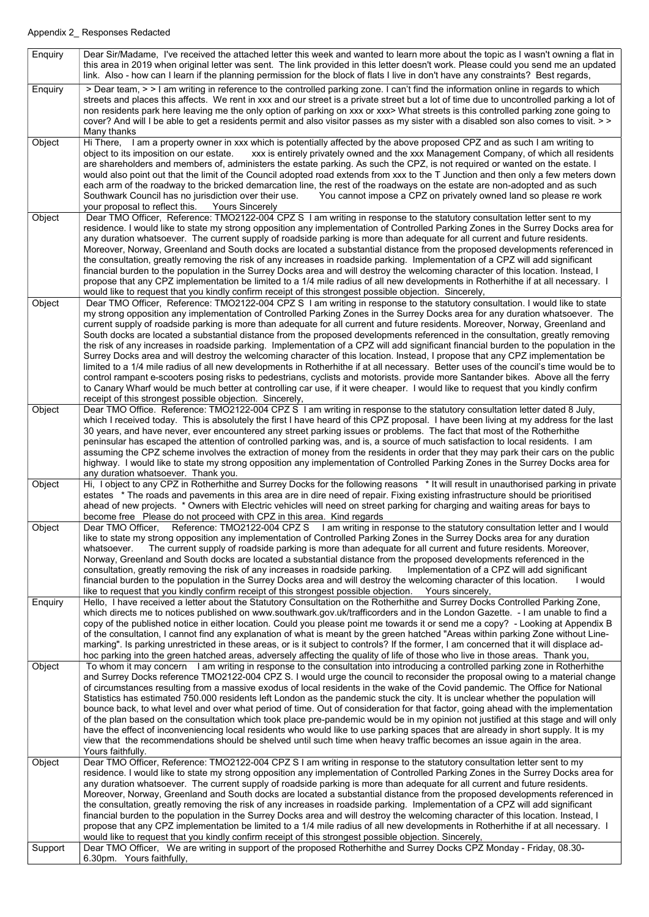Appendix 2_ Responses Redacted

| | |
|---|---|
| Enquiry | Dear Sir/Madame, I've received the attached letter this week and wanted to learn more about the topic as I wasn't owning a flat in this area in 2019 when original letter was sent. The link provided in this letter doesn't work. Please could you send me an updated link. Also - how can I learn if the planning permission for the block of flats I live in don't have any constraints? Best regards, |
| Enquiry | > Dear team, > > I am writing in reference to the controlled parking zone. I can't find the information online in regards to which streets and places this affects. We rent in xxx and our street is a private street but a lot of time due to uncontrolled parking a lot of non residents park here leaving me the only option of parking on xxx or xxx> What streets is this controlled parking zone going to cover? And will I be able to get a residents permit and also visitor passes as my sister with a disabled son also comes to visit. > > Many thanks |
| Object | Hi There, I am a property owner in xxx which is potentially affected by the above proposed CPZ and as such I am writing to object to its imposition on our estate. xxx is entirely privately owned and the xxx Management Company, of which all residents are shareholders and members of, administers the estate parking. As such the CPZ, is not required or wanted on the estate. I would also point out that the limit of the Council adopted road extends from xxx to the T Junction and then only a few meters down each arm of the roadway to the bricked demarcation line, the rest of the roadways on the estate are non-adopted and as such Southwark Council has no jurisdiction over their use. You cannot impose a CPZ on privately owned land so please re work your proposal to reflect this. Yours Sincerely |
| Object | Dear TMO Officer, Reference: TMO2122-004 CPZ S I am writing in response to the statutory consultation letter sent to my residence. I would like to state my strong opposition any implementation of Controlled Parking Zones in the Surrey Docks area for any duration whatsoever. The current supply of roadside parking is more than adequate for all current and future residents. Moreover, Norway, Greenland and South docks are located a substantial distance from the proposed developments referenced in the consultation, greatly removing the risk of any increases in roadside parking. Implementation of a CPZ will add significant financial burden to the population in the Surrey Docks area and will destroy the welcoming character of this location. Instead, I propose that any CPZ implementation be limited to a 1/4 mile radius of all new developments in Rotherhithe if at all necessary. I would like to request that you kindly confirm receipt of this strongest possible objection. Sincerely, |
| Object | Dear TMO Officer, Reference: TMO2122-004 CPZ S I am writing in response to the statutory consultation. I would like to state my strong opposition any implementation of Controlled Parking Zones in the Surrey Docks area for any duration whatsoever. The current supply of roadside parking is more than adequate for all current and future residents. Moreover, Norway, Greenland and South docks are located a substantial distance from the proposed developments referenced in the consultation, greatly removing the risk of any increases in roadside parking. Implementation of a CPZ will add significant financial burden to the population in the Surrey Docks area and will destroy the welcoming character of this location. Instead, I propose that any CPZ implementation be limited to a 1/4 mile radius of all new developments in Rotherhithe if at all necessary. Better uses of the council's time would be to control rampant e-scooters posing risks to pedestrians, cyclists and motorists. provide more Santander bikes. Above all the ferry to Canary Wharf would be much better at controlling car use, if it were cheaper. I would like to request that you kindly confirm receipt of this strongest possible objection. Sincerely, |
| Object | Dear TMO Office. Reference: TMO2122-004 CPZ S I am writing in response to the statutory consultation letter dated 8 July, which I received today. This is absolutely the first I have heard of this CPZ proposal. I have been living at my address for the last 30 years, and have never, ever encountered any street parking issues or problems. The fact that most of the Rotherhithe peninsular has escaped the attention of controlled parking was, and is, a source of much satisfaction to local residents. I am assuming the CPZ scheme involves the extraction of money from the residents in order that they may park their cars on the public highway. I would like to state my strong opposition any implementation of Controlled Parking Zones in the Surrey Docks area for any duration whatsoever. Thank you. |
| Object | Hi, I object to any CPZ in Rotherhithe and Surrey Docks for the following reasons * It will result in unauthorised parking in private estates * The roads and pavements in this area are in dire need of repair. Fixing existing infrastructure should be prioritised ahead of new projects. * Owners with Electric vehicles will need on street parking for charging and waiting areas for bays to become free Please do not proceed with CPZ in this area. Kind regards |
| Object | Dear TMO Officer, Reference: TMO2122-004 CPZ S I am writing in response to the statutory consultation letter and I would like to state my strong opposition any implementation of Controlled Parking Zones in the Surrey Docks area for any duration whatsoever. The current supply of roadside parking is more than adequate for all current and future residents. Moreover, Norway, Greenland and South docks are located a substantial distance from the proposed developments referenced in the consultation, greatly removing the risk of any increases in roadside parking. Implementation of a CPZ will add significant financial burden to the population in the Surrey Docks area and will destroy the welcoming character of this location. I would like to request that you kindly confirm receipt of this strongest possible objection. Yours sincerely, |
| Enquiry | Hello, I have received a letter about the Statutory Consultation on the Rotherhithe and Surrey Docks Controlled Parking Zone, which directs me to notices published on www.southwark.gov.uk/trafficorders and in the London Gazette. - I am unable to find a copy of the published notice in either location. Could you please point me towards it or send me a copy? - Looking at Appendix B of the consultation, I cannot find any explanation of what is meant by the green hatched "Areas within parking Zone without Line-marking". Is parking unrestricted in these areas, or is it subject to controls? If the former, I am concerned that it will displace ad-hoc parking into the green hatched areas, adversely affecting the quality of life of those who live in those areas. Thank you, |
| Object | To whom it may concern I am writing in response to the consultation into introducing a controlled parking zone in Rotherhithe and Surrey Docks reference TMO2122-004 CPZ S. I would urge the council to reconsider the proposal owing to a material change of circumstances resulting from a massive exodus of local residents in the wake of the Covid pandemic. The Office for National Statistics has estimated 750.000 residents left London as the pandemic stuck the city. It is unclear whether the population will bounce back, to what level and over what period of time. Out of consideration for that factor, going ahead with the implementation of the plan based on the consultation which took place pre-pandemic would be in my opinion not justified at this stage and will only have the effect of inconveniencing local residents who would like to use parking spaces that are already in short supply. It is my view that the recommendations should be shelved until such time when heavy traffic becomes an issue again in the area. Yours faithfully. |
| Object | Dear TMO Officer, Reference: TMO2122-004 CPZ S I am writing in response to the statutory consultation letter sent to my residence. I would like to state my strong opposition any implementation of Controlled Parking Zones in the Surrey Docks area for any duration whatsoever. The current supply of roadside parking is more than adequate for all current and future residents. Moreover, Norway, Greenland and South docks are located a substantial distance from the proposed developments referenced in the consultation, greatly removing the risk of any increases in roadside parking. Implementation of a CPZ will add significant financial burden to the population in the Surrey Docks area and will destroy the welcoming character of this location. Instead, I propose that any CPZ implementation be limited to a 1/4 mile radius of all new developments in Rotherhithe if at all necessary. I would like to request that you kindly confirm receipt of this strongest possible objection. Sincerely, |
| Support | Dear TMO Officer, We are writing in support of the proposed Rotherhithe and Surrey Docks CPZ Monday - Friday, 08.30-6.30pm. Yours faithfully, |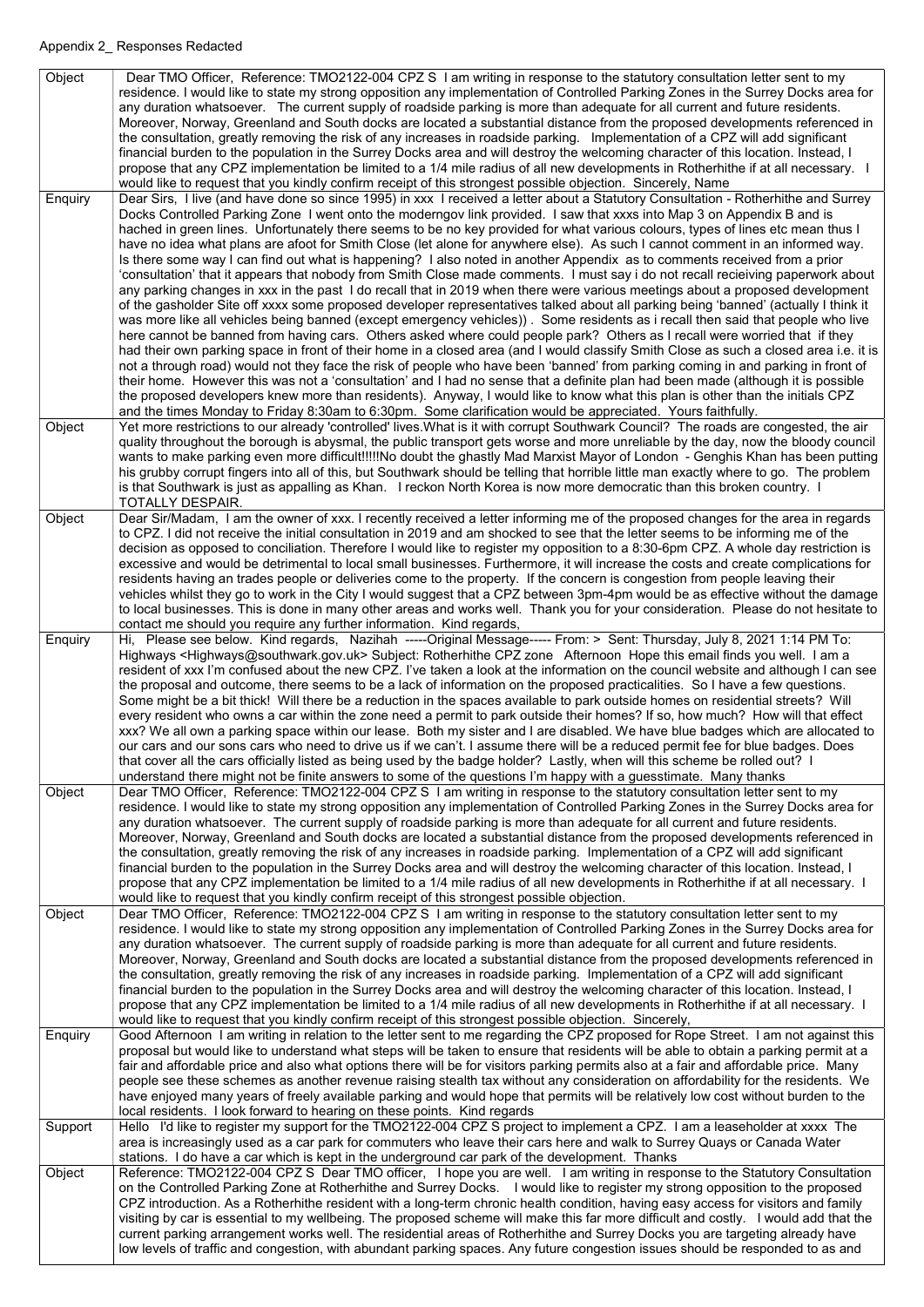Appendix 2_ Responses Redacted

| | |
|---|---|
| Object | Dear TMO Officer, Reference: TMO2122-004 CPZ S I am writing in response to the statutory consultation letter sent to my residence. I would like to state my strong opposition any implementation of Controlled Parking Zones in the Surrey Docks area for any duration whatsoever. The current supply of roadside parking is more than adequate for all current and future residents. Moreover, Norway, Greenland and South docks are located a substantial distance from the proposed developments referenced in the consultation, greatly removing the risk of any increases in roadside parking. Implementation of a CPZ will add significant financial burden to the population in the Surrey Docks area and will destroy the welcoming character of this location. Instead, I propose that any CPZ implementation be limited to a 1/4 mile radius of all new developments in Rotherhithe if at all necessary. I would like to request that you kindly confirm receipt of this strongest possible objection. Sincerely, Name |
| Enquiry | Dear Sirs, I live (and have done so since 1995) in xxx I received a letter about a Statutory Consultation - Rotherhithe and Surrey Docks Controlled Parking Zone I went onto the moderngov link provided. I saw that xxxs into Map 3 on Appendix B and is hached in green lines. Unfortunately there seems to be no key provided for what various colours, types of lines etc mean thus I have no idea what plans are afoot for Smith Close (let alone for anywhere else). As such I cannot comment in an informed way. Is there some way I can find out what is happening? I also noted in another Appendix as to comments received from a prior 'consultation' that it appears that nobody from Smith Close made comments. I must say i do not recall recieiving paperwork about any parking changes in xxx in the past I do recall that in 2019 when there were various meetings about a proposed development of the gasholder Site off xxxx some proposed developer representatives talked about all parking being 'banned' (actually I think it was more like all vehicles being banned (except emergency vehicles)) . Some residents as i recall then said that people who live here cannot be banned from having cars. Others asked where could people park? Others as I recall were worried that if they had their own parking space in front of their home in a closed area (and I would classify Smith Close as such a closed area i.e. it is not a through road) would not they face the risk of people who have been 'banned' from parking coming in and parking in front of their home. However this was not a 'consultation' and I had no sense that a definite plan had been made (although it is possible the proposed developers knew more than residents). Anyway, I would like to know what this plan is other than the initials CPZ and the times Monday to Friday 8:30am to 6:30pm. Some clarification would be appreciated. Yours faithfully. |
| Object | Yet more restrictions to our already 'controlled' lives.What is it with corrupt Southwark Council? The roads are congested, the air quality throughout the borough is abysmal, the public transport gets worse and more unreliable by the day, now the bloody council wants to make parking even more difficult!!!!!No doubt the ghastly Mad Marxist Mayor of London - Genghis Khan has been putting his grubby corrupt fingers into all of this, but Southwark should be telling that horrible little man exactly where to go. The problem is that Southwark is just as appalling as Khan. I reckon North Korea is now more democratic than this broken country. I TOTALLY DESPAIR. |
| Object | Dear Sir/Madam, I am the owner of xxx. I recently received a letter informing me of the proposed changes for the area in regards to CPZ. I did not receive the initial consultation in 2019 and am shocked to see that the letter seems to be informing me of the decision as opposed to conciliation. Therefore I would like to register my opposition to a 8:30-6pm CPZ. A whole day restriction is excessive and would be detrimental to local small businesses. Furthermore, it will increase the costs and create complications for residents having an trades people or deliveries come to the property. If the concern is congestion from people leaving their vehicles whilst they go to work in the City I would suggest that a CPZ between 3pm-4pm would be as effective without the damage to local businesses. This is done in many other areas and works well. Thank you for your consideration. Please do not hesitate to contact me should you require any further information. Kind regards, |
| Enquiry | Hi, Please see below. Kind regards, Nazihah -----Original Message----- From: > Sent: Thursday, July 8, 2021 1:14 PM To: Highways <Highways@southwark.gov.uk> Subject: Rotherhithe CPZ zone Afternoon Hope this email finds you well. I am a resident of xxx I'm confused about the new CPZ. I've taken a look at the information on the council website and although I can see the proposal and outcome, there seems to be a lack of information on the proposed practicalities. So I have a few questions. Some might be a bit thick! Will there be a reduction in the spaces available to park outside homes on residential streets? Will every resident who owns a car within the zone need a permit to park outside their homes? If so, how much? How will that effect xxx? We all own a parking space within our lease. Both my sister and I are disabled. We have blue badges which are allocated to our cars and our sons cars who need to drive us if we can't. I assume there will be a reduced permit fee for blue badges. Does that cover all the cars officially listed as being used by the badge holder? Lastly, when will this scheme be rolled out? I understand there might not be finite answers to some of the questions I'm happy with a guesstimate. Many thanks |
| Object | Dear TMO Officer, Reference: TMO2122-004 CPZ S I am writing in response to the statutory consultation letter sent to my residence. I would like to state my strong opposition any implementation of Controlled Parking Zones in the Surrey Docks area for any duration whatsoever. The current supply of roadside parking is more than adequate for all current and future residents. Moreover, Norway, Greenland and South docks are located a substantial distance from the proposed developments referenced in the consultation, greatly removing the risk of any increases in roadside parking. Implementation of a CPZ will add significant financial burden to the population in the Surrey Docks area and will destroy the welcoming character of this location. Instead, I propose that any CPZ implementation be limited to a 1/4 mile radius of all new developments in Rotherhithe if at all necessary. I would like to request that you kindly confirm receipt of this strongest possible objection. |
| Object | Dear TMO Officer, Reference: TMO2122-004 CPZ S I am writing in response to the statutory consultation letter sent to my residence. I would like to state my strong opposition any implementation of Controlled Parking Zones in the Surrey Docks area for any duration whatsoever. The current supply of roadside parking is more than adequate for all current and future residents. Moreover, Norway, Greenland and South docks are located a substantial distance from the proposed developments referenced in the consultation, greatly removing the risk of any increases in roadside parking. Implementation of a CPZ will add significant financial burden to the population in the Surrey Docks area and will destroy the welcoming character of this location. Instead, I propose that any CPZ implementation be limited to a 1/4 mile radius of all new developments in Rotherhithe if at all necessary. I would like to request that you kindly confirm receipt of this strongest possible objection. Sincerely, |
| Enquiry | Good Afternoon I am writing in relation to the letter sent to me regarding the CPZ proposed for Rope Street. I am not against this proposal but would like to understand what steps will be taken to ensure that residents will be able to obtain a parking permit at a fair and affordable price and also what options there will be for visitors parking permits also at a fair and affordable price. Many people see these schemes as another revenue raising stealth tax without any consideration on affordability for the residents. We have enjoyed many years of freely available parking and would hope that permits will be relatively low cost without burden to the local residents. I look forward to hearing on these points. Kind regards |
| Support | Hello I'd like to register my support for the TMO2122-004 CPZ S project to implement a CPZ. I am a leaseholder at xxxx The area is increasingly used as a car park for commuters who leave their cars here and walk to Surrey Quays or Canada Water stations. I do have a car which is kept in the underground car park of the development. Thanks |
| Object | Reference: TMO2122-004 CPZ S Dear TMO officer, I hope you are well. I am writing in response to the Statutory Consultation on the Controlled Parking Zone at Rotherhithe and Surrey Docks. I would like to register my strong opposition to the proposed CPZ introduction. As a Rotherhithe resident with a long-term chronic health condition, having easy access for visitors and family visiting by car is essential to my wellbeing. The proposed scheme will make this far more difficult and costly. I would add that the current parking arrangement works well. The residential areas of Rotherhithe and Surrey Docks you are targeting already have low levels of traffic and congestion, with abundant parking spaces. Any future congestion issues should be responded to as and |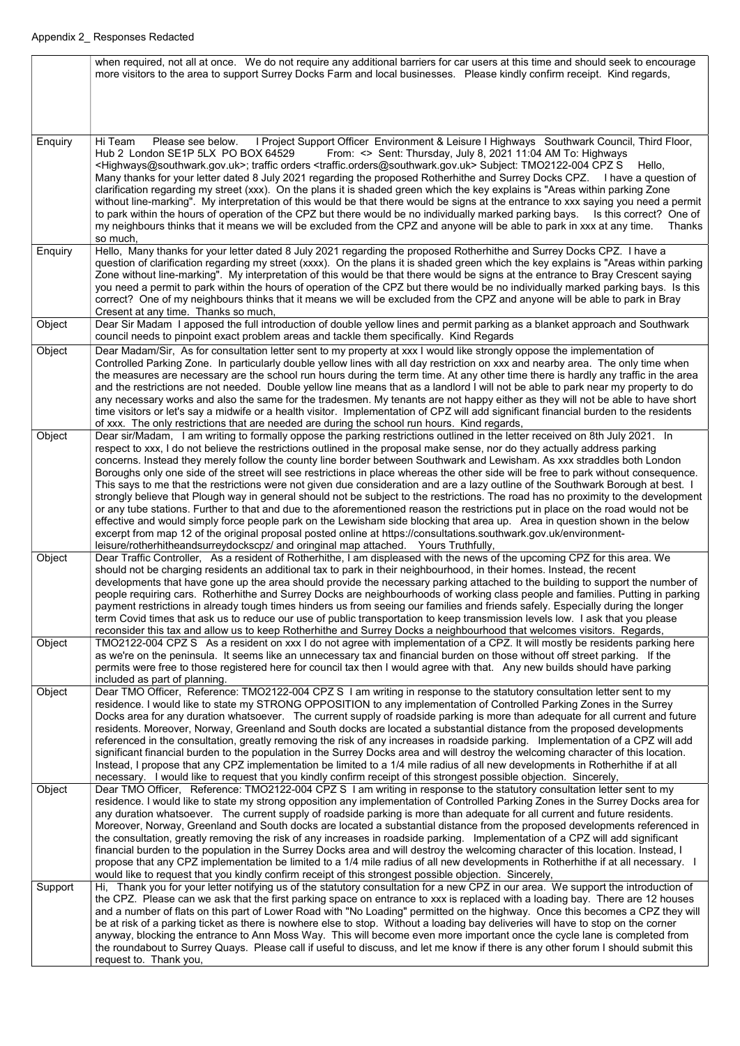Appendix 2_ Responses Redacted

| | |
|---|---|
| | when required, not all at once. We do not require any additional barriers for car users at this time and should seek to encourage more visitors to the area to support Surrey Docks Farm and local businesses. Please kindly confirm receipt. Kind regards, |
| Enquiry | Hi Team Please see below. I Project Support Officer Environment & Leisure I Highways Southwark Council, Third Floor, Hub 2 London SE1P 5LX PO BOX 64529 From: <> Sent: Thursday, July 8, 2021 11:04 AM To: Highways <Highways@southwark.gov.uk>; traffic orders <traffic.orders@southwark.gov.uk> Subject: TMO2122-004 CPZ S Hello, Many thanks for your letter dated 8 July 2021 regarding the proposed Rotherhithe and Surrey Docks CPZ. I have a question of clarification regarding my street (xxx). On the plans it is shaded green which the key explains is "Areas within parking Zone without line-marking". My interpretation of this would be that there would be signs at the entrance to xxx saying you need a permit to park within the hours of operation of the CPZ but there would be no individually marked parking bays. Is this correct? One of my neighbours thinks that it means we will be excluded from the CPZ and anyone will be able to park in xxx at any time. Thanks so much, |
| Enquiry | Hello, Many thanks for your letter dated 8 July 2021 regarding the proposed Rotherhithe and Surrey Docks CPZ. I have a question of clarification regarding my street (xxxx). On the plans it is shaded green which the key explains is "Areas within parking Zone without line-marking". My interpretation of this would be that there would be signs at the entrance to Bray Crescent saying you need a permit to park within the hours of operation of the CPZ but there would be no individually marked parking bays. Is this correct? One of my neighbours thinks that it means we will be excluded from the CPZ and anyone will be able to park in Bray Cresent at any time. Thanks so much, |
| Object | Dear Sir Madam I apposed the full introduction of double yellow lines and permit parking as a blanket approach and Southwark council needs to pinpoint exact problem areas and tackle them specifically. Kind Regards |
| Object | Dear Madam/Sir, As for consultation letter sent to my property at xxx I would like strongly oppose the implementation of Controlled Parking Zone. In particularly double yellow lines with all day restriction on xxx and nearby area. The only time when the measures are necessary are the school run hours during the term time. At any other time there is hardly any traffic in the area and the restrictions are not needed. Double yellow line means that as a landlord I will not be able to park near my property to do any necessary works and also the same for the tradesmen. My tenants are not happy either as they will not be able to have short time visitors or let's say a midwife or a health visitor. Implementation of CPZ will add significant financial burden to the residents of xxx. The only restrictions that are needed are during the school run hours. Kind regards, |
| Object | Dear sir/Madam, I am writing to formally oppose the parking restrictions outlined in the letter received on 8th July 2021. In respect to xxx, I do not believe the restrictions outlined in the proposal make sense, nor do they actually address parking concerns. Instead they merely follow the county line border between Southwark and Lewisham. As xxx straddles both London Boroughs only one side of the street will see restrictions in place whereas the other side will be free to park without consequence. This says to me that the restrictions were not given due consideration and are a lazy outline of the Southwark Borough at best. I strongly believe that Plough way in general should not be subject to the restrictions. The road has no proximity to the development or any tube stations. Further to that and due to the aforementioned reason the restrictions put in place on the road would not be effective and would simply force people park on the Lewisham side blocking that area up. Area in question shown in the below excerpt from map 12 of the original proposal posted online at https://consultations.southwark.gov.uk/environment-leisure/rotherhitheandsurreydockscpz/ and oringinal map attached. Yours Truthfully, |
| Object | Dear Traffic Controller, As a resident of Rotherhithe, I am displeased with the news of the upcoming CPZ for this area. We should not be charging residents an additional tax to park in their neighbourhood, in their homes. Instead, the recent developments that have gone up the area should provide the necessary parking attached to the building to support the number of people requiring cars. Rotherhithe and Surrey Docks are neighbourhoods of working class people and families. Putting in parking payment restrictions in already tough times hinders us from seeing our families and friends safely. Especially during the longer term Covid times that ask us to reduce our use of public transportation to keep transmission levels low. I ask that you please reconsider this tax and allow us to keep Rotherhithe and Surrey Docks a neighbourhood that welcomes visitors. Regards, |
| Object | TMO2122-004 CPZ S As a resident on xxx I do not agree with implementation of a CPZ. It will mostly be residents parking here as we're on the peninsula. It seems like an unnecessary tax and financial burden on those without off street parking. If the permits were free to those registered here for council tax then I would agree with that. Any new builds should have parking included as part of planning. |
| Object | Dear TMO Officer, Reference: TMO2122-004 CPZ S I am writing in response to the statutory consultation letter sent to my residence. I would like to state my STRONG OPPOSITION to any implementation of Controlled Parking Zones in the Surrey Docks area for any duration whatsoever. The current supply of roadside parking is more than adequate for all current and future residents. Moreover, Norway, Greenland and South docks are located a substantial distance from the proposed developments referenced in the consultation, greatly removing the risk of any increases in roadside parking. Implementation of a CPZ will add significant financial burden to the population in the Surrey Docks area and will destroy the welcoming character of this location. Instead, I propose that any CPZ implementation be limited to a 1/4 mile radius of all new developments in Rotherhithe if at all necessary. I would like to request that you kindly confirm receipt of this strongest possible objection. Sincerely, |
| Object | Dear TMO Officer, Reference: TMO2122-004 CPZ S I am writing in response to the statutory consultation letter sent to my residence. I would like to state my strong opposition any implementation of Controlled Parking Zones in the Surrey Docks area for any duration whatsoever. The current supply of roadside parking is more than adequate for all current and future residents. Moreover, Norway, Greenland and South docks are located a substantial distance from the proposed developments referenced in the consultation, greatly removing the risk of any increases in roadside parking. Implementation of a CPZ will add significant financial burden to the population in the Surrey Docks area and will destroy the welcoming character of this location. Instead, I propose that any CPZ implementation be limited to a 1/4 mile radius of all new developments in Rotherhithe if at all necessary. I would like to request that you kindly confirm receipt of this strongest possible objection. Sincerely, |
| Support | Hi, Thank you for your letter notifying us of the statutory consultation for a new CPZ in our area. We support the introduction of the CPZ. Please can we ask that the first parking space on entrance to xxx is replaced with a loading bay. There are 12 houses and a number of flats on this part of Lower Road with "No Loading" permitted on the highway. Once this becomes a CPZ they will be at risk of a parking ticket as there is nowhere else to stop. Without a loading bay deliveries will have to stop on the corner anyway, blocking the entrance to Ann Moss Way. This will become even more important once the cycle lane is completed from the roundabout to Surrey Quays. Please call if useful to discuss, and let me know if there is any other forum I should submit this request to. Thank you, |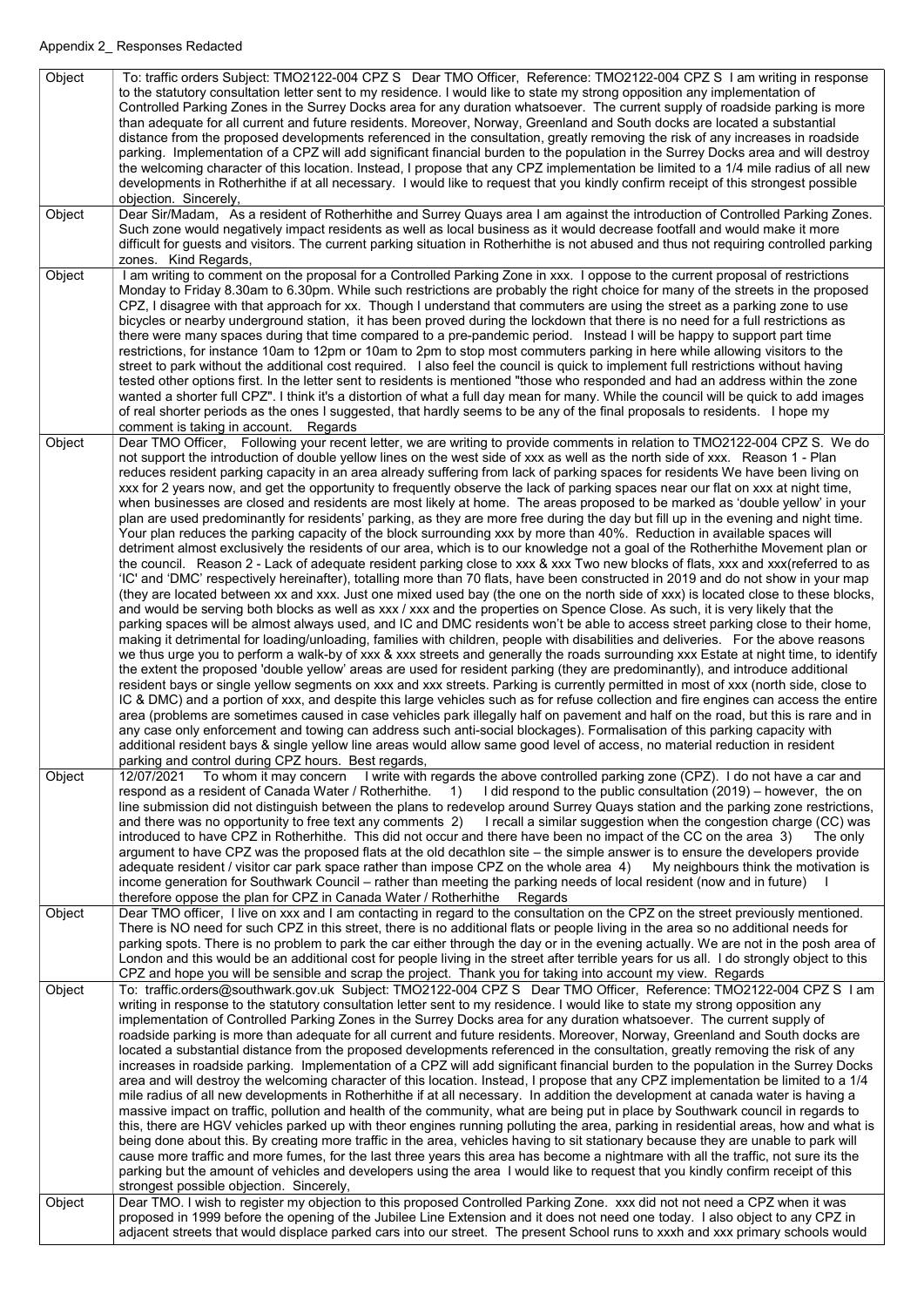Appendix 2_ Responses Redacted

| | |
|---|---|
| Object | To: traffic orders Subject: TMO2122-004 CPZ S Dear TMO Officer, Reference: TMO2122-004 CPZ S I am writing in response to the statutory consultation letter sent to my residence. I would like to state my strong opposition any implementation of Controlled Parking Zones in the Surrey Docks area for any duration whatsoever. The current supply of roadside parking is more than adequate for all current and future residents. Moreover, Norway, Greenland and South docks are located a substantial distance from the proposed developments referenced in the consultation, greatly removing the risk of any increases in roadside parking. Implementation of a CPZ will add significant financial burden to the population in the Surrey Docks area and will destroy the welcoming character of this location. Instead, I propose that any CPZ implementation be limited to a 1/4 mile radius of all new developments in Rotherhithe if at all necessary. I would like to request that you kindly confirm receipt of this strongest possible objection. Sincerely, |
| Object | Dear Sir/Madam, As a resident of Rotherhithe and Surrey Quays area I am against the introduction of Controlled Parking Zones. Such zone would negatively impact residents as well as local business as it would decrease footfall and would make it more difficult for guests and visitors. The current parking situation in Rotherhithe is not abused and thus not requiring controlled parking zones. Kind Regards, |
| Object | I am writing to comment on the proposal for a Controlled Parking Zone in xxx. I oppose to the current proposal of restrictions Monday to Friday 8.30am to 6.30pm. While such restrictions are probably the right choice for many of the streets in the proposed CPZ, I disagree with that approach for xx. Though I understand that commuters are using the street as a parking zone to use bicycles or nearby underground station, it has been proved during the lockdown that there is no need for a full restrictions as there were many spaces during that time compared to a pre-pandemic period. Instead I will be happy to support part time restrictions, for instance 10am to 12pm or 10am to 2pm to stop most commuters parking in here while allowing visitors to the street to park without the additional cost required. I also feel the council is quick to implement full restrictions without having tested other options first. In the letter sent to residents is mentioned "those who responded and had an address within the zone wanted a shorter full CPZ". I think it's a distortion of what a full day mean for many. While the council will be quick to add images of real shorter periods as the ones I suggested, that hardly seems to be any of the final proposals to residents. I hope my comment is taking in account. Regards |
| Object | Dear TMO Officer, Following your recent letter, we are writing to provide comments in relation to TMO2122-004 CPZ S. We do not support the introduction of double yellow lines on the west side of xxx as well as the north side of xxx. Reason 1 - Plan reduces resident parking capacity in an area already suffering from lack of parking spaces for residents We have been living on xxx for 2 years now, and get the opportunity to frequently observe the lack of parking spaces near our flat on xxx at night time, when businesses are closed and residents are most likely at home. The areas proposed to be marked as 'double yellow' in your plan are used predominantly for residents' parking, as they are more free during the day but fill up in the evening and night time. Your plan reduces the parking capacity of the block surrounding xxx by more than 40%. Reduction in available spaces will detriment almost exclusively the residents of our area, which is to our knowledge not a goal of the Rotherhithe Movement plan or the council. Reason 2 - Lack of adequate resident parking close to xxx & xxx Two new blocks of flats, xxx and xxx(referred to as 'IC' and 'DMC' respectively hereinafter), totalling more than 70 flats, have been constructed in 2019 and do not show in your map (they are located between xx and xxx. Just one mixed used bay (the one on the north side of xxx) is located close to these blocks, and would be serving both blocks as well as xxx / xxx and the properties on Spence Close. As such, it is very likely that the parking spaces will be almost always used, and IC and DMC residents won't be able to access street parking close to their home, making it detrimental for loading/unloading, families with children, people with disabilities and deliveries. For the above reasons we thus urge you to perform a walk-by of xxx & xxx streets and generally the roads surrounding xxx Estate at night time, to identify the extent the proposed 'double yellow' areas are used for resident parking (they are predominantly), and introduce additional resident bays or single yellow segments on xxx and xxx streets. Parking is currently permitted in most of xxx (north side, close to IC & DMC) and a portion of xxx, and despite this large vehicles such as for refuse collection and fire engines can access the entire area (problems are sometimes caused in case vehicles park illegally half on pavement and half on the road, but this is rare and in any case only enforcement and towing can address such anti-social blockages). Formalisation of this parking capacity with additional resident bays & single yellow line areas would allow same good level of access, no material reduction in resident parking and control during CPZ hours. Best regards, |
| Object | 12/07/2021 To whom it may concern I write with regards the above controlled parking zone (CPZ). I do not have a car and respond as a resident of Canada Water / Rotherhithe. 1) I did respond to the public consultation (2019) – however, the on line submission did not distinguish between the plans to redevelop around Surrey Quays station and the parking zone restrictions, and there was no opportunity to free text any comments 2) I recall a similar suggestion when the congestion charge (CC) was introduced to have CPZ in Rotherhithe. This did not occur and there have been no impact of the CC on the area 3) The only argument to have CPZ was the proposed flats at the old decathlon site – the simple answer is to ensure the developers provide adequate resident / visitor car park space rather than impose CPZ on the whole area 4) My neighbours think the motivation is income generation for Southwark Council – rather than meeting the parking needs of local resident (now and in future) I therefore oppose the plan for CPZ in Canada Water / Rotherhithe Regards |
| Object | Dear TMO officer, I live on xxx and I am contacting in regard to the consultation on the CPZ on the street previously mentioned. There is NO need for such CPZ in this street, there is no additional flats or people living in the area so no additional needs for parking spots. There is no problem to park the car either through the day or in the evening actually. We are not in the posh area of London and this would be an additional cost for people living in the street after terrible years for us all. I do strongly object to this CPZ and hope you will be sensible and scrap the project. Thank you for taking into account my view. Regards |
| Object | To: traffic.orders@southwark.gov.uk Subject: TMO2122-004 CPZ S Dear TMO Officer, Reference: TMO2122-004 CPZ S I am writing in response to the statutory consultation letter sent to my residence. I would like to state my strong opposition any implementation of Controlled Parking Zones in the Surrey Docks area for any duration whatsoever. The current supply of roadside parking is more than adequate for all current and future residents. Moreover, Norway, Greenland and South docks are located a substantial distance from the proposed developments referenced in the consultation, greatly removing the risk of any increases in roadside parking. Implementation of a CPZ will add significant financial burden to the population in the Surrey Docks area and will destroy the welcoming character of this location. Instead, I propose that any CPZ implementation be limited to a 1/4 mile radius of all new developments in Rotherhithe if at all necessary. In addition the development at canada water is having a massive impact on traffic, pollution and health of the community, what are being put in place by Southwark council in regards to this, there are HGV vehicles parked up with theor engines running polluting the area, parking in residential areas, how and what is being done about this. By creating more traffic in the area, vehicles having to sit stationary because they are unable to park will cause more traffic and more fumes, for the last three years this area has been a nightmare with all the traffic, not sure its the parking but the amount of vehicles and developers using the area I would like to request that you kindly confirm receipt of this strongest possible objection. Sincerely, |
| Object | Dear TMO. I wish to register my objection to this proposed Controlled Parking Zone. xxx did not not need a CPZ when it was proposed in 1999 before the opening of the Jubilee Line Extension and it does not need one today. I also object to any CPZ in adjacent streets that would displace parked cars into our street. The present School runs to xxxh and xxx primary schools would |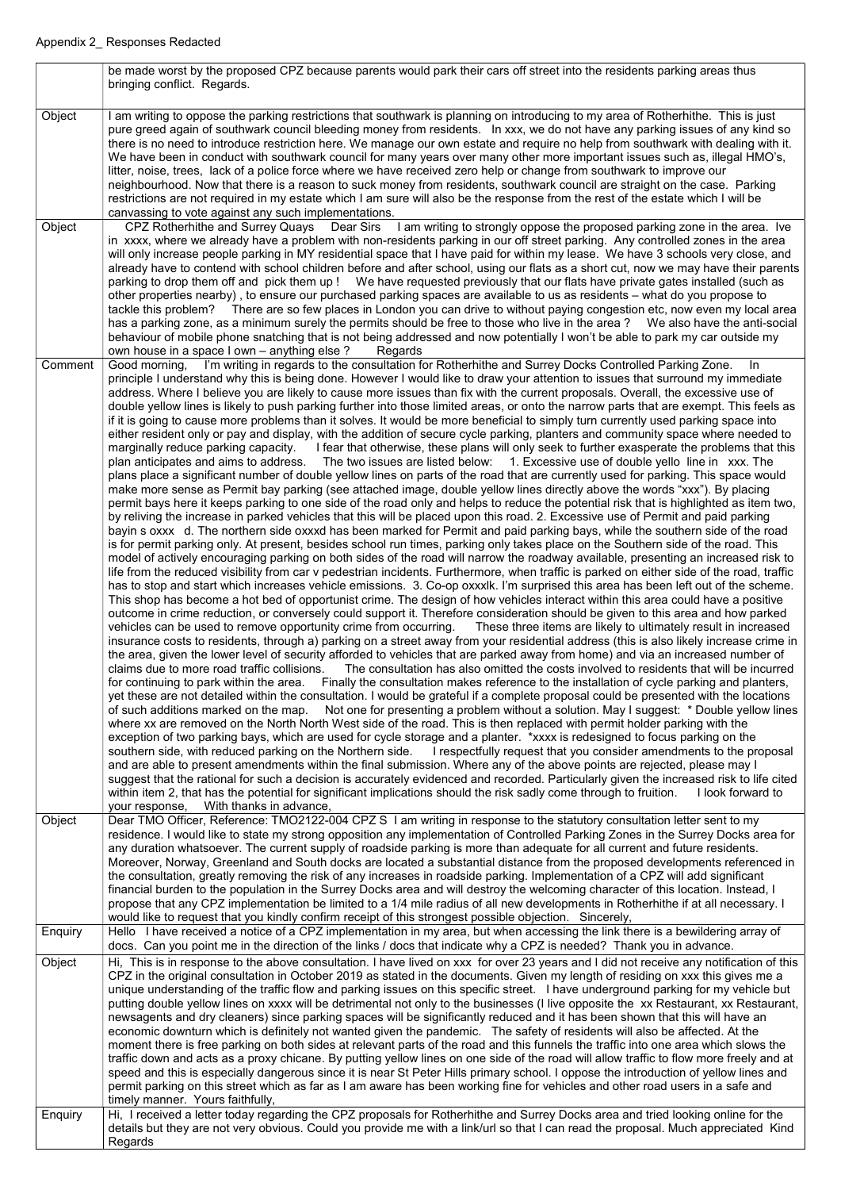Appendix 2_ Responses Redacted

| | |
|---|---|
| | be made worst by the proposed CPZ because parents would park their cars off street into the residents parking areas thus bringing conflict. Regards. |
| Object | I am writing to oppose the parking restrictions that southwark is planning on introducing to my area of Rotherhithe. This is just pure greed again of southwark council bleeding money from residents. In xxx, we do not have any parking issues of any kind so there is no need to introduce restriction here. We manage our own estate and require no help from southwark with dealing with it. We have been in conduct with southwark council for many years over many other more important issues such as, illegal HMO's, litter, noise, trees, lack of a police force where we have received zero help or change from southwark to improve our neighbourhood. Now that there is a reason to suck money from residents, southwark council are straight on the case. Parking restrictions are not required in my estate which I am sure will also be the response from the rest of the estate which I will be canvassing to vote against any such implementations. |
| Object | CPZ Rotherhithe and Surrey Quays Dear Sirs I am writing to strongly oppose the proposed parking zone in the area. Ive in xxxx, where we already have a problem with non-residents parking in our off street parking. Any controlled zones in the area will only increase people parking in MY residential space that I have paid for within my lease. We have 3 schools very close, and already have to contend with school children before and after school, using our flats as a short cut, now we may have their parents parking to drop them off and pick them up ! We have requested previously that our flats have private gates installed (such as other properties nearby) , to ensure our purchased parking spaces are available to us as residents – what do you propose to tackle this problem? There are so few places in London you can drive to without paying congestion etc, now even my local area has a parking zone, as a minimum surely the permits should be free to those who live in the area ? We also have the anti-social behaviour of mobile phone snatching that is not being addressed and now potentially I won't be able to park my car outside my own house in a space I own – anything else ? Regards |
| Comment | Good morning, I'm writing in regards to the consultation for Rotherhithe and Surrey Docks Controlled Parking Zone. In principle I understand why this is being done. However I would like to draw your attention to issues that surround my immediate address. Where I believe you are likely to cause more issues than fix with the current proposals. Overall, the excessive use of double yellow lines is likely to push parking further into those limited areas, or onto the narrow parts that are exempt. This feels as if it is going to cause more problems than it solves. It would be more beneficial to simply turn currently used parking space into either resident only or pay and display, with the addition of secure cycle parking, planters and community space where needed to marginally reduce parking capacity. I fear that otherwise, these plans will only seek to further exasperate the problems that this plan anticipates and aims to address. The two issues are listed below: 1. Excessive use of double yello line in xxx. The plans place a significant number of double yellow lines on parts of the road that are currently used for parking. This space would make more sense as Permit bay parking (see attached image, double yellow lines directly above the words "xxx"). By placing permit bays here it keeps parking to one side of the road only and helps to reduce the potential risk that is highlighted as item two, by reliving the increase in parked vehicles that this will be placed upon this road. 2. Excessive use of Permit and paid parking bayin s oxxx d. The northern side oxxxd has been marked for Permit and paid parking bays, while the southern side of the road is for permit parking only. At present, besides school run times, parking only takes place on the Southern side of the road. This model of actively encouraging parking on both sides of the road will narrow the roadway available, presenting an increased risk to life from the reduced visibility from car v pedestrian incidents. Furthermore, when traffic is parked on either side of the road, traffic has to stop and start which increases vehicle emissions. 3. Co-op oxxxlk. I'm surprised this area has been left out of the scheme. This shop has become a hot bed of opportunist crime. The design of how vehicles interact within this area could have a positive outcome in crime reduction, or conversely could support it. Therefore consideration should be given to this area and how parked vehicles can be used to remove opportunity crime from occurring. These three items are likely to ultimately result in increased insurance costs to residents, through a) parking on a street away from your residential address (this is also likely increase crime in the area, given the lower level of security afforded to vehicles that are parked away from home) and via an increased number of claims due to more road traffic collisions. The consultation has also omitted the costs involved to residents that will be incurred for continuing to park within the area. Finally the consultation makes reference to the installation of cycle parking and planters, yet these are not detailed within the consultation. I would be grateful if a complete proposal could be presented with the locations of such additions marked on the map. Not one for presenting a problem without a solution. May I suggest: * Double yellow lines where xx are removed on the North North West side of the road. This is then replaced with permit holder parking with the exception of two parking bays, which are used for cycle storage and a planter. *xxxx is redesigned to focus parking on the southern side, with reduced parking on the Northern side. I respectfully request that you consider amendments to the proposal and are able to present amendments within the final submission. Where any of the above points are rejected, please may I suggest that the rational for such a decision is accurately evidenced and recorded. Particularly given the increased risk to life cited within item 2, that has the potential for significant implications should the risk sadly come through to fruition. I look forward to your response, With thanks in advance, |
| Object | Dear TMO Officer, Reference: TMO2122-004 CPZ S I am writing in response to the statutory consultation letter sent to my residence. I would like to state my strong opposition any implementation of Controlled Parking Zones in the Surrey Docks area for any duration whatsoever. The current supply of roadside parking is more than adequate for all current and future residents. Moreover, Norway, Greenland and South docks are located a substantial distance from the proposed developments referenced in the consultation, greatly removing the risk of any increases in roadside parking. Implementation of a CPZ will add significant financial burden to the population in the Surrey Docks area and will destroy the welcoming character of this location. Instead, I propose that any CPZ implementation be limited to a 1/4 mile radius of all new developments in Rotherhithe if at all necessary. I would like to request that you kindly confirm receipt of this strongest possible objection. Sincerely, |
| Enquiry | Hello I have received a notice of a CPZ implementation in my area, but when accessing the link there is a bewildering array of docs. Can you point me in the direction of the links / docs that indicate why a CPZ is needed? Thank you in advance. |
| Object | Hi, This is in response to the above consultation. I have lived on xxx for over 23 years and I did not receive any notification of this CPZ in the original consultation in October 2019 as stated in the documents. Given my length of residing on xxx this gives me a unique understanding of the traffic flow and parking issues on this specific street. I have underground parking for my vehicle but putting double yellow lines on xxxx will be detrimental not only to the businesses (I live opposite the xx Restaurant, xx Restaurant, newsagents and dry cleaners) since parking spaces will be significantly reduced and it has been shown that this will have an economic downturn which is definitely not wanted given the pandemic. The safety of residents will also be affected. At the moment there is free parking on both sides at relevant parts of the road and this funnels the traffic into one area which slows the traffic down and acts as a proxy chicane. By putting yellow lines on one side of the road will allow traffic to flow more freely and at speed and this is especially dangerous since it is near St Peter Hills primary school. I oppose the introduction of yellow lines and permit parking on this street which as far as I am aware has been working fine for vehicles and other road users in a safe and timely manner. Yours faithfully, |
| Enquiry | Hi, I received a letter today regarding the CPZ proposals for Rotherhithe and Surrey Docks area and tried looking online for the details but they are not very obvious. Could you provide me with a link/url so that I can read the proposal. Much appreciated Kind Regards |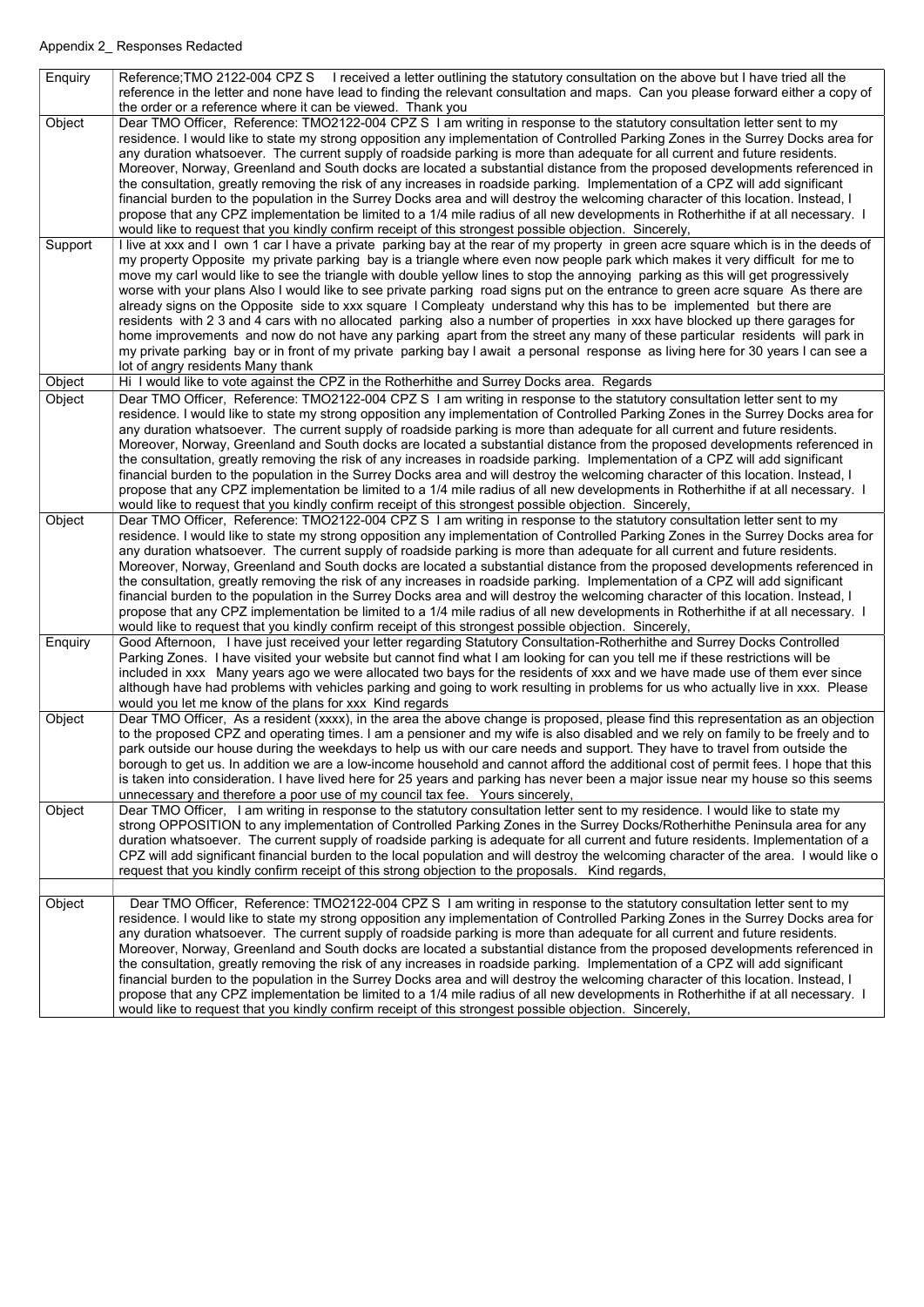Appendix 2_ Responses Redacted

| | |
|---|---|
| Enquiry | Reference;TMO 2122-004 CPZ S I received a letter outlining the statutory consultation on the above but I have tried all the reference in the letter and none have lead to finding the relevant consultation and maps. Can you please forward either a copy of the order or a reference where it can be viewed. Thank you |
| Object | Dear TMO Officer, Reference: TMO2122-004 CPZ S I am writing in response to the statutory consultation letter sent to my residence. I would like to state my strong opposition any implementation of Controlled Parking Zones in the Surrey Docks area for any duration whatsoever. The current supply of roadside parking is more than adequate for all current and future residents. Moreover, Norway, Greenland and South docks are located a substantial distance from the proposed developments referenced in the consultation, greatly removing the risk of any increases in roadside parking. Implementation of a CPZ will add significant financial burden to the population in the Surrey Docks area and will destroy the welcoming character of this location. Instead, I propose that any CPZ implementation be limited to a 1/4 mile radius of all new developments in Rotherhithe if at all necessary. I would like to request that you kindly confirm receipt of this strongest possible objection. Sincerely, |
| Support | I live at xxx and I own 1 car I have a private parking bay at the rear of my property in green acre square which is in the deeds of my property Opposite my private parking bay is a triangle where even now people park which makes it very difficult for me to move my carI would like to see the triangle with double yellow lines to stop the annoying parking as this will get progressively worse with your plans Also I would like to see private parking road signs put on the entrance to green acre square As there are already signs on the Opposite side to xxx square I Compleaty understand why this has to be implemented but there are residents with 2 3 and 4 cars with no allocated parking also a number of properties in xxx have blocked up there garages for home improvements and now do not have any parking apart from the street any many of these particular residents will park in my private parking bay or in front of my private parking bay I await a personal response as living here for 30 years I can see a lot of angry residents Many thank |
| Object | Hi I would like to vote against the CPZ in the Rotherhithe and Surrey Docks area. Regards |
| Object | Dear TMO Officer, Reference: TMO2122-004 CPZ S I am writing in response to the statutory consultation letter sent to my residence. I would like to state my strong opposition any implementation of Controlled Parking Zones in the Surrey Docks area for any duration whatsoever. The current supply of roadside parking is more than adequate for all current and future residents. Moreover, Norway, Greenland and South docks are located a substantial distance from the proposed developments referenced in the consultation, greatly removing the risk of any increases in roadside parking. Implementation of a CPZ will add significant financial burden to the population in the Surrey Docks area and will destroy the welcoming character of this location. Instead, I propose that any CPZ implementation be limited to a 1/4 mile radius of all new developments in Rotherhithe if at all necessary. I would like to request that you kindly confirm receipt of this strongest possible objection. Sincerely, |
| Object | Dear TMO Officer, Reference: TMO2122-004 CPZ S I am writing in response to the statutory consultation letter sent to my residence. I would like to state my strong opposition any implementation of Controlled Parking Zones in the Surrey Docks area for any duration whatsoever. The current supply of roadside parking is more than adequate for all current and future residents. Moreover, Norway, Greenland and South docks are located a substantial distance from the proposed developments referenced in the consultation, greatly removing the risk of any increases in roadside parking. Implementation of a CPZ will add significant financial burden to the population in the Surrey Docks area and will destroy the welcoming character of this location. Instead, I propose that any CPZ implementation be limited to a 1/4 mile radius of all new developments in Rotherhithe if at all necessary. I would like to request that you kindly confirm receipt of this strongest possible objection. Sincerely, |
| Enquiry | Good Afternoon, I have just received your letter regarding Statutory Consultation-Rotherhithe and Surrey Docks Controlled Parking Zones. I have visited your website but cannot find what I am looking for can you tell me if these restrictions will be included in xxx Many years ago we were allocated two bays for the residents of xxx and we have made use of them ever since although have had problems with vehicles parking and going to work resulting in problems for us who actually live in xxx. Please would you let me know of the plans for xxx Kind regards |
| Object | Dear TMO Officer, As a resident (xxxx), in the area the above change is proposed, please find this representation as an objection to the proposed CPZ and operating times. I am a pensioner and my wife is also disabled and we rely on family to be freely and to park outside our house during the weekdays to help us with our care needs and support. They have to travel from outside the borough to get us. In addition we are a low-income household and cannot afford the additional cost of permit fees. I hope that this is taken into consideration. I have lived here for 25 years and parking has never been a major issue near my house so this seems unnecessary and therefore a poor use of my council tax fee. Yours sincerely, |
| Object | Dear TMO Officer, I am writing in response to the statutory consultation letter sent to my residence. I would like to state my strong OPPOSITION to any implementation of Controlled Parking Zones in the Surrey Docks/Rotherhithe Peninsula area for any duration whatsoever. The current supply of roadside parking is adequate for all current and future residents. Implementation of a CPZ will add significant financial burden to the local population and will destroy the welcoming character of the area. I would like o request that you kindly confirm receipt of this strong objection to the proposals. Kind regards, |
| | |
| Object | Dear TMO Officer, Reference: TMO2122-004 CPZ S I am writing in response to the statutory consultation letter sent to my residence. I would like to state my strong opposition any implementation of Controlled Parking Zones in the Surrey Docks area for any duration whatsoever. The current supply of roadside parking is more than adequate for all current and future residents. Moreover, Norway, Greenland and South docks are located a substantial distance from the proposed developments referenced in the consultation, greatly removing the risk of any increases in roadside parking. Implementation of a CPZ will add significant financial burden to the population in the Surrey Docks area and will destroy the welcoming character of this location. Instead, I propose that any CPZ implementation be limited to a 1/4 mile radius of all new developments in Rotherhithe if at all necessary. I would like to request that you kindly confirm receipt of this strongest possible objection. Sincerely, |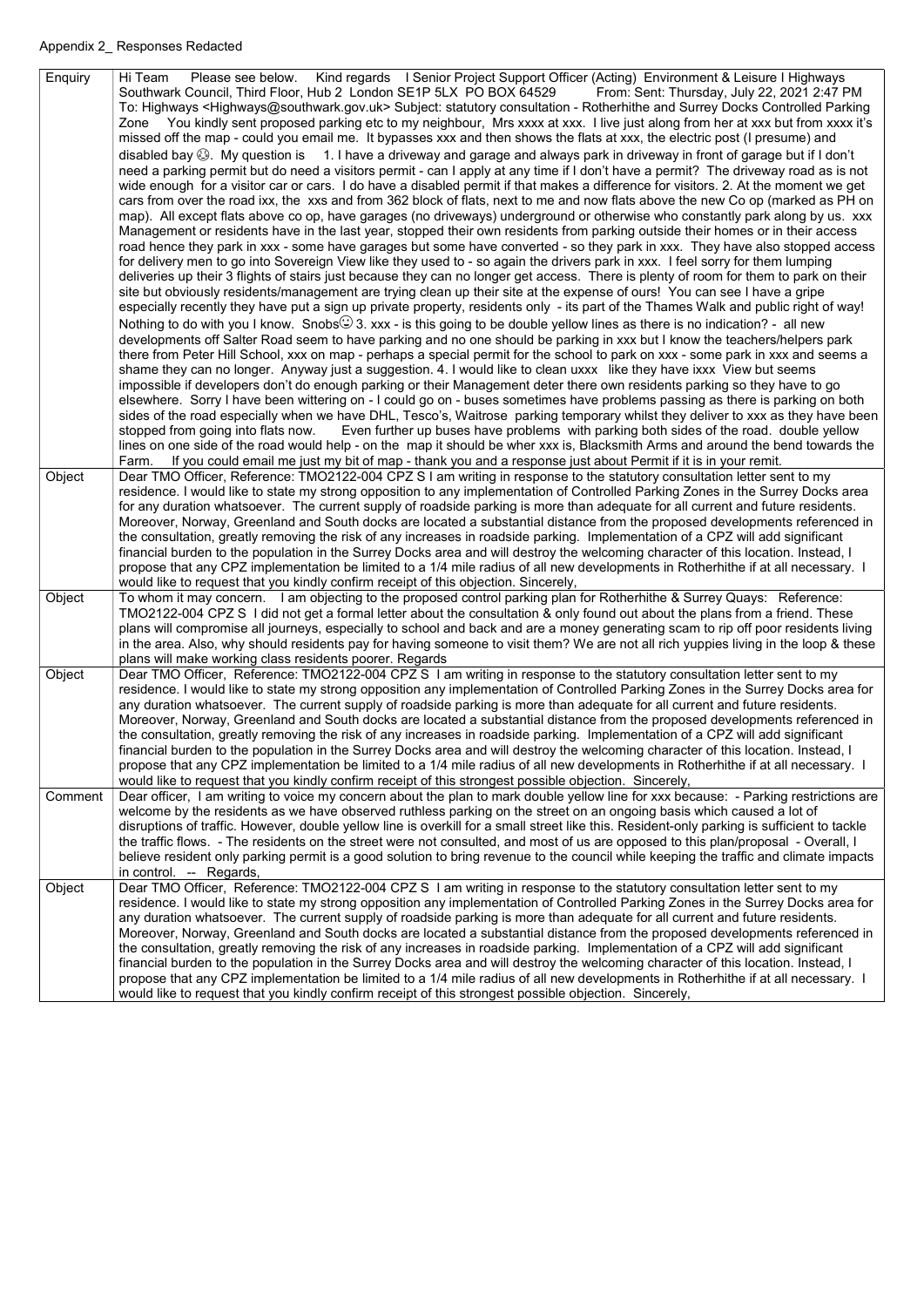Appendix 2_ Responses Redacted

| | |
|---|---|
| Enquiry | Hi Team Please see below. Kind regards I Senior Project Support Officer (Acting) Environment & Leisure I Highways Southwark Council, Third Floor, Hub 2 London SE1P 5LX PO BOX 64529 From: Sent: Thursday, July 22, 2021 2:47 PM To: Highways <Highways@southwark.gov.uk> Subject: statutory consultation - Rotherhithe and Surrey Docks Controlled Parking Zone You kindly sent proposed parking etc to my neighbour, Mrs xxxx at xxx. I live just along from her at xxx but from xxxx it's missed off the map - could you email me. It bypasses xxx and then shows the flats at xxx, the electric post (I presume) and disabled bay ☹. My question is 1. I have a driveway and garage and always park in driveway in front of garage but if I don't need a parking permit but do need a visitors permit - can I apply at any time if I don't have a permit? The driveway road as is not wide enough for a visitor car or cars. I do have a disabled permit if that makes a difference for visitors. 2. At the moment we get cars from over the road ixx, the xxs and from 362 block of flats, next to me and now flats above the new Co op (marked as PH on map). All except flats above co op, have garages (no driveways) underground or otherwise who constantly park along by us. xxx Management or residents have in the last year, stopped their own residents from parking outside their homes or in their access road hence they park in xxx - some have garages but some have converted - so they park in xxx. They have also stopped access for delivery men to go into Sovereign View like they used to - so again the drivers park in xxx. I feel sorry for them lumping deliveries up their 3 flights of stairs just because they can no longer get access. There is plenty of room for them to park on their site but obviously residents/management are trying clean up their site at the expense of ours! You can see I have a gripe especially recently they have put a sign up private property, residents only - its part of the Thames Walk and public right of way! Nothing to do with you I know. Snobs☺ 3. xxx - is this going to be double yellow lines as there is no indication? - all new developments off Salter Road seem to have parking and no one should be parking in xxx but I know the teachers/helpers park there from Peter Hill School, xxx on map - perhaps a special permit for the school to park on xxx - some park in xxx and seems a shame they can no longer. Anyway just a suggestion. 4. I would like to clean uxxx like they have ixxx View but seems impossible if developers don't do enough parking or their Management deter there own residents parking so they have to go elsewhere. Sorry I have been wittering on - I could go on - buses sometimes have problems passing as there is parking on both sides of the road especially when we have DHL, Tesco's, Waitrose parking temporary whilst they deliver to xxx as they have been stopped from going into flats now. Even further up buses have problems with parking both sides of the road. double yellow lines on one side of the road would help - on the map it should be wher xxx is, Blacksmith Arms and around the bend towards the Farm. If you could email me just my bit of map - thank you and a response just about Permit if it is in your remit. |
| Object | Dear TMO Officer, Reference: TMO2122-004 CPZ S I am writing in response to the statutory consultation letter sent to my residence. I would like to state my strong opposition to any implementation of Controlled Parking Zones in the Surrey Docks area for any duration whatsoever. The current supply of roadside parking is more than adequate for all current and future residents. Moreover, Norway, Greenland and South docks are located a substantial distance from the proposed developments referenced in the consultation, greatly removing the risk of any increases in roadside parking. Implementation of a CPZ will add significant financial burden to the population in the Surrey Docks area and will destroy the welcoming character of this location. Instead, I propose that any CPZ implementation be limited to a 1/4 mile radius of all new developments in Rotherhithe if at all necessary. I would like to request that you kindly confirm receipt of this objection. Sincerely, |
| Object | To whom it may concern. I am objecting to the proposed control parking plan for Rotherhithe & Surrey Quays: Reference: TMO2122-004 CPZ S I did not get a formal letter about the consultation & only found out about the plans from a friend. These plans will compromise all journeys, especially to school and back and are a money generating scam to rip off poor residents living in the area. Also, why should residents pay for having someone to visit them? We are not all rich yuppies living in the loop & these plans will make working class residents poorer. Regards |
| Object | Dear TMO Officer, Reference: TMO2122-004 CPZ S I am writing in response to the statutory consultation letter sent to my residence. I would like to state my strong opposition any implementation of Controlled Parking Zones in the Surrey Docks area for any duration whatsoever. The current supply of roadside parking is more than adequate for all current and future residents. Moreover, Norway, Greenland and South docks are located a substantial distance from the proposed developments referenced in the consultation, greatly removing the risk of any increases in roadside parking. Implementation of a CPZ will add significant financial burden to the population in the Surrey Docks area and will destroy the welcoming character of this location. Instead, I propose that any CPZ implementation be limited to a 1/4 mile radius of all new developments in Rotherhithe if at all necessary. I would like to request that you kindly confirm receipt of this strongest possible objection. Sincerely, |
| Comment | Dear officer, I am writing to voice my concern about the plan to mark double yellow line for xxx because: - Parking restrictions are welcome by the residents as we have observed ruthless parking on the street on an ongoing basis which caused a lot of disruptions of traffic. However, double yellow line is overkill for a small street like this. Resident-only parking is sufficient to tackle the traffic flows. - The residents on the street were not consulted, and most of us are opposed to this plan/proposal - Overall, I believe resident only parking permit is a good solution to bring revenue to the council while keeping the traffic and climate impacts in control. -- Regards, |
| Object | Dear TMO Officer, Reference: TMO2122-004 CPZ S I am writing in response to the statutory consultation letter sent to my residence. I would like to state my strong opposition any implementation of Controlled Parking Zones in the Surrey Docks area for any duration whatsoever. The current supply of roadside parking is more than adequate for all current and future residents. Moreover, Norway, Greenland and South docks are located a substantial distance from the proposed developments referenced in the consultation, greatly removing the risk of any increases in roadside parking. Implementation of a CPZ will add significant financial burden to the population in the Surrey Docks area and will destroy the welcoming character of this location. Instead, I propose that any CPZ implementation be limited to a 1/4 mile radius of all new developments in Rotherhithe if at all necessary. I would like to request that you kindly confirm receipt of this strongest possible objection. Sincerely, |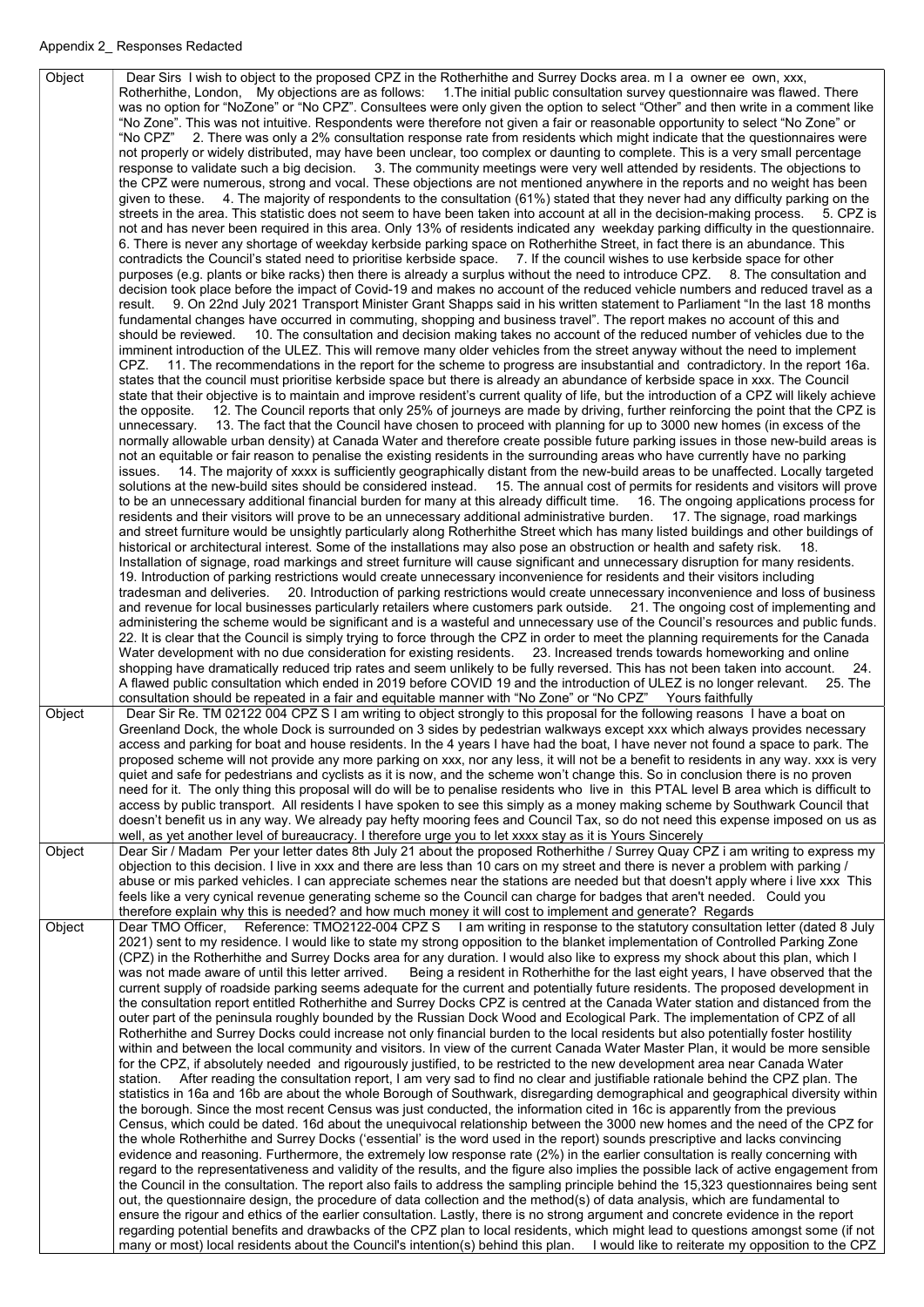Appendix 2_ Responses Redacted

| | |
|---|---|
| Object | Dear Sirs I wish to object to the proposed CPZ in the Rotherhithe and Surrey Docks area. m I a owner ee own, xxx, Rotherhithe, London, My objections are as follows: 1.The initial public consultation survey questionnaire was flawed. There was no option for "NoZone" or "No CPZ". Consultees were only given the option to select "Other" and then write in a comment like "No Zone". This was not intuitive. Respondents were therefore not given a fair or reasonable opportunity to select "No Zone" or "No CPZ" 2. There was only a 2% consultation response rate from residents which might indicate that the questionnaires were not properly or widely distributed, may have been unclear, too complex or daunting to complete. This is a very small percentage response to validate such a big decision. 3. The community meetings were very well attended by residents. The objections to the CPZ were numerous, strong and vocal. These objections are not mentioned anywhere in the reports and no weight has been given to these. 4. The majority of respondents to the consultation (61%) stated that they never had any difficulty parking on the streets in the area. This statistic does not seem to have been taken into account at all in the decision-making process. 5. CPZ is not and has never been required in this area. Only 13% of residents indicated any weekday parking difficulty in the questionnaire. 6. There is never any shortage of weekday kerbside parking space on Rotherhithe Street, in fact there is an abundance. This contradicts the Council's stated need to prioritise kerbside space. 7. If the council wishes to use kerbside space for other purposes (e.g. plants or bike racks) then there is already a surplus without the need to introduce CPZ. 8. The consultation and decision making took place before the impact of Covid-19 and makes no account of the reduced vehicle numbers and reduced travel as a result. 9. On 22nd July 2021 Transport Minister Grant Shapps said in his written statement to Parliament "In the last 18 months fundamental changes have occurred in commuting, shopping and business travel". The report makes no account of this and should be reviewed. 10. The consultation and decision making takes no account of the reduced number of vehicles due to the imminent introduction of the ULEZ. This will remove many older vehicles from the street anyway without the need to implement CPZ. 11. The recommendations in the report for the scheme to progress are insubstantial and contradictory. In the report 16a. states that the council must prioritise kerbside space but there is already an abundance of kerbside space in xxx. The Council state that their objective is to maintain and improve resident's current quality of life, but the introduction of a CPZ will likely achieve the opposite. 12. The Council reports that only 25% of journeys are made by driving, further reinforcing the point that the CPZ is unnecessary. 13. The fact that the Council have chosen to proceed with planning for up to 3000 new homes (in excess of the normally allowable urban density) at Canada Water and therefore create possible future parking issues in those new-build areas is not an equitable or fair reason to penalise the existing residents in the surrounding areas who have currently have no parking issues. 14. The majority of xxxx is sufficiently geographically distant from the new-build areas to be unaffected. Locally targeted solutions at the new-build sites should be considered instead. 15. The annual cost of permits for residents and visitors will prove to be an unnecessary additional financial burden for many at this already difficult time. 16. The ongoing applications process for residents and their visitors will prove to be an unnecessary additional administrative burden. 17. The signage, road markings and street furniture would be unsightly particularly along Rotherhithe Street which has many listed buildings and other buildings of historical or architectural interest. Some of the installations may also pose an obstruction or health and safety risk. 18. Installation of signage, road markings and street furniture will cause significant and unnecessary disruption for many residents. 19. Introduction of parking restrictions would create unnecessary inconvenience for residents and their visitors including tradesman and deliveries. 20. Introduction of parking restrictions would create unnecessary inconvenience and loss of business and revenue for local businesses particularly retailers where customers park outside. 21. The ongoing cost of implementing and administering the scheme would be significant and is a wasteful and unnecessary use of the Council's resources and public funds. 22. It is clear that the Council is simply trying to force through the CPZ in order to meet the planning requirements for the Canada Water development with no due consideration for existing residents. 23. Increased trends towards homeworking and online shopping have dramatically reduced trip rates and seem unlikely to be fully reversed. This has not been taken into account. 24. A flawed public consultation which ended in 2019 before COVID 19 and the introduction of ULEZ is no longer relevant. 25. The consultation should be repeated in a fair and equitable manner with "No Zone" or "No CPZ" Yours faithfully |
| Object | Dear Sir Re. TM 02122 004 CPZ S I am writing to object strongly to this proposal for the following reasons I have a boat on Greenland Dock, the whole Dock is surrounded on 3 sides by pedestrian walkways except xxx which always provides necessary access and parking for boat and house residents. In the 4 years I have had the boat, I have never not found a space to park. The proposed scheme will not provide any more parking on xxx, nor any less, it will not be a benefit to residents in any way. xxx is very quiet and safe for pedestrians and cyclists as it is now, and the scheme won't change this. So in conclusion there is no proven need for it. The only thing this proposal will do will be to penalise residents who live in this PTAL level B area which is difficult to access by public transport. All residents I have spoken to see this simply as a money making scheme by Southwark Council that doesn't benefit us in any way. We already pay hefty mooring fees and Council Tax, so do not need this expense imposed on us as well, as yet another level of bureaucracy. I therefore urge you to let xxxx stay as it is Yours Sincerely |
| Object | Dear Sir / Madam Per your letter dates 8th July 21 about the proposed Rotherhithe / Surrey Quay CPZ i am writing to express my objection to this decision. I live in xxx and there are less than 10 cars on my street and there is never a problem with parking / abuse or mis parked vehicles. I can appreciate schemes near the stations are needed but that doesn't apply where i live xxx This feels like a very cynical revenue generating scheme so the Council can charge for badges that aren't needed. Could you therefore explain why this is needed? and how much money it will cost to implement and generate? Regards |
| Object | Dear TMO Officer, Reference: TMO2122-004 CPZ S I am writing in response to the statutory consultation letter (dated 8 July 2021) sent to my residence. I would like to state my strong opposition to the blanket implementation of Controlled Parking Zone (CPZ) in the Rotherhithe and Surrey Docks area for any duration. I would also like to express my shock about this plan, which I was not made aware of until this letter arrived. Being a resident in Rotherhithe for the last eight years, I have observed that the current supply of roadside parking seems adequate for the current and potentially future residents. The proposed development in the consultation report entitled Rotherhithe and Surrey Docks CPZ is centred at the Canada Water station and distanced from the outer part of the peninsula roughly bounded by the Russian Dock Wood and Ecological Park. The implementation of CPZ of all Rotherhithe and Surrey Docks could increase not only financial burden to the local residents but also potentially foster hostility within and between the local community and visitors. In view of the current Canada Water Master Plan, it would be more sensible for the CPZ, if absolutely needed and rigourously justified, to be restricted to the new development area near Canada Water station. After reading the consultation report, I am very sad to find no clear and justifiable rationale behind the CPZ plan. The statistics in 16a and 16b are about the whole Borough of Southwark, disregarding demographical and geographical diversity within the borough. Since the most recent Census was just conducted, the information cited in 16c is apparently from the previous Census, which could be dated. 16d about the unequivocal relationship between the 3000 new homes and the need of the CPZ for the whole Rotherhithe and Surrey Docks ('essential' is the word used in the report) sounds prescriptive and lacks convincing evidence and reasoning. Furthermore, the extremely low response rate (2%) in the earlier consultation is really concerning with regard to the representativeness and validity of the results, and the figure also implies the possible lack of active engagement from the Council in the consultation. The report also fails to address the sampling principle behind the 15,323 questionnaires being sent out, the questionnaire design, the procedure of data collection and the method(s) of data analysis, which are fundamental to ensure the rigour and ethics of the earlier consultation. Lastly, there is no strong argument and concrete evidence in the report regarding potential benefits and drawbacks of the CPZ plan to local residents, which might lead to questions amongst some (if not many or most) local residents about the Council's intention(s) behind this plan. I would like to reiterate my opposition to the CPZ |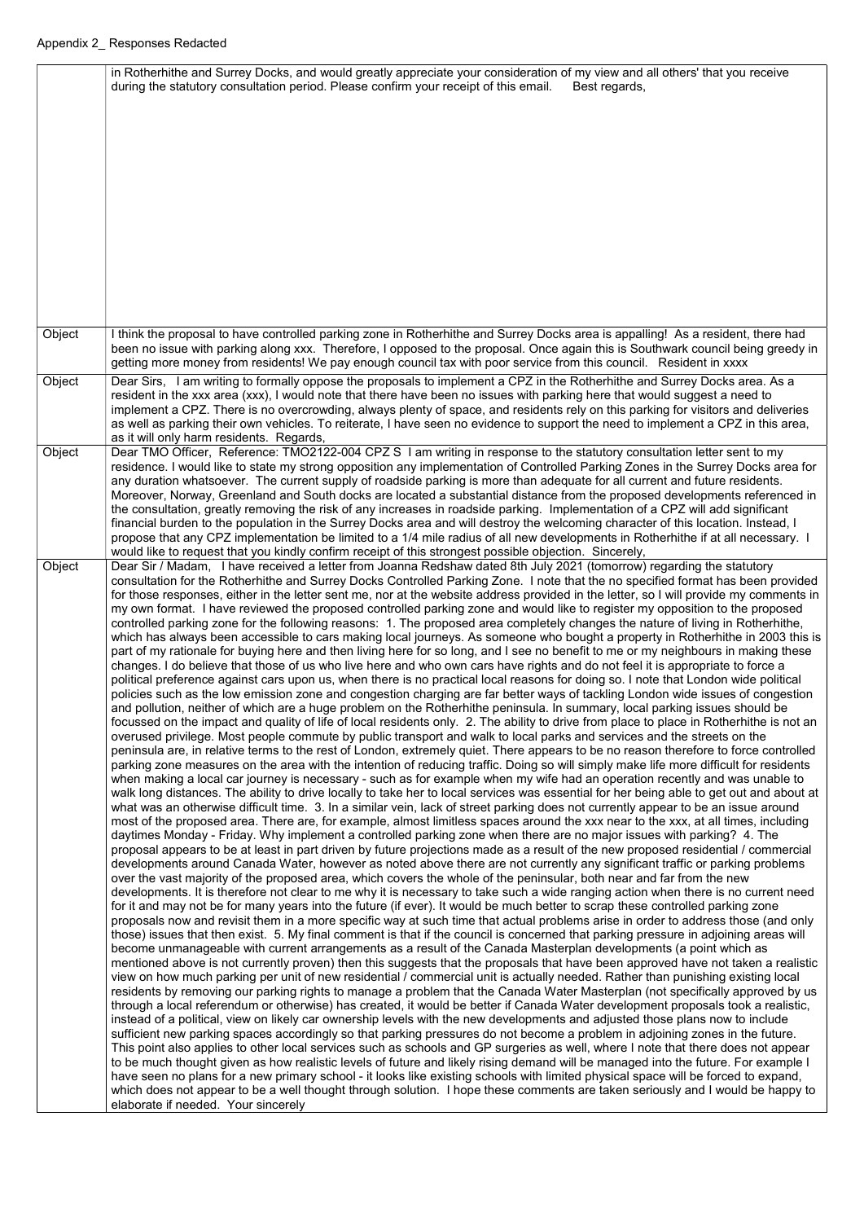Appendix 2_ Responses Redacted

| | |
|---|---|
| | in Rotherhithe and Surrey Docks, and would greatly appreciate your consideration of my view and all others' that you receive during the statutory consultation period. Please confirm your receipt of this email. Best regards, |
| Object | I think the proposal to have controlled parking zone in Rotherhithe and Surrey Docks area is appalling! As a resident, there had been no issue with parking along xxx. Therefore, I opposed to the proposal. Once again this is Southwark council being greedy in getting more money from residents! We pay enough council tax with poor service from this council. Resident in xxxx |
| Object | Dear Sirs, I am writing to formally oppose the proposals to implement a CPZ in the Rotherhithe and Surrey Docks area. As a resident in the xxx area (xxx), I would note that there have been no issues with parking here that would suggest a need to implement a CPZ. There is no overcrowding, always plenty of space, and residents rely on this parking for visitors and deliveries as well as parking their own vehicles. To reiterate, I have seen no evidence to support the need to implement a CPZ in this area, as it will only harm residents. Regards, |
| Object | Dear TMO Officer, Reference: TMO2122-004 CPZ S I am writing in response to the statutory consultation letter sent to my residence. I would like to state my strong opposition any implementation of Controlled Parking Zones in the Surrey Docks area for any duration whatsoever. The current supply of roadside parking is more than adequate for all current and future residents. Moreover, Norway, Greenland and South docks are located a substantial distance from the proposed developments referenced in the consultation, greatly removing the risk of any increases in roadside parking. Implementation of a CPZ will add significant financial burden to the population in the Surrey Docks area and will destroy the welcoming character of this location. Instead, I propose that any CPZ implementation be limited to a 1/4 mile radius of all new developments in Rotherhithe if at all necessary. I would like to request that you kindly confirm receipt of this strongest possible objection. Sincerely, |
| Object | Dear Sir / Madam, I have received a letter from Joanna Redshaw dated 8th July 2021 (tomorrow) regarding the statutory consultation for the Rotherhithe and Surrey Docks Controlled Parking Zone. I note that the no specified format has been provided for those responses, either in the letter sent me, nor at the website address provided in the letter, so I will provide my comments in my own format. I have reviewed the proposed controlled parking zone and would like to register my opposition to the proposed controlled parking zone for the following reasons: 1. The proposed area completely changes the nature of living in Rotherhithe, which has always been accessible to cars making local journeys. As someone who bought a property in Rotherhithe in 2003 this is part of my rationale for buying here and then living here for so long, and I see no benefit to me or my neighbours in making these changes. I do believe that those of us who live here and who own cars have rights and do not feel it is appropriate to force a political preference against cars upon us, when there is no practical local reasons for doing so. I note that London wide political policies such as the low emission zone and congestion charging are far better ways of tackling London wide issues of congestion and pollution, neither of which are a huge problem on the Rotherhithe peninsula. In summary, local parking issues should be focussed on the impact and quality of life of local residents only. 2. The ability to drive from place to place in Rotherhithe is not an overused privilege. Most people commute by public transport and walk to local parks and services and the streets on the peninsula are, in relative terms to the rest of London, extremely quiet. There appears to be no reason therefore to force controlled parking zone measures on the area with the intention of reducing traffic. Doing so will simply make life more difficult for residents when making a local car journey is necessary - such as for example when my wife had an operation recently and was unable to walk long distances. The ability to drive locally to take her to local services was essential for her being able to get out and about at what was an otherwise difficult time. 3. In a similar vein, lack of street parking does not currently appear to be an issue around most of the proposed area. There are, for example, almost limitless spaces around the xxx near to the xxx, at all times, including daytimes Monday - Friday. Why implement a controlled parking zone when there are no major issues with parking? 4. The proposal appears to be at least in part driven by future projections made as a result of the new proposed residential / commercial developments around Canada Water, however as noted above there are not currently any significant traffic or parking problems over the vast majority of the proposed area, which covers the whole of the peninsular, both near and far from the new developments. It is therefore not clear to me why it is necessary to take such a wide ranging action when there is no current need for it and may not be for many years into the future (if ever). It would be much better to scrap these controlled parking zone proposals now and revisit them in a more specific way at such time that actual problems arise in order to address those (and only those) issues that then exist. 5. My final comment is that if the council is concerned that parking pressure in adjoining areas will become unmanageable with current arrangements as a result of the Canada Masterplan developments (a point which as mentioned above is not currently proven) then this suggests that the proposals that have been approved have not taken a realistic view on how much parking per unit of new residential / commercial unit is actually needed. Rather than punishing existing local residents by removing our parking rights to manage a problem that the Canada Water Masterplan (not specifically approved by us through a local referendum or otherwise) has created, it would be better if Canada Water development proposals took a realistic, instead of a political, view on likely car ownership levels with the new developments and adjusted those plans now to include sufficient new parking spaces accordingly so that parking pressures do not become a problem in adjoining zones in the future. This point also applies to other local services such as schools and GP surgeries as well, where I note that there does not appear to be much thought given as how realistic levels of future and likely rising demand will be managed into the future. For example I have seen no plans for a new primary school - it looks like existing schools with limited physical space will be forced to expand, which does not appear to be a well thought through solution. I hope these comments are taken seriously and I would be happy to elaborate if needed. Your sincerely |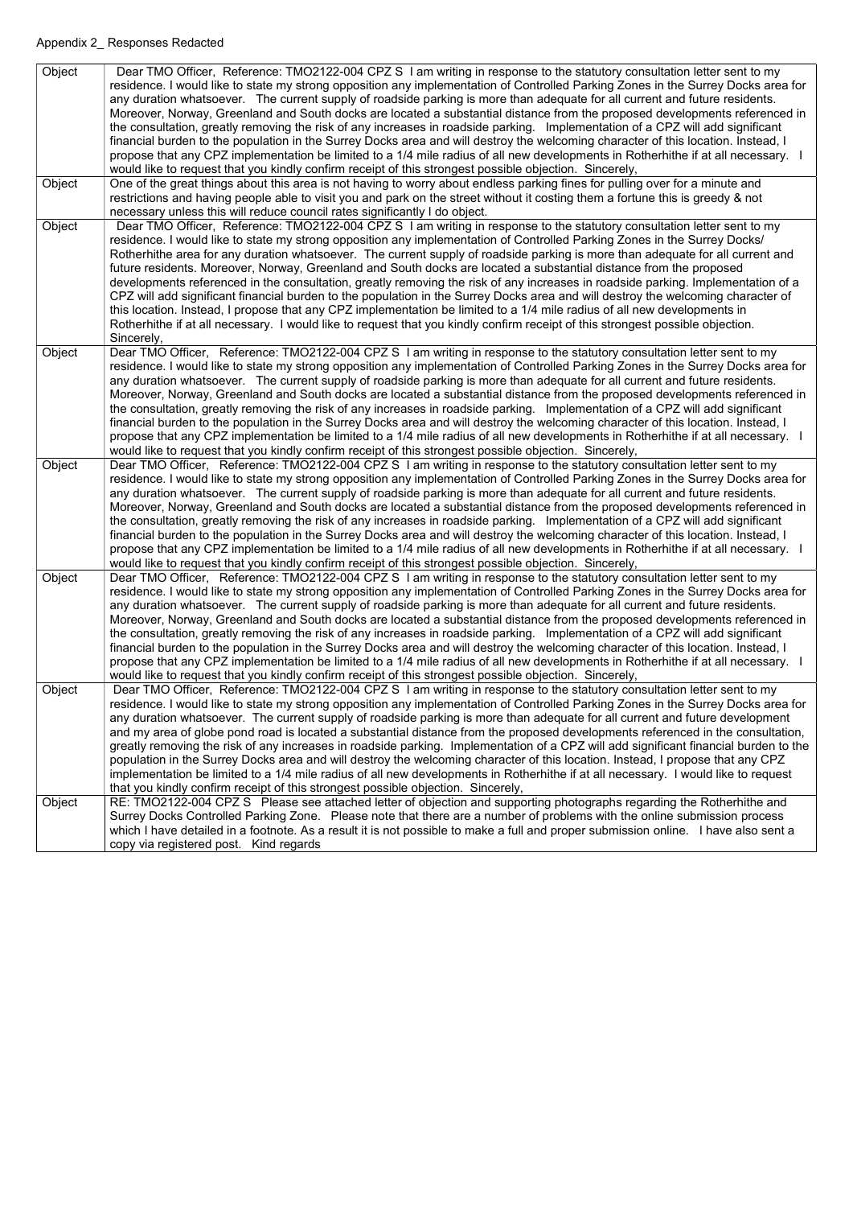Appendix 2_ Responses Redacted

| | |
|---|---|
| Object | Dear TMO Officer, Reference: TMO2122-004 CPZ S I am writing in response to the statutory consultation letter sent to my residence. I would like to state my strong opposition any implementation of Controlled Parking Zones in the Surrey Docks area for any duration whatsoever. The current supply of roadside parking is more than adequate for all current and future residents. Moreover, Norway, Greenland and South docks are located a substantial distance from the proposed developments referenced in the consultation, greatly removing the risk of any increases in roadside parking. Implementation of a CPZ will add significant financial burden to the population in the Surrey Docks area and will destroy the welcoming character of this location. Instead, I propose that any CPZ implementation be limited to a 1/4 mile radius of all new developments in Rotherhithe if at all necessary. I would like to request that you kindly confirm receipt of this strongest possible objection. Sincerely, |
| Object | One of the great things about this area is not having to worry about endless parking fines for pulling over for a minute and restrictions and having people able to visit you and park on the street without it costing them a fortune this is greedy & not necessary unless this will reduce council rates significantly I do object. |
| Object | Dear TMO Officer, Reference: TMO2122-004 CPZ S I am writing in response to the statutory consultation letter sent to my residence. I would like to state my strong opposition any implementation of Controlled Parking Zones in the Surrey Docks/ Rotherhithe area for any duration whatsoever. The current supply of roadside parking is more than adequate for all current and future residents. Moreover, Norway, Greenland and South docks are located a substantial distance from the proposed developments referenced in the consultation, greatly removing the risk of any increases in roadside parking. Implementation of a CPZ will add significant financial burden to the population in the Surrey Docks area and will destroy the welcoming character of this location. Instead, I propose that any CPZ implementation be limited to a 1/4 mile radius of all new developments in Rotherhithe if at all necessary. I would like to request that you kindly confirm receipt of this strongest possible objection. Sincerely, |
| Object | Dear TMO Officer, Reference: TMO2122-004 CPZ S I am writing in response to the statutory consultation letter sent to my residence. I would like to state my strong opposition any implementation of Controlled Parking Zones in the Surrey Docks area for any duration whatsoever. The current supply of roadside parking is more than adequate for all current and future residents. Moreover, Norway, Greenland and South docks are located a substantial distance from the proposed developments referenced in the consultation, greatly removing the risk of any increases in roadside parking. Implementation of a CPZ will add significant financial burden to the population in the Surrey Docks area and will destroy the welcoming character of this location. Instead, I propose that any CPZ implementation be limited to a 1/4 mile radius of all new developments in Rotherhithe if at all necessary. I would like to request that you kindly confirm receipt of this strongest possible objection. Sincerely, |
| Object | Dear TMO Officer, Reference: TMO2122-004 CPZ S I am writing in response to the statutory consultation letter sent to my residence. I would like to state my strong opposition any implementation of Controlled Parking Zones in the Surrey Docks area for any duration whatsoever. The current supply of roadside parking is more than adequate for all current and future residents. Moreover, Norway, Greenland and South docks are located a substantial distance from the proposed developments referenced in the consultation, greatly removing the risk of any increases in roadside parking. Implementation of a CPZ will add significant financial burden to the population in the Surrey Docks area and will destroy the welcoming character of this location. Instead, I propose that any CPZ implementation be limited to a 1/4 mile radius of all new developments in Rotherhithe if at all necessary. I would like to request that you kindly confirm receipt of this strongest possible objection. Sincerely, |
| Object | Dear TMO Officer, Reference: TMO2122-004 CPZ S I am writing in response to the statutory consultation letter sent to my residence. I would like to state my strong opposition any implementation of Controlled Parking Zones in the Surrey Docks area for any duration whatsoever. The current supply of roadside parking is more than adequate for all current and future residents. Moreover, Norway, Greenland and South docks are located a substantial distance from the proposed developments referenced in the consultation, greatly removing the risk of any increases in roadside parking. Implementation of a CPZ will add significant financial burden to the population in the Surrey Docks area and will destroy the welcoming character of this location. Instead, I propose that any CPZ implementation be limited to a 1/4 mile radius of all new developments in Rotherhithe if at all necessary. I would like to request that you kindly confirm receipt of this strongest possible objection. Sincerely, |
| Object | Dear TMO Officer, Reference: TMO2122-004 CPZ S I am writing in response to the statutory consultation letter sent to my residence. I would like to state my strong opposition any implementation of Controlled Parking Zones in the Surrey Docks area for any duration whatsoever. The current supply of roadside parking is more than adequate for all current and future development and my area of globe pond road is located a substantial distance from the proposed developments referenced in the consultation, greatly removing the risk of any increases in roadside parking. Implementation of a CPZ will add significant financial burden to the population in the Surrey Docks area and will destroy the welcoming character of this location. Instead, I propose that any CPZ implementation be limited to a 1/4 mile radius of all new developments in Rotherhithe if at all necessary. I would like to request that you kindly confirm receipt of this strongest possible objection. Sincerely, |
| Object | RE: TMO2122-004 CPZ S Please see attached letter of objection and supporting photographs regarding the Rotherhithe and Surrey Docks Controlled Parking Zone. Please note that there are a number of problems with the online submission process which I have detailed in a footnote. As a result it is not possible to make a full and proper submission online. I have also sent a copy via registered post. Kind regards |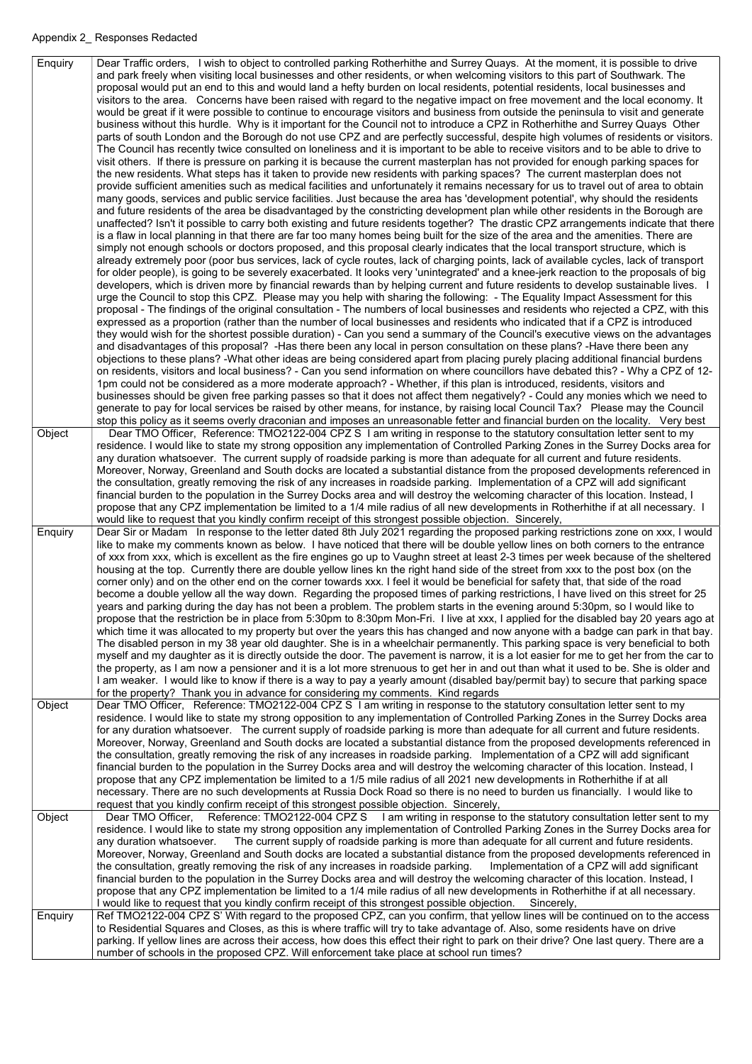Appendix 2_ Responses Redacted

| | |
|---|---|
| Enquiry | Dear Traffic orders, I wish to object to controlled parking Rotherhithe and Surrey Quays. At the moment, it is possible to drive and park freely when visiting local businesses and other residents, or when welcoming visitors to this part of Southwark. The proposal would put an end to this and would land a hefty burden on local residents, potential residents, local businesses and visitors to the area. Concerns have been raised with regard to the negative impact on free movement and the local economy. It would be great if it were possible to continue to encourage visitors and business from outside the peninsula to visit and generate business without this hurdle. Why is it important for the Council not to introduce a CPZ in Rotherhithe and Surrey Quays Other parts of south London and the Borough do not use CPZ and are perfectly successful, despite high volumes of residents or visitors. The Council has recently twice consulted on loneliness and it is important to be able to receive visitors and to be able to drive to visit others. If there is pressure on parking it is because the current masterplan has not provided for enough parking spaces for the new residents. What steps has it taken to provide new residents with parking spaces? The current masterplan does not provide sufficient amenities such as medical facilities and unfortunately it remains necessary for us to travel out of area to obtain many goods, services and public service facilities. Just because the area has 'development potential', why should the residents and future residents of the area be disadvantaged by the constricting development plan while other residents in the Borough are unaffected? Isn't it possible to carry both existing and future residents together? The drastic CPZ arrangements indicate that there is a flaw in local planning in that there are far too many homes being built for the size of the area and the amenities. There are simply not enough schools or doctors proposed, and this proposal clearly indicates that the local transport structure, which is already extremely poor (poor bus services, lack of cycle routes, lack of charging points, lack of available cycles, lack of transport for older people), is going to be severely exacerbated. It looks very 'unintegrated' and a knee-jerk reaction to the proposals of big developers, which is driven more by financial rewards than by helping current and future residents to develop sustainable lives. I urge the Council to stop this CPZ. Please may you help with sharing the following: - The Equality Impact Assessment for this proposal - The findings of the original consultation - The numbers of local businesses and residents who rejected a CPZ, with this expressed as a proportion (rather than the number of local businesses and residents who indicated that if a CPZ is introduced they would wish for the shortest possible duration) - Can you send a summary of the Council's executive views on the advantages and disadvantages of this proposal? -Has there been any local in person consultation on these plans? -Have there been any objections to these plans? -What other ideas are being considered apart from placing purely placing additional financial burdens on residents, visitors and local business? - Can you send information on where councillors have debated this? - Why a CPZ of 12-1pm could not be considered as a more moderate approach? - Whether, if this plan is introduced, residents, visitors and businesses should be given free parking passes so that it does not affect them negatively? - Could any monies which we need to generate to pay for local services be raised by other means, for instance, by raising local Council Tax? Please may the Council stop this policy as it seems overly draconian and imposes an unreasonable fetter and financial burden on the locality. Very best |
| Object | Dear TMO Officer, Reference: TMO2122-004 CPZ S I am writing in response to the statutory consultation letter sent to my residence. I would like to state my strong opposition any implementation of Controlled Parking Zones in the Surrey Docks area for any duration whatsoever. The current supply of roadside parking is more than adequate for all current and future residents. Moreover, Norway, Greenland and South docks are located a substantial distance from the proposed developments referenced in the consultation, greatly removing the risk of any increases in roadside parking. Implementation of a CPZ will add significant financial burden to the population in the Surrey Docks area and will destroy the welcoming character of this location. Instead, I propose that any CPZ implementation be limited to a 1/4 mile radius of all new developments in Rotherhithe if at all necessary. I would like to request that you kindly confirm receipt of this strongest possible objection. Sincerely, |
| Enquiry | Dear Sir or Madam In response to the letter dated 8th July 2021 regarding the proposed parking restrictions zone on xxx, I would like to make my comments known as below. I have noticed that there will be double yellow lines on both corners to the entrance of xxx from xxx, which is excellent as the fire engines go up to Vaughn street at least 2-3 times per week because of the sheltered housing at the top. Currently there are double yellow lines kn the right hand side of the street from xxx to the post box (on the corner only) and on the other end on the corner towards xxx. I feel it would be beneficial for safety that, that side of the road become a double yellow all the way down. Regarding the proposed times of parking restrictions, I have lived on this street for 25 years and parking during the day has not been a problem. The problem starts in the evening around 5:30pm, so I would like to propose that the restriction be in place from 5:30pm to 8:30pm Mon-Fri. I live at xxx, I applied for the disabled bay 20 years ago at which time it was allocated to my property but over the years this has changed and now anyone with a badge can park in that bay. The disabled person in my 38 year old daughter. She is in a wheelchair permanently. This parking space is very beneficial to both myself and my daughter as it is directly outside the door. The pavement is narrow, it is a lot easier for me to get her from the car to the property, as I am now a pensioner and it is a lot more strenuous to get her in and out than what it used to be. She is older and I am weaker. I would like to know if there is a way to pay a yearly amount (disabled bay/permit bay) to secure that parking space for the property? Thank you in advance for considering my comments. Kind regards |
| Object | Dear TMO Officer, Reference: TMO2122-004 CPZ S I am writing in response to the statutory consultation letter sent to my residence. I would like to state my strong opposition to any implementation of Controlled Parking Zones in the Surrey Docks area for any duration whatsoever. The current supply of roadside parking is more than adequate for all current and future residents. Moreover, Norway, Greenland and South docks are located a substantial distance from the proposed developments referenced in the consultation, greatly removing the risk of any increases in roadside parking. Implementation of a CPZ will add significant financial burden to the population in the Surrey Docks area and will destroy the welcoming character of this location. Instead, I propose that any CPZ implementation be limited to a 1/5 mile radius of all 2021 new developments in Rotherhithe if at all necessary. There are no such developments at Russia Dock Road so there is no need to burden us financially. I would like to request that you kindly confirm receipt of this strongest possible objection. Sincerely, |
| Object | Dear TMO Officer, Reference: TMO2122-004 CPZ S I am writing in response to the statutory consultation letter sent to my residence. I would like to state my strong opposition any implementation of Controlled Parking Zones in the Surrey Docks area for any duration whatsoever. The current supply of roadside parking is more than adequate for all current and future residents. Moreover, Norway, Greenland and South docks are located a substantial distance from the proposed developments referenced in the consultation, greatly removing the risk of any increases in roadside parking. Implementation of a CPZ will add significant financial burden to the population in the Surrey Docks area and will destroy the welcoming character of this location. Instead, I propose that any CPZ implementation be limited to a 1/4 mile radius of all new developments in Rotherhithe if at all necessary. I would like to request that you kindly confirm receipt of this strongest possible objection. Sincerely, |
| Enquiry | Ref TMO2122-004 CPZ S' With regard to the proposed CPZ, can you confirm, that yellow lines will be continued on to the access to Residential Squares and Closes, as this is where traffic will try to take advantage of. Also, some residents have on drive parking. If yellow lines are across their access, how does this effect their right to park on their drive? One last query. There are a number of schools in the proposed CPZ. Will enforcement take place at school run times? |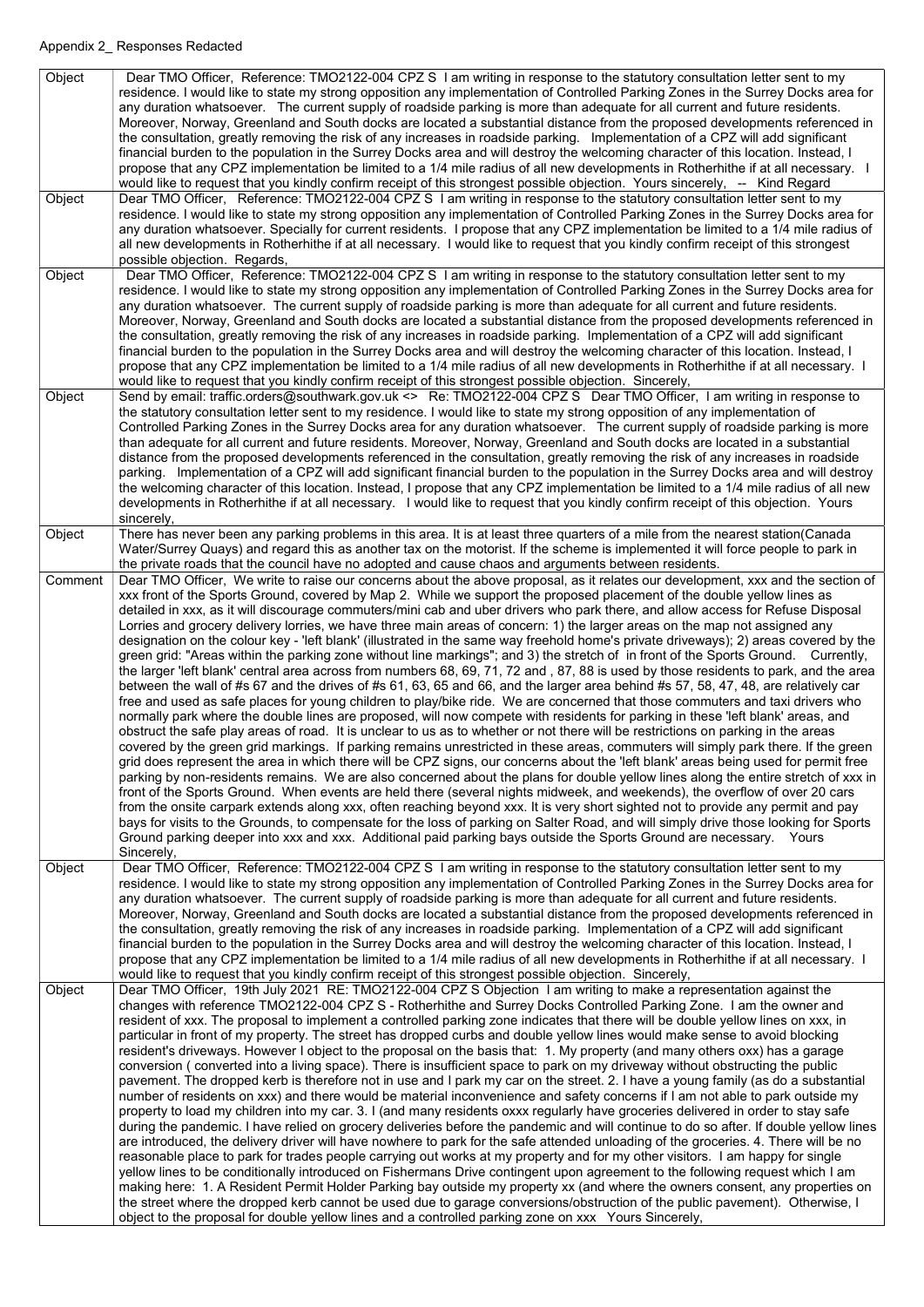Appendix 2_ Responses Redacted

| | |
|---|---|
| Object | Dear TMO Officer, Reference: TMO2122-004 CPZ S I am writing in response to the statutory consultation letter sent to my residence. I would like to state my strong opposition any implementation of Controlled Parking Zones in the Surrey Docks area for any duration whatsoever. The current supply of roadside parking is more than adequate for all current and future residents. Moreover, Norway, Greenland and South docks are located a substantial distance from the proposed developments referenced in the consultation, greatly removing the risk of any increases in roadside parking. Implementation of a CPZ will add significant financial burden to the population in the Surrey Docks area and will destroy the welcoming character of this location. Instead, I propose that any CPZ implementation be limited to a 1/4 mile radius of all new developments in Rotherhithe if at all necessary. I would like to request that you kindly confirm receipt of this strongest possible objection. Yours sincerely, -- Kind Regard |
| Object | Dear TMO Officer, Reference: TMO2122-004 CPZ S I am writing in response to the statutory consultation letter sent to my residence. I would like to state my strong opposition any implementation of Controlled Parking Zones in the Surrey Docks area for any duration whatsoever. Specially for current residents. I propose that any CPZ implementation be limited to a 1/4 mile radius of all new developments in Rotherhithe if at all necessary. I would like to request that you kindly confirm receipt of this strongest possible objection. Regards, |
| Object | Dear TMO Officer, Reference: TMO2122-004 CPZ S I am writing in response to the statutory consultation letter sent to my residence. I would like to state my strong opposition any implementation of Controlled Parking Zones in the Surrey Docks area for any duration whatsoever. The current supply of roadside parking is more than adequate for all current and future residents. Moreover, Norway, Greenland and South docks are located a substantial distance from the proposed developments referenced in the consultation, greatly removing the risk of any increases in roadside parking. Implementation of a CPZ will add significant financial burden to the population in the Surrey Docks area and will destroy the welcoming character of this location. Instead, I propose that any CPZ implementation be limited to a 1/4 mile radius of all new developments in Rotherhithe if at all necessary. I would like to request that you kindly confirm receipt of this strongest possible objection. Sincerely, |
| Object | Send by email: traffic.orders@southwark.gov.uk <> Re: TMO2122-004 CPZ S Dear TMO Officer, I am writing in response to the statutory consultation letter sent to my residence. I would like to state my strong opposition of any implementation of Controlled Parking Zones in the Surrey Docks area for any duration whatsoever. The current supply of roadside parking is more than adequate for all current and future residents. Moreover, Norway, Greenland and South docks are located in a substantial distance from the proposed developments referenced in the consultation, greatly removing the risk of any increases in roadside parking. Implementation of a CPZ will add significant financial burden to the population in the Surrey Docks area and will destroy the welcoming character of this location. Instead, I propose that any CPZ implementation be limited to a 1/4 mile radius of all new developments in Rotherhithe if at all necessary. I would like to request that you kindly confirm receipt of this objection. Yours sincerely, |
| Object | There has never been any parking problems in this area. It is at least three quarters of a mile from the nearest station(Canada Water/Surrey Quays) and regard this as another tax on the motorist. If the scheme is implemented it will force people to park in the private roads that the council have no adopted and cause chaos and arguments between residents. |
| Comment | Dear TMO Officer, We write to raise our concerns about the above proposal, as it relates our development, xxx and the section of xxx front of the Sports Ground, covered by Map 2. While we support the proposed placement of the double yellow lines as detailed in xxx, as it will discourage commuters/mini cab and uber drivers who park there, and allow access for Refuse Disposal Lorries and grocery delivery lorries, we have three main areas of concern: 1) the larger areas on the map not assigned any designation on the colour key - 'left blank' (illustrated in the same way freehold home's private driveways); 2) areas covered by the green grid: "Areas within the parking zone without line markings"; and 3) the stretch of in front of the Sports Ground. Currently, the larger 'left blank' central area across from numbers 68, 69, 71, 72 and , 87, 88 is used by those residents to park, and the area between the wall of #s 67 and the drives of #s 61, 63, 65 and 66, and the larger area behind #s 57, 58, 47, 48, are relatively car free and used as safe places for young children to play/bike ride. We are concerned that those commuters and taxi drivers who normally park where the double lines are proposed, will now compete with residents for parking in these 'left blank' areas, and obstruct the safe play areas of road. It is unclear to us as to whether or not there will be restrictions on parking in the areas covered by the green grid markings. If parking remains unrestricted in these areas, commuters will simply park there. If the green grid does represent the area in which there will be CPZ signs, our concerns about the 'left blank' areas being used for permit free parking by non-residents remains. We are also concerned about the plans for double yellow lines along the entire stretch of xxx in front of the Sports Ground. When events are held there (several nights midweek, and weekends), the overflow of over 20 cars from the onsite carpark extends along xxx, often reaching beyond xxx. It is very short sighted not to provide any permit and pay bays for visits to the Grounds, to compensate for the loss of parking on Salter Road, and will simply drive those looking for Sports Ground parking deeper into xxx and xxx. Additional paid parking bays outside the Sports Ground are necessary. Yours Sincerely, |
| Object | Dear TMO Officer, Reference: TMO2122-004 CPZ S I am writing in response to the statutory consultation letter sent to my residence. I would like to state my strong opposition any implementation of Controlled Parking Zones in the Surrey Docks area for any duration whatsoever. The current supply of roadside parking is more than adequate for all current and future residents. Moreover, Norway, Greenland and South docks are located a substantial distance from the proposed developments referenced in the consultation, greatly removing the risk of any increases in roadside parking. Implementation of a CPZ will add significant financial burden to the population in the Surrey Docks area and will destroy the welcoming character of this location. Instead, I propose that any CPZ implementation be limited to a 1/4 mile radius of all new developments in Rotherhithe if at all necessary. I would like to request that you kindly confirm receipt of this strongest possible objection. Sincerely, |
| Object | Dear TMO Officer, 19th July 2021 RE: TMO2122-004 CPZ S Objection I am writing to make a representation against the changes with reference TMO2122-004 CPZ S - Rotherhithe and Surrey Docks Controlled Parking Zone. I am the owner and resident of xxx. The proposal to implement a controlled parking zone indicates that there will be double yellow lines on xxx, in particular in front of my property. The street has dropped curbs and double yellow lines would make sense to avoid blocking resident's driveways. However I object to the proposal on the basis that: 1. My property (and many others oxx) has a garage conversion ( converted into a living space). There is insufficient space to park on my driveway without obstructing the public pavement. The dropped kerb is therefore not in use and I park my car on the street. 2. I have a young family (as do a substantial number of residents on xxx) and there would be material inconvenience and safety concerns if I am not able to park outside my property to load my children into my car. 3. I (and many residents oxxx regularly have groceries delivered in order to stay safe during the pandemic. I have relied on grocery deliveries before the pandemic and will continue to do so after. If double yellow lines are introduced, the delivery driver will have nowhere to park for the safe attended unloading of the groceries. 4. There will be no reasonable place to park for trades people carrying out works at my property and for my other visitors. I am happy for single yellow lines to be conditionally introduced on Fishermans Drive contingent upon agreement to the following request which I am making here: 1. A Resident Permit Holder Parking bay outside my property xx (and where the owners consent, any properties on the street where the dropped kerb cannot be used due to garage conversions/obstruction of the public pavement). Otherwise, I object to the proposal for double yellow lines and a controlled parking zone on xxx Yours Sincerely, |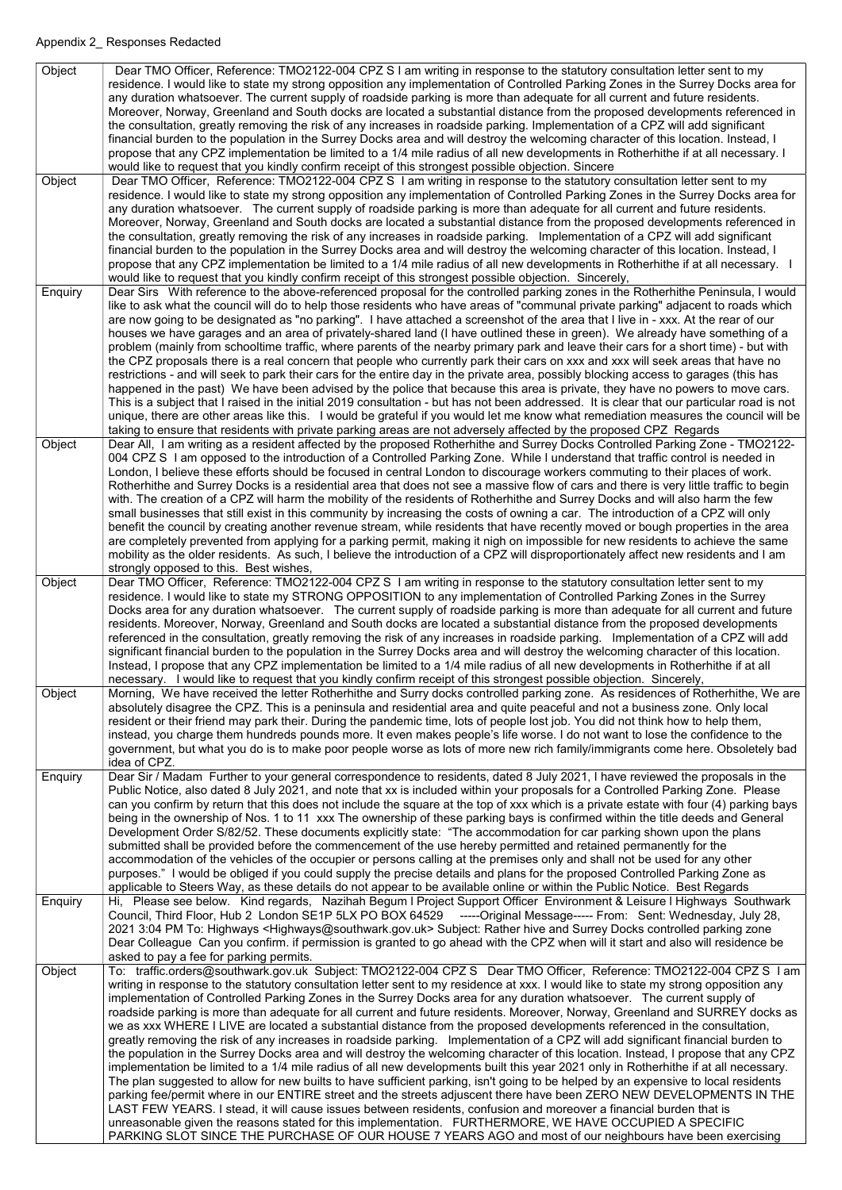Appendix 2_ Responses Redacted

| | |
|---|---|
| Object | Dear TMO Officer, Reference: TMO2122-004 CPZ S I am writing in response to the statutory consultation letter sent to my residence. I would like to state my strong opposition any implementation of Controlled Parking Zones in the Surrey Docks area for any duration whatsoever. The current supply of roadside parking is more than adequate for all current and future residents. Moreover, Norway, Greenland and South docks are located a substantial distance from the proposed developments referenced in the consultation, greatly removing the risk of any increases in roadside parking. Implementation of a CPZ will add significant financial burden to the population in the Surrey Docks area and will destroy the welcoming character of this location. Instead, I propose that any CPZ implementation be limited to a 1/4 mile radius of all new developments in Rotherhithe if at all necessary. I would like to request that you kindly confirm receipt of this strongest possible objection. Sincere |
| Object | Dear TMO Officer, Reference: TMO2122-004 CPZ S I am writing in response to the statutory consultation letter sent to my residence. I would like to state my strong opposition any implementation of Controlled Parking Zones in the Surrey Docks area for any duration whatsoever. The current supply of roadside parking is more than adequate for all current and future residents. Moreover, Norway, Greenland and South docks are located a substantial distance from the proposed developments referenced in the consultation, greatly removing the risk of any increases in roadside parking. Implementation of a CPZ will add significant financial burden to the population in the Surrey Docks area and will destroy the welcoming character of this location. Instead, I propose that any CPZ implementation be limited to a 1/4 mile radius of all new developments in Rotherhithe if at all necessary. I would like to request that you kindly confirm receipt of this strongest possible objection. Sincerely, |
| Enquiry | Dear Sirs With reference to the above-referenced proposal for the controlled parking zones in the Rotherhithe Peninsula, I would like to ask what the council will do to help those residents who have areas of "communal private parking" adjacent to roads which are now going to be designated as "no parking". I have attached a screenshot of the area that I live in - xxx. At the rear of our houses we have garages and an area of privately-shared land (I have outlined these in green). We already have something of a problem (mainly from schooltime traffic, where parents of the nearby primary park and leave their cars for a short time) - but with the CPZ proposals there is a real concern that people who currently park their cars on xxx and xxx will seek areas that have no restrictions - and will seek to park their cars for the entire day in the private area, possibly blocking access to garages (this has happened in the past) We have been advised by the police that because this area is private, they have no powers to move cars. This is a subject that I raised in the initial 2019 consultation - but has not been addressed. It is clear that our particular road is not unique, there are other areas like this. I would be grateful if you would let me know what remediation measures the council will be taking to ensure that residents with private parking areas are not adversely affected by the proposed CPZ Regards |
| Object | Dear All, I am writing as a resident affected by the proposed Rotherhithe and Surrey Docks Controlled Parking Zone - TMO2122-004 CPZ S I am opposed to the introduction of a Controlled Parking Zone. While I understand that traffic control is needed in London, I believe these efforts should be focused in central London to discourage workers commuting to their places of work. Rotherhithe and Surrey Docks is a residential area that does not see a massive flow of cars and there is very little traffic to begin with. The creation of a CPZ will harm the mobility of the residents of Rotherhithe and Surrey Docks and will also harm the few small businesses that still exist in this community by increasing the costs of owning a car. The introduction of a CPZ will only benefit the council by creating another revenue stream, while residents that have recently moved or bough properties in the area are completely prevented from applying for a parking permit, making it nigh on impossible for new residents to achieve the same mobility as the older residents. As such, I believe the introduction of a CPZ will disproportionately affect new residents and I am strongly opposed to this. Best wishes, |
| Object | Dear TMO Officer, Reference: TMO2122-004 CPZ S I am writing in response to the statutory consultation letter sent to my residence. I would like to state my STRONG OPPOSITION to any implementation of Controlled Parking Zones in the Surrey Docks area for any duration whatsoever. The current supply of roadside parking is more than adequate for all current and future residents. Moreover, Norway, Greenland and South docks are located a substantial distance from the proposed developments referenced in the consultation, greatly removing the risk of any increases in roadside parking. Implementation of a CPZ will add significant financial burden to the population in the Surrey Docks area and will destroy the welcoming character of this location. Instead, I propose that any CPZ implementation be limited to a 1/4 mile radius of all new developments in Rotherhithe if at all necessary. I would like to request that you kindly confirm receipt of this strongest possible objection. Sincerely, |
| Object | Morning, We have received the letter Rotherhithe and Surry docks controlled parking zone. As residences of Rotherhithe, We are absolutely disagree the CPZ. This is a peninsula and residential area and quite peaceful and not a business zone. Only local resident or their friend may park their. During the pandemic time, lots of people lost job. You did not think how to help them, instead, you charge them hundreds pounds more. It even makes people's life worse. I do not want to lose the confidence to the government, but what you do is to make poor people worse as lots of more new rich family/immigrants come here. Obsoletely bad idea of CPZ. |
| Enquiry | Dear Sir / Madam Further to your general correspondence to residents, dated 8 July 2021, I have reviewed the proposals in the Public Notice, also dated 8 July 2021, and note that xx is included within your proposals for a Controlled Parking Zone. Please can you confirm by return that this does not include the square at the top of xxx which is a private estate with four (4) parking bays being in the ownership of Nos. 1 to 11 xxx The ownership of these parking bays is confirmed within the title deeds and General Development Order S/82/52. These documents explicitly state: "The accommodation for car parking shown upon the plans submitted shall be provided before the commencement of the use hereby permitted and retained permanently for the accommodation of the vehicles of the occupier or persons calling at the premises only and shall not be used for any other purposes." I would be obliged if you could supply the precise details and plans for the proposed Controlled Parking Zone as applicable to Steers Way, as these details do not appear to be available online or within the Public Notice. Best Regards |
| Enquiry | Hi, Please see below. Kind regards, Nazihah Begum I Project Support Officer Environment & Leisure I Highways Southwark Council, Third Floor, Hub 2 London SE1P 5LX PO BOX 64529 -----Original Message----- From: Sent: Wednesday, July 28, 2021 3:04 PM To: Highways <Highways@southwark.gov.uk> Subject: Rather hive and Surrey Docks controlled parking zone Dear Colleague Can you confirm. if permission is granted to go ahead with the CPZ when will it start and also will residence be asked to pay a fee for parking permits. |
| Object | To: traffic.orders@southwark.gov.uk Subject: TMO2122-004 CPZ S Dear TMO Officer, Reference: TMO2122-004 CPZ S I am writing in response to the statutory consultation letter sent to my residence at xxx. I would like to state my strong opposition any implementation of Controlled Parking Zones in the Surrey Docks area for any duration whatsoever. The current supply of roadside parking is more than adequate for all current and future residents. Moreover, Norway, Greenland and SURREY docks as we as xxx WHERE I LIVE are located a substantial distance from the proposed developments referenced in the consultation, greatly removing the risk of any increases in roadside parking. Implementation of a CPZ will add significant financial burden to the population in the Surrey Docks area and will destroy the welcoming character of this location. Instead, I propose that any CPZ implementation be limited to a 1/4 mile radius of all new developments built this year 2021 only in Rotherhithe if at all necessary. The plan suggested to allow for new builts to have sufficient parking, isn't going to be helped by an expensive to local residents parking fee/permit where in our ENTIRE street and the streets adjuscent there have been ZERO NEW DEVELOPMENTS IN THE LAST FEW YEARS. I stead, it will cause issues between residents, confusion and moreover a financial burden that is unreasonable given the reasons stated for this implementation. FURTHERMORE, WE HAVE OCCUPIED A SPECIFIC PARKING SLOT SINCE THE PURCHASE OF OUR HOUSE 7 YEARS AGO and most of our neighbours have been exercising |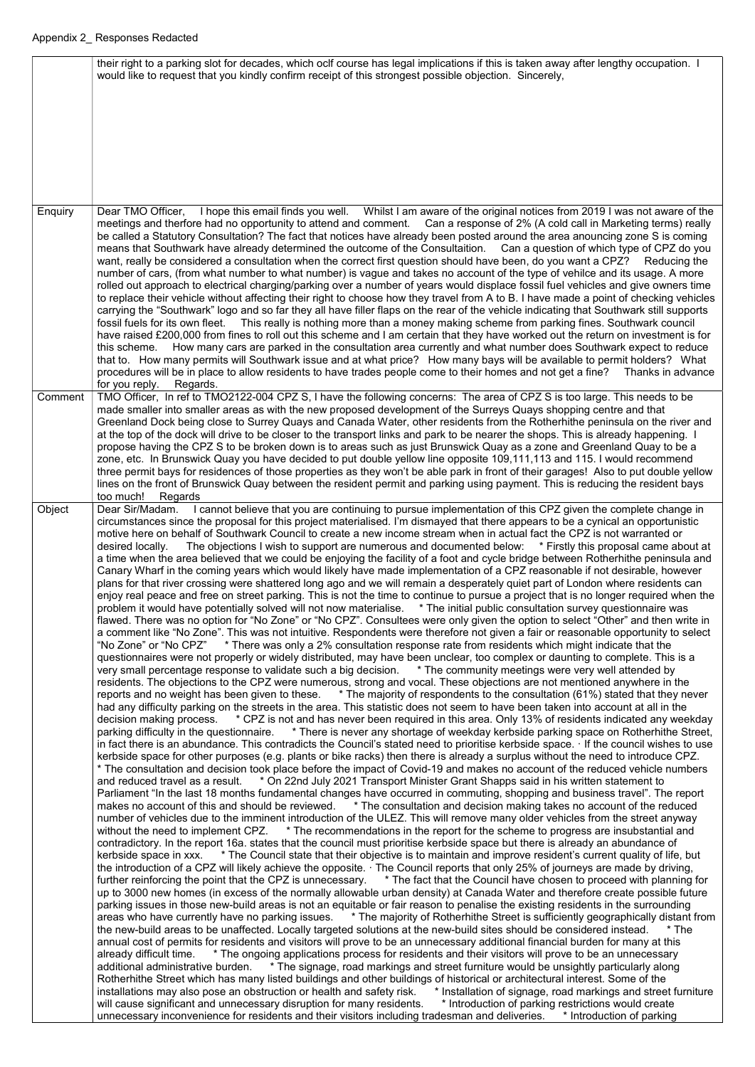Appendix 2_ Responses Redacted

| | |
|---|---|
| | their right to a parking slot for decades, which oclf course has legal implications if this is taken away after lengthy occupation. I would like to request that you kindly confirm receipt of this strongest possible objection. Sincerely, |
| Enquiry | Dear TMO Officer, I hope this email finds you well. Whilst I am aware of the original notices from 2019 I was not aware of the meetings and therfore had no opportunity to attend and comment. Can a response of 2% (A cold call in Marketing terms) really be called a Statutory Consultation? The fact that notices have already been posted around the area anouncing zone S is coming means that Southwark have already determined the outcome of the Consultaition. Can a question of which type of CPZ do you want, really be considered a consultation when the correct first question should have been, do you want a CPZ? Reducing the number of cars, (from what number to what number) is vague and takes no account of the type of vehilce and its usage. A more rolled out approach to electrical charging/parking over a number of years would displace fossil fuel vehicles and give owners time to replace their vehicle without affecting their right to choose how they travel from A to B. I have made a point of checking vehicles carrying the "Southwark" logo and so far they all have filler flaps on the rear of the vehicle indicating that Southwark still supports fossil fuels for its own fleet. This really is nothing more than a money making scheme from parking fines. Southwark council have raised £200,000 from fines to roll out this scheme and I am certain that they have worked out the return on investment is for this scheme. How many cars are parked in the consultation area currently and what number does Southwark expect to reduce that to. How many permits will Southwark issue and at what price? How many bays will be available to permit holders? What procedures will be in place to allow residents to have trades people come to their homes and not get a fine? Thanks in advance for you reply. Regards. |
| Comment | TMO Officer, In ref to TMO2122-004 CPZ S, I have the following concerns: The area of CPZ S is too large. This needs to be made smaller into smaller areas as with the new proposed development of the Surreys Quays shopping centre and that Greenland Dock being close to Surrey Quays and Canada Water, other residents from the Rotherhithe peninsula on the river and at the top of the dock will drive to be closer to the transport links and park to be nearer the shops. This is already happening. I propose having the CPZ S to be broken down is to areas such as just Brunswick Quay as a zone and Greenland Quay to be a zone, etc. In Brunswick Quay you have decided to put double yellow line opposite 109,111,113 and 115. I would recommend three permit bays for residences of those properties as they won't be able park in front of their garages! Also to put double yellow lines on the front of Brunswick Quay between the resident permit and parking using payment. This is reducing the resident bays too much! Regards |
| Object | Dear Sir/Madam. I cannot believe that you are continuing to pursue implementation of this CPZ given the complete change in circumstances since the proposal for this project materialised. I'm dismayed that there appears to be a cynical an opportunistic motive here on behalf of Southwark Council to create a new income stream when in actual fact the CPZ is not warranted or desired locally. The objections I wish to support are numerous and documented below: * Firstly this proposal came about at a time when the area believed that we could be enjoying the facility of a foot and cycle bridge between Rotherhithe peninsula and Canary Wharf in the coming years which would likely have made implementation of a CPZ reasonable if not desirable, however plans for that river crossing were shattered long ago and we will remain a desperately quiet part of London where residents can enjoy real peace and free on street parking. This is not the time to continue to pursue a project that is no longer required when the problem it would have potentially solved will not now materialise. * The initial public consultation survey questionnaire was flawed. There was no option for "No Zone" or "No CPZ". Consultees were only given the option to select "Other" and then write in a comment like "No Zone". This was not intuitive. Respondents were therefore not given a fair or reasonable opportunity to select "No Zone" or "No CPZ" * There was only a 2% consultation response rate from residents which might indicate that the questionnaires were not properly or widely distributed, may have been unclear, too complex or daunting to complete. This is a very small percentage response to validate such a big decision. * The community meetings were very well attended by residents. The objections to the CPZ were numerous, strong and vocal. These objections are not mentioned anywhere in the reports and no weight has been given to these. * The majority of respondents to the consultation (61%) stated that they never had any difficulty parking on the streets in the area. This statistic does not seem to have been taken into account at all in the decision making process. * CPZ is not and has never been required in this area. Only 13% of residents indicated any weekday parking difficulty in the questionnaire. * There is never any shortage of weekday kerbside parking space on Rotherhithe Street, in fact there is an abundance. This contradicts the Council's stated need to prioritise kerbside space. · If the council wishes to use kerbside space for other purposes (e.g. plants or bike racks) then there is already a surplus without the need to introduce CPZ. * The consultation and decision took place before the impact of Covid-19 and makes no account of the reduced vehicle numbers and reduced travel as a result. * On 22nd July 2021 Transport Minister Grant Shapps said in his written statement to Parliament "In the last 18 months fundamental changes have occurred in commuting, shopping and business travel". The report makes no account of this and should be reviewed. * The consultation and decision making takes no account of the reduced number of vehicles due to the imminent introduction of the ULEZ. This will remove many older vehicles from the street anyway without the need to implement CPZ. * The recommendations in the report for the scheme to progress are insubstantial and contradictory. In the report 16a. states that the council must prioritise kerbside space but there is already an abundance of kerbside space in xxx. * The Council state that their objective is to maintain and improve resident's current quality of life, but the introduction of a CPZ will likely achieve the opposite. · The Council reports that only 25% of journeys are made by driving, further reinforcing the point that the CPZ is unnecessary. * The fact that the Council have chosen to proceed with planning for up to 3000 new homes (in excess of the normally allowable urban density) at Canada Water and therefore create possible future parking issues in those new-build areas is not an equitable or fair reason to penalise the existing residents in the surrounding areas who have currently have no parking issues. * The majority of Rotherhithe Street is sufficiently geographically distant from the new-build areas to be unaffected. Locally targeted solutions at the new-build sites should be considered instead. * The annual cost of permits for residents and visitors will prove to be an unnecessary additional financial burden for many at this already difficult time. * The ongoing applications process for residents and their visitors will prove to be an unnecessary additional administrative burden. * The signage, road markings and street furniture would be unsightly particularly along Rotherhithe Street which has many listed buildings and other buildings of historical or architectural interest. Some of the installations may also pose an obstruction or health and safety risk. * Installation of signage, road markings and street furniture will cause significant and unnecessary disruption for many residents. * Introduction of parking restrictions would create unnecessary inconvenience for residents and their visitors including tradesman and deliveries. * Introduction of parking |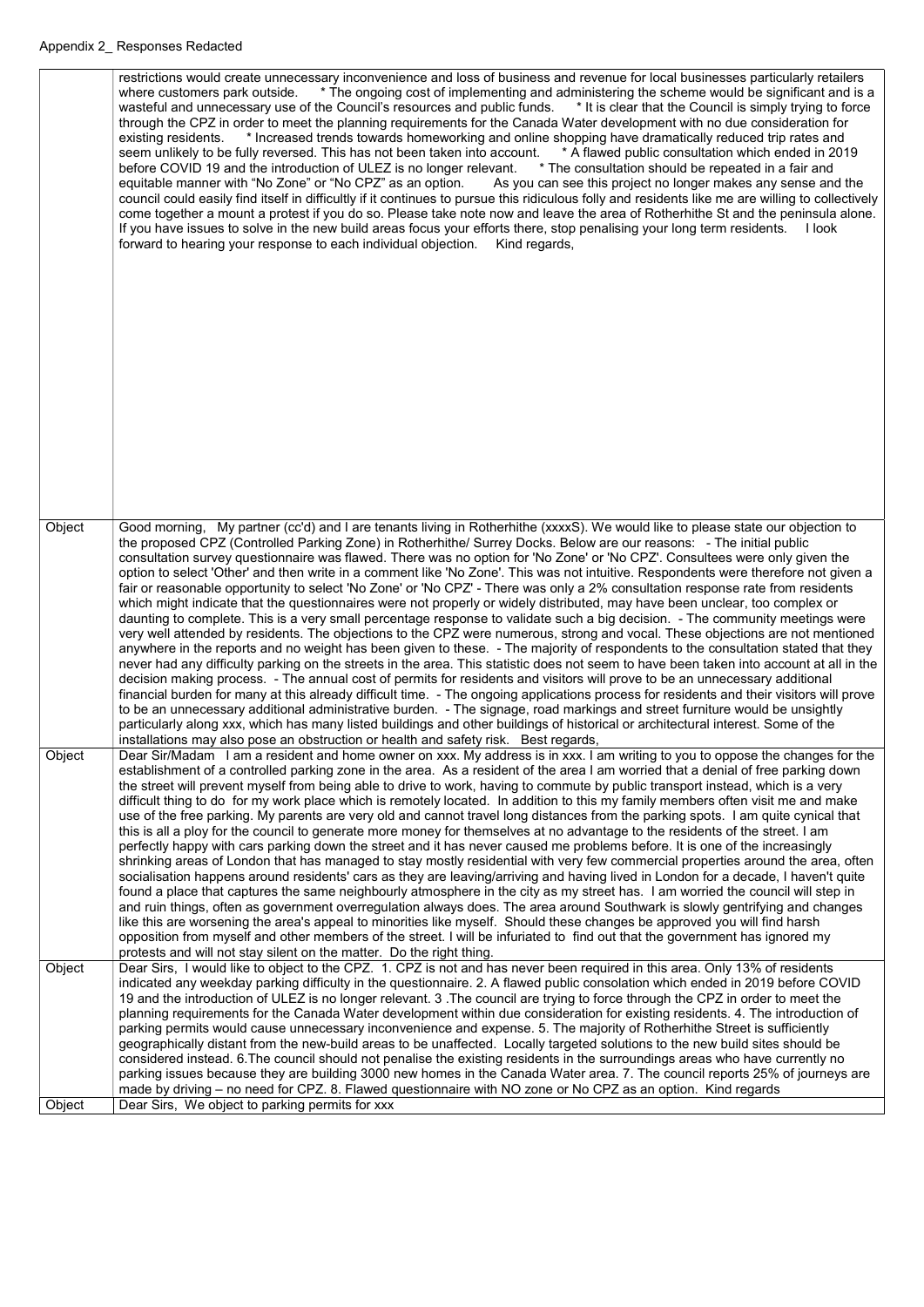Appendix 2_ Responses Redacted

| | |
|---|---|
| | restrictions would create unnecessary inconvenience and loss of business and revenue for local businesses particularly retailers where customers park outside. * The ongoing cost of implementing and administering the scheme would be significant and is a wasteful and unnecessary use of the Council's resources and public funds. * It is clear that the Council is simply trying to force through the CPZ in order to meet the planning requirements for the Canada Water development with no due consideration for existing residents. * Increased trends towards homeworking and online shopping have dramatically reduced trip rates and seem unlikely to be fully reversed. This has not been taken into account. * A flawed public consultation which ended in 2019 before COVID 19 and the introduction of ULEZ is no longer relevant. * The consultation should be repeated in a fair and equitable manner with "No Zone" or "No CPZ" as an option. As you can see this project no longer makes any sense and the council could easily find itself in difficultly if it continues to pursue this ridiculous folly and residents like me are willing to collectively come together a mount a protest if you do so. Please take note now and leave the area of Rotherhithe St and the peninsula alone. If you have issues to solve in the new build areas focus your efforts there, stop penalising your long term residents. I look forward to hearing your response to each individual objection. Kind regards, |
| Object | Good morning, My partner (cc'd) and I are tenants living in Rotherhithe (xxxxS). We would like to please state our objection to the proposed CPZ (Controlled Parking Zone) in Rotherhithe/ Surrey Docks. Below are our reasons: - The initial public consultation survey questionnaire was flawed. There was no option for 'No Zone' or 'No CPZ'. Consultees were only given the option to select 'Other' and then write in a comment like 'No Zone'. This was not intuitive. Respondents were therefore not given a fair or reasonable opportunity to select 'No Zone' or 'No CPZ' - There was only a 2% consultation response rate from residents which might indicate that the questionnaires were not properly or widely distributed, may have been unclear, too complex or daunting to complete. This is a very small percentage response to validate such a big decision. - The community meetings were very well attended by residents. The objections to the CPZ were numerous, strong and vocal. These objections are not mentioned anywhere in the reports and no weight has been given to these. - The majority of respondents to the consultation stated that they never had any difficulty parking on the streets in the area. This statistic does not seem to have been taken into account at all in the decision making process. - The annual cost of permits for residents and visitors will prove to be an unnecessary additional financial burden for many at this already difficult time. - The ongoing applications process for residents and their visitors will prove to be an unnecessary additional administrative burden. - The signage, road markings and street furniture would be unsightly particularly along xxx, which has many listed buildings and other buildings of historical or architectural interest. Some of the installations may also pose an obstruction or health and safety risk. Best regards, |
| Object | Dear Sir/Madam I am a resident and home owner on xxx. My address is in xxx. I am writing to you to oppose the changes for the establishment of a controlled parking zone in the area. As a resident of the area I am worried that a denial of free parking down the street will prevent myself from being able to drive to work, having to commute by public transport instead, which is a very difficult thing to do for my work place which is remotely located. In addition to this my family members often visit me and make use of the free parking. My parents are very old and cannot travel long distances from the parking spots. I am quite cynical that this is all a ploy for the council to generate more money for themselves at no advantage to the residents of the street. I am perfectly happy with cars parking down the street and it has never caused me problems before. It is one of the increasingly shrinking areas of London that has managed to stay mostly residential with very few commercial properties around the area, often socialisation happens around residents' cars as they are leaving/arriving and having lived in London for a decade, I haven't quite found a place that captures the same neighbourly atmosphere in the city as my street has. I am worried the council will step in and ruin things, often as government overregulation always does. The area around Southwark is slowly gentrifying and changes like this are worsening the area's appeal to minorities like myself. Should these changes be approved you will find harsh opposition from myself and other members of the street. I will be infuriated to find out that the government has ignored my protests and will not stay silent on the matter. Do the right thing. |
| Object | Dear Sirs, I would like to object to the CPZ. 1. CPZ is not and has never been required in this area. Only 13% of residents indicated any weekday parking difficulty in the questionnaire. 2. A flawed public consolation which ended in 2019 before COVID 19 and the introduction of ULEZ is no longer relevant. 3 .The council are trying to force through the CPZ in order to meet the planning requirements for the Canada Water development within due consideration for existing residents. 4. The introduction of parking permits would cause unnecessary inconvenience and expense. 5. The majority of Rotherhithe Street is sufficiently geographically distant from the new-build areas to be unaffected. Locally targeted solutions to the new build sites should be considered instead. 6.The council should not penalise the existing residents in the surroundings areas who have currently no parking issues because they are building 3000 new homes in the Canada Water area. 7. The council reports 25% of journeys are made by driving – no need for CPZ. 8. Flawed questionnaire with NO zone or No CPZ as an option. Kind regards |
| Object | Dear Sirs, We object to parking permits for xxx |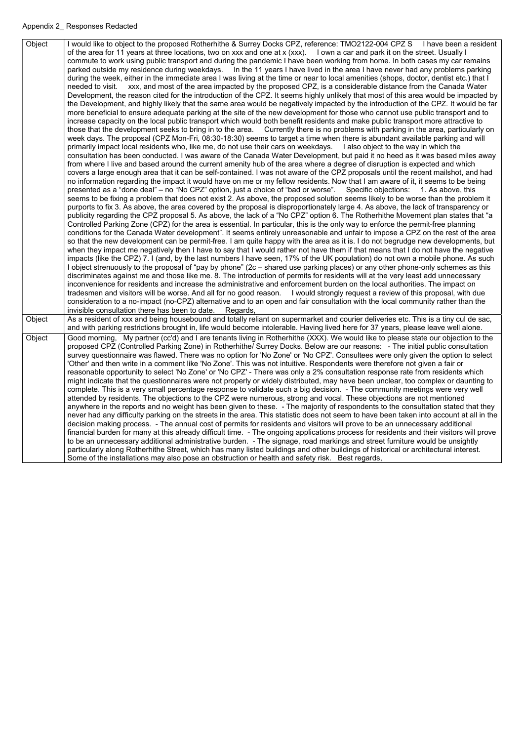Appendix 2_ Responses Redacted

| | |
|---|---|
| Object | I would like to object to the proposed Rotherhithe & Surrey Docks CPZ, reference: TMO2122-004 CPZ S I have been a resident of the area for 11 years at three locations, two on xxx and one at x (xxx). I own a car and park it on the street. Usually I commute to work using public transport and during the pandemic I have been working from home. In both cases my car remains parked outside my residence during weekdays. In the 11 years I have lived in the area I have never had any problems parking during the week, either in the immediate area I was living at the time or near to local amenities (shops, doctor, dentist etc.) that I needed to visit. xxx, and most of the area impacted by the proposed CPZ, is a considerable distance from the Canada Water Development, the reason cited for the introduction of the CPZ. It seems highly unlikely that most of this area would be impacted by the Development, and highly likely that the same area would be negatively impacted by the introduction of the CPZ. It would be far more beneficial to ensure adequate parking at the site of the new development for those who cannot use public transport and to increase capacity on the local public transport which would both benefit residents and make public transport more attractive to those that the development seeks to bring in to the area. Currently there is no problems with parking in the area, particularly on week days. The proposal (CPZ Mon-Fri, 08:30-18:30) seems to target a time when there is abundant available parking and will primarily impact local residents who, like me, do not use their cars on weekdays. I also object to the way in which the consultation has been conducted. I was aware of the Canada Water Development, but paid it no heed as it was based miles away from where I live and based around the current amenity hub of the area where a degree of disruption is expected and which covers a large enough area that it can be self-contained. I was not aware of the CPZ proposals until the recent mailshot, and had no information regarding the impact it would have on me or my fellow residents. Now that I am aware of it, it seems to be being presented as a "done deal" – no "No CPZ" option, just a choice of "bad or worse". Specific objections: 1. As above, this seems to be fixing a problem that does not exist 2. As above, the proposed solution seems likely to be worse than the problem it purports to fix 3. As above, the area covered by the proposal is disproportionately large 4. As above, the lack of transparency or publicity regarding the CPZ proposal 5. As above, the lack of a "No CPZ" option 6. The Rotherhithe Movement plan states that "a Controlled Parking Zone (CPZ) for the area is essential. In particular, this is the only way to enforce the permit-free planning conditions for the Canada Water development". It seems entirely unreasonable and unfair to impose a CPZ on the rest of the area so that the new development can be permit-free. I am quite happy with the area as it is. I do not begrudge new developments, but when they impact me negatively then I have to say that I would rather not have them if that means that I do not have the negative impacts (like the CPZ) 7. I (and, by the last numbers I have seen, 17% of the UK population) do not own a mobile phone. As such I object strenuously to the proposal of "pay by phone" (2c – shared use parking places) or any other phone-only schemes as this discriminates against me and those like me. 8. The introduction of permits for residents will at the very least add unnecessary inconvenience for residents and increase the administrative and enforcement burden on the local authorities. The impact on tradesmen and visitors will be worse. And all for no good reason. I would strongly request a review of this proposal, with due consideration to a no-impact (no-CPZ) alternative and to an open and fair consultation with the local community rather than the invisible consultation there has been to date. Regards, |
| Object | As a resident of xxx and being housebound and totally reliant on supermarket and courier deliveries etc. This is a tiny cul de sac, and with parking restrictions brought in, life would become intolerable. Having lived here for 37 years, please leave well alone. |
| Object | Good morning, My partner (cc'd) and I are tenants living in Rotherhithe (XXX). We would like to please state our objection to the proposed CPZ (Controlled Parking Zone) in Rotherhithe/ Surrey Docks. Below are our reasons: - The initial public consultation survey questionnaire was flawed. There was no option for 'No Zone' or 'No CPZ'. Consultees were only given the option to select 'Other' and then write in a comment like 'No Zone'. This was not intuitive. Respondents were therefore not given a fair or reasonable opportunity to select 'No Zone' or 'No CPZ' - There was only a 2% consultation response rate from residents which might indicate that the questionnaires were not properly or widely distributed, may have been unclear, too complex or daunting to complete. This is a very small percentage response to validate such a big decision. - The community meetings were very well attended by residents. The objections to the CPZ were numerous, strong and vocal. These objections are not mentioned anywhere in the reports and no weight has been given to these. - The majority of respondents to the consultation stated that they never had any difficulty parking on the streets in the area. This statistic does not seem to have been taken into account at all in the decision making process. - The annual cost of permits for residents and visitors will prove to be an unnecessary additional financial burden for many at this already difficult time. - The ongoing applications process for residents and their visitors will prove to be an unnecessary additional administrative burden. - The signage, road markings and street furniture would be unsightly particularly along Rotherhithe Street, which has many listed buildings and other buildings of historical or architectural interest. Some of the installations may also pose an obstruction or health and safety risk. Best regards, |